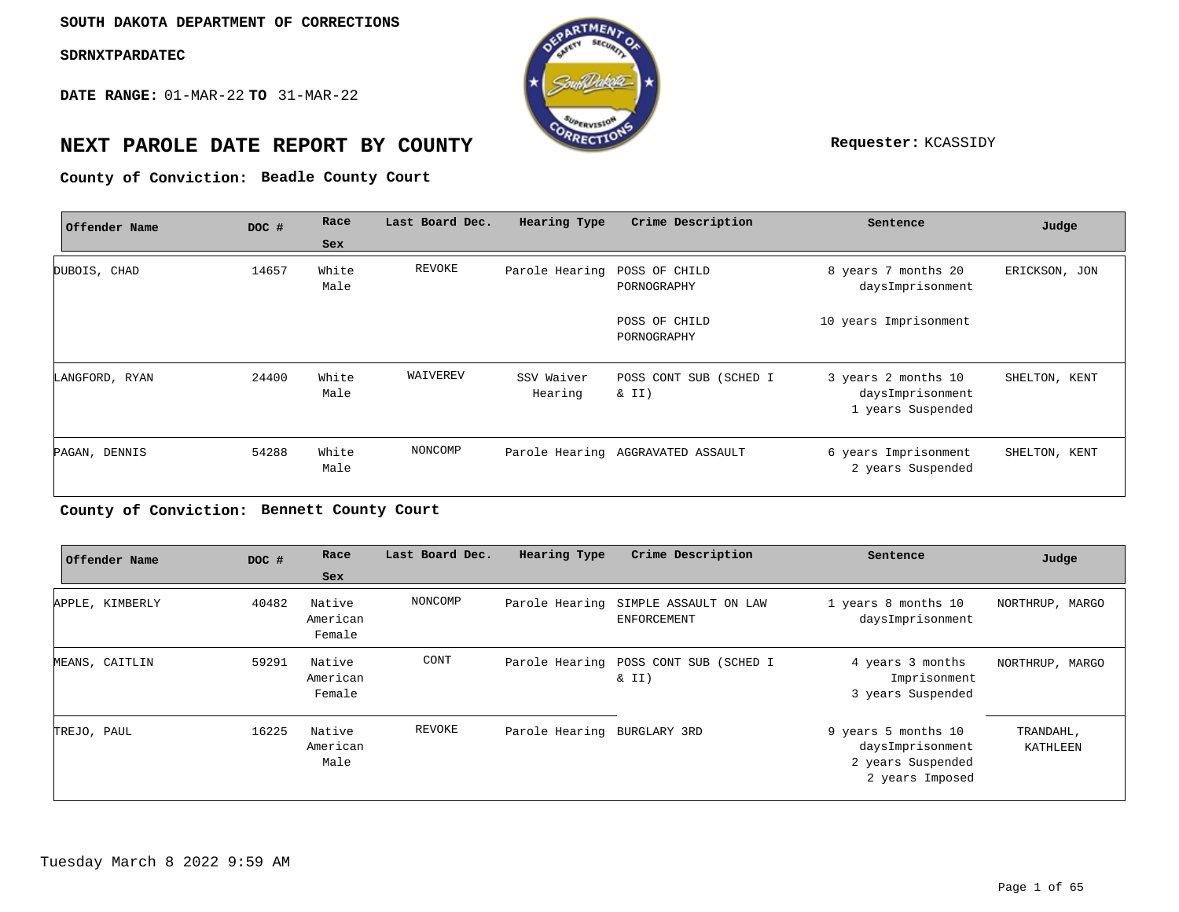**SOUTH DAKOTA DEPARTMENT OF CORRECTIONS**

**SDRNXTPARDATEC**

**DATE RANGE:** 01-MAR-22 **TO** 31-MAR-22

# NEXT PAROLE DATE REPORT BY COUNTY

**Requester:** KCASSIDY

**County of Conviction: Beadle County Court**

| Offender Name | DOC # | Race Sex | Last Board Dec. | Hearing Type | Crime Description | Sentence | Judge |
|---|---|---|---|---|---|---|---|
| DUBOIS, CHAD | 14657 | White Male | REVOKE | Parole Hearing | POSS OF CHILD PORNOGRAPHY | 8 years 7 months 20 daysImprisonment | ERICKSON, JON |
| | | | | | POSS OF CHILD PORNOGRAPHY | 10 years Imprisonment | |
| LANGFORD, RYAN | 24400 | White Male | WAIVEREV | SSV Waiver Hearing | POSS CONT SUB (SCHED I & II) | 3 years 2 months 10 daysImprisonment 1 years Suspended | SHELTON, KENT |
| PAGAN, DENNIS | 54288 | White Male | NONCOMP | Parole Hearing | AGGRAVATED ASSAULT | 6 years Imprisonment 2 years Suspended | SHELTON, KENT |

**County of Conviction: Bennett County Court**

| Offender Name | DOC # | Race Sex | Last Board Dec. | Hearing Type | Crime Description | Sentence | Judge |
|---|---|---|---|---|---|---|---|
| APPLE, KIMBERLY | 40482 | Native American Female | NONCOMP | Parole Hearing | SIMPLE ASSAULT ON LAW ENFORCEMENT | 1 years 8 months 10 daysImprisonment | NORTHRUP, MARGO |
| MEANS, CAITLIN | 59291 | Native American Female | CONT | Parole Hearing | POSS CONT SUB (SCHED I & II) | 4 years 3 months Imprisonment 3 years Suspended | NORTHRUP, MARGO |
| TREJO, PAUL | 16225 | Native American Male | REVOKE | Parole Hearing | BURGLARY 3RD | 9 years 5 months 10 daysImprisonment 2 years Suspended 2 years Imposed | TRANDAHL, KATHLEEN |

Tuesday March 8 2022 9:59 AM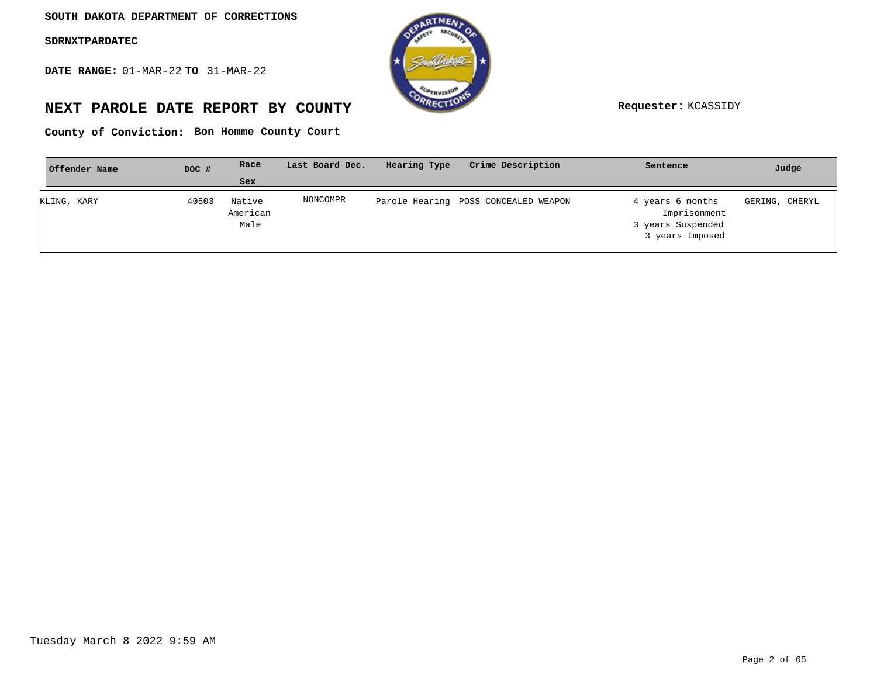**SOUTH DAKOTA DEPARTMENT OF CORRECTIONS**

**SDRNXTPARDATEC**

**DATE RANGE:** 01-MAR-22 **TO** 31-MAR-22

## NEXT PAROLE DATE REPORT BY COUNTY

**Requester:** KCASSIDY

**County of Conviction: Bon Homme County Court**

| Offender Name | DOC # | Race Sex | Last Board Dec. | Hearing Type | Crime Description | Sentence | Judge |
|---|---|---|---|---|---|---|---|
| KLING, KARY | 40503 | Native American Male | NONCOMPR | Parole Hearing | POSS CONCEALED WEAPON | 4 years 6 months Imprisonment 3 years Suspended 3 years Imposed | GERING, CHERYL |

Tuesday March 8 2022 9:59 AM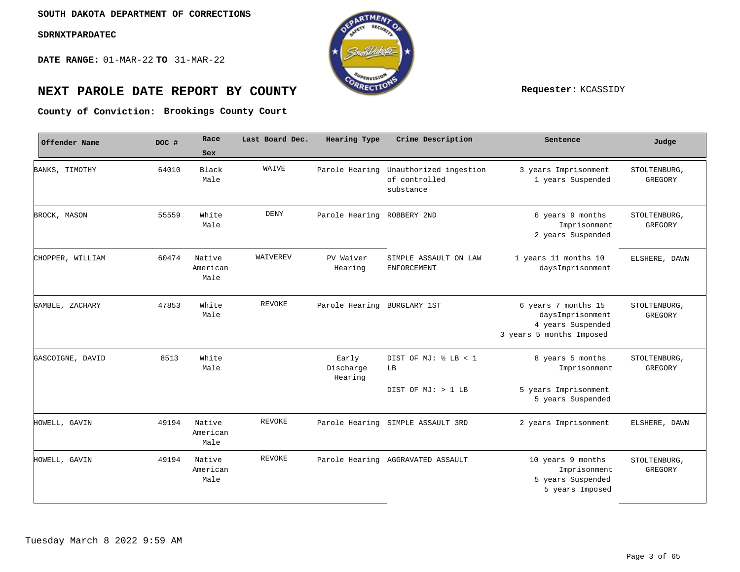**SOUTH DAKOTA DEPARTMENT OF CORRECTIONS**

**SDRNXTPARDATEC**

**DATE RANGE:** 01-MAR-22 **TO** 31-MAR-22

# NEXT PAROLE DATE REPORT BY COUNTY

**Requester:** KCASSIDY

**County of Conviction: Brookings County Court**

| Offender Name | DOC # | Race Sex | Last Board Dec. | Hearing Type | Crime Description | Sentence | Judge |
|---|---|---|---|---|---|---|---|
| BANKS, TIMOTHY | 64010 | Black Male | WAIVE | Parole Hearing | Unauthorized ingestion of controlled substance | 3 years Imprisonment 1 years Suspended | STOLTENBURG, GREGORY |
| BROCK, MASON | 55559 | White Male | DENY | Parole Hearing | ROBBERY 2ND | 6 years 9 months Imprisonment 2 years Suspended | STOLTENBURG, GREGORY |
| CHOPPER, WILLIAM | 60474 | Native American Male | WAIVEREV | PV Waiver Hearing | SIMPLE ASSAULT ON LAW ENFORCEMENT | 1 years 11 months 10 daysImprisonment | ELSHERE, DAWN |
| GAMBLE, ZACHARY | 47853 | White Male | REVOKE | Parole Hearing | BURGLARY 1ST | 6 years 7 months 15 daysImprisonment 4 years Suspended 3 years 5 months Imposed | STOLTENBURG, GREGORY |
| GASCOIGNE, DAVID | 8513 | White Male | | Early Discharge Hearing | DIST OF MJ: ½ LB < 1 LB | 8 years 5 months Imprisonment | STOLTENBURG, GREGORY |
| | | | | | DIST OF MJ: > 1 LB | 5 years Imprisonment 5 years Suspended | |
| HOWELL, GAVIN | 49194 | Native American Male | REVOKE | Parole Hearing | SIMPLE ASSAULT 3RD | 2 years Imprisonment | ELSHERE, DAWN |
| HOWELL, GAVIN | 49194 | Native American Male | REVOKE | Parole Hearing | AGGRAVATED ASSAULT | 10 years 9 months Imprisonment 5 years Suspended 5 years Imposed | STOLTENBURG, GREGORY |

Tuesday March 8 2022 9:59 AM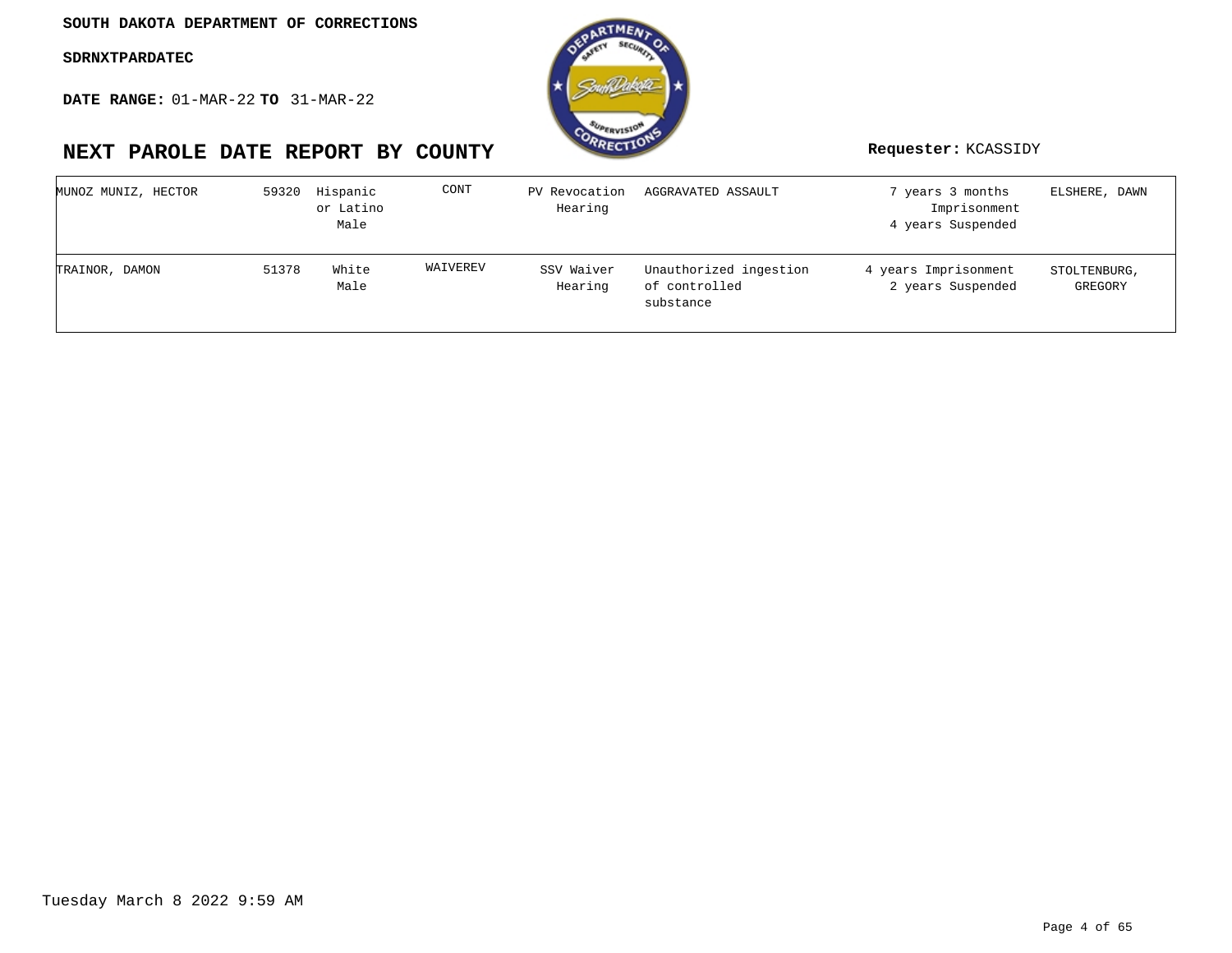**SOUTH DAKOTA DEPARTMENT OF CORRECTIONS**

**SDRNXTPARDATEC**

**DATE RANGE:** 01-MAR-22 **TO** 31-MAR-22

# NEXT PAROLE DATE REPORT BY COUNTY

**Requester:** KCASSIDY

| | | | | | | | |
|---|---|---|---|---|---|---|---|
| MUNOZ MUNIZ, HECTOR | 59320 | Hispanic or Latino Male | CONT | PV Revocation Hearing | AGGRAVATED ASSAULT | 7 years 3 months Imprisonment 4 years Suspended | ELSHERE, DAWN |
| TRAINOR, DAMON | 51378 | White Male | WAIVEREV | SSV Waiver Hearing | Unauthorized ingestion of controlled substance | 4 years Imprisonment 2 years Suspended | STOLTENBURG, GREGORY |

Tuesday March 8 2022 9:59 AM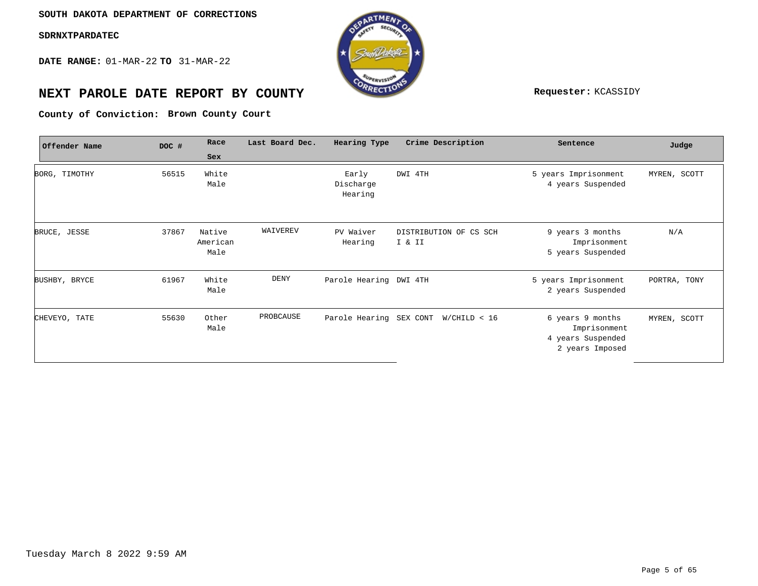**SOUTH DAKOTA DEPARTMENT OF CORRECTIONS**

**SDRNXTPARDATEC**

**DATE RANGE:** 01-MAR-22 **TO** 31-MAR-22

# NEXT PAROLE DATE REPORT BY COUNTY

**Requester:** KCASSIDY

**County of Conviction: Brown County Court**

| Offender Name | DOC # | Race Sex | Last Board Dec. | Hearing Type | Crime Description | Sentence | Judge |
|---|---|---|---|---|---|---|---|
| BORG, TIMOTHY | 56515 | White Male | | Early Discharge Hearing | DWI 4TH | 5 years Imprisonment 4 years Suspended | MYREN, SCOTT |
| BRUCE, JESSE | 37867 | Native American Male | WAIVEREV | PV Waiver Hearing | DISTRIBUTION OF CS SCH I & II | 9 years 3 months Imprisonment 5 years Suspended | N/A |
| BUSHBY, BRYCE | 61967 | White Male | DENY | Parole Hearing | DWI 4TH | 5 years Imprisonment 2 years Suspended | PORTRA, TONY |
| CHEVEYO, TATE | 55630 | Other Male | PROBCAUSE | Parole Hearing | SEX CONT W/CHILD < 16 | 6 years 9 months Imprisonment 4 years Suspended 2 years Imposed | MYREN, SCOTT |

Tuesday March 8 2022 9:59 AM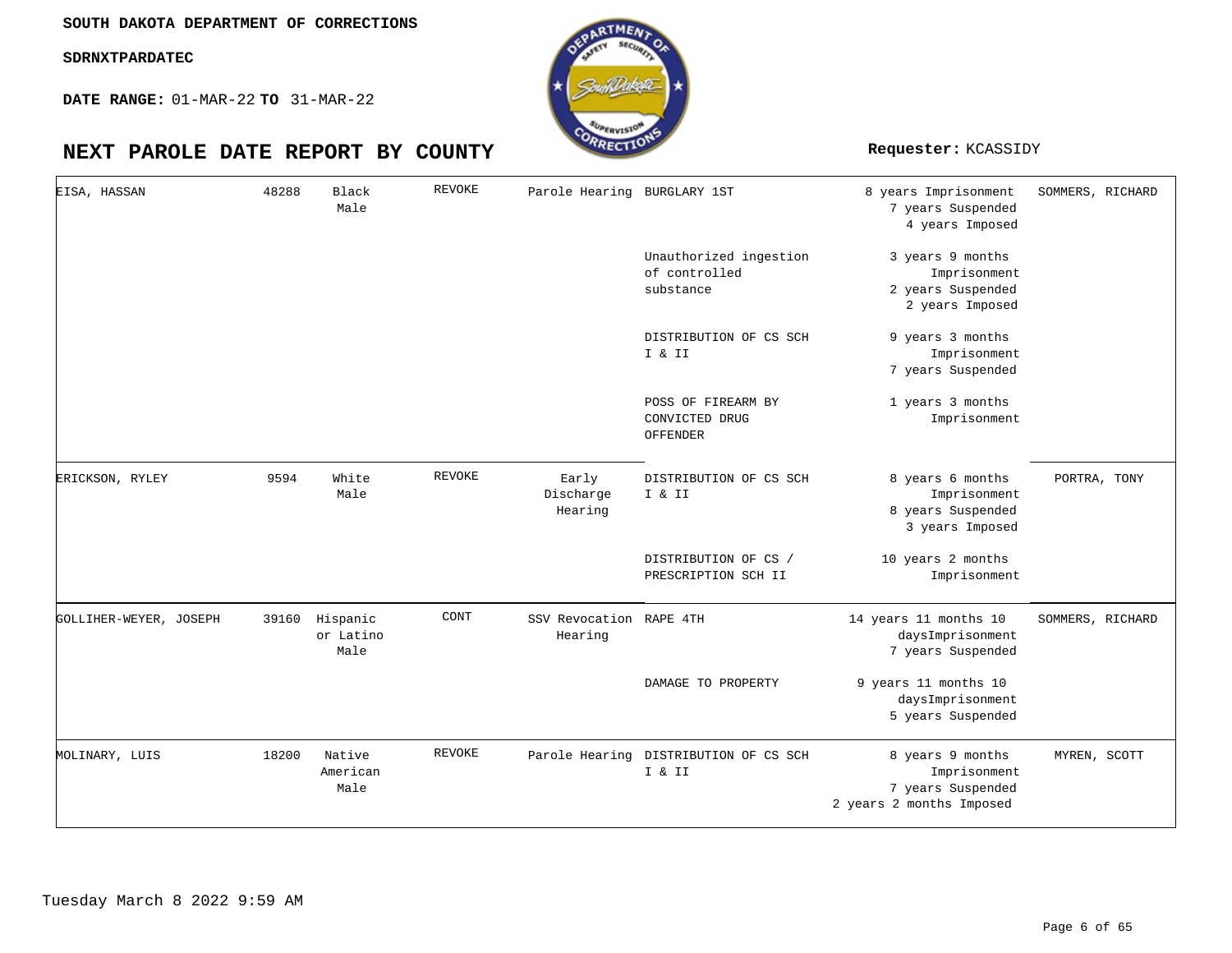SOUTH DAKOTA DEPARTMENT OF CORRECTIONS

SDRNXTPARDATEC

**DATE RANGE:** 01-MAR-22 **TO** 31-MAR-22

# NEXT PAROLE DATE REPORT BY COUNTY

**Requester:** KCASSIDY

| | | | | | | | |
|---|---|---|---|---|---|---|---|
| EISA, HASSAN | 48288 | Black Male | REVOKE | Parole Hearing | BURGLARY 1ST | 8 years Imprisonment 7 years Suspended 4 years Imposed | SOMMERS, RICHARD |
| | | | | | Unauthorized ingestion of controlled substance | 3 years 9 months Imprisonment 2 years Suspended 2 years Imposed | |
| | | | | | DISTRIBUTION OF CS SCH I & II | 9 years 3 months Imprisonment 7 years Suspended | |
| | | | | | POSS OF FIREARM BY CONVICTED DRUG OFFENDER | 1 years 3 months Imprisonment | |
| ERICKSON, RYLEY | 9594 | White Male | REVOKE | Early Discharge Hearing | DISTRIBUTION OF CS SCH I & II | 8 years 6 months Imprisonment 8 years Suspended 3 years Imposed | PORTRA, TONY |
| | | | | | DISTRIBUTION OF CS / PRESCRIPTION SCH II | 10 years 2 months Imprisonment | |
| GOLLIHER-WEYER, JOSEPH | 39160 | Hispanic or Latino Male | CONT | SSV Revocation Hearing | RAPE 4TH | 14 years 11 months 10 daysImprisonment 7 years Suspended | SOMMERS, RICHARD |
| | | | | | DAMAGE TO PROPERTY | 9 years 11 months 10 daysImprisonment 5 years Suspended | |
| MOLINARY, LUIS | 18200 | Native American Male | REVOKE | Parole Hearing | DISTRIBUTION OF CS SCH I & II | 8 years 9 months Imprisonment 7 years Suspended 2 years 2 months Imposed | MYREN, SCOTT |

Tuesday March 8 2022 9:59 AM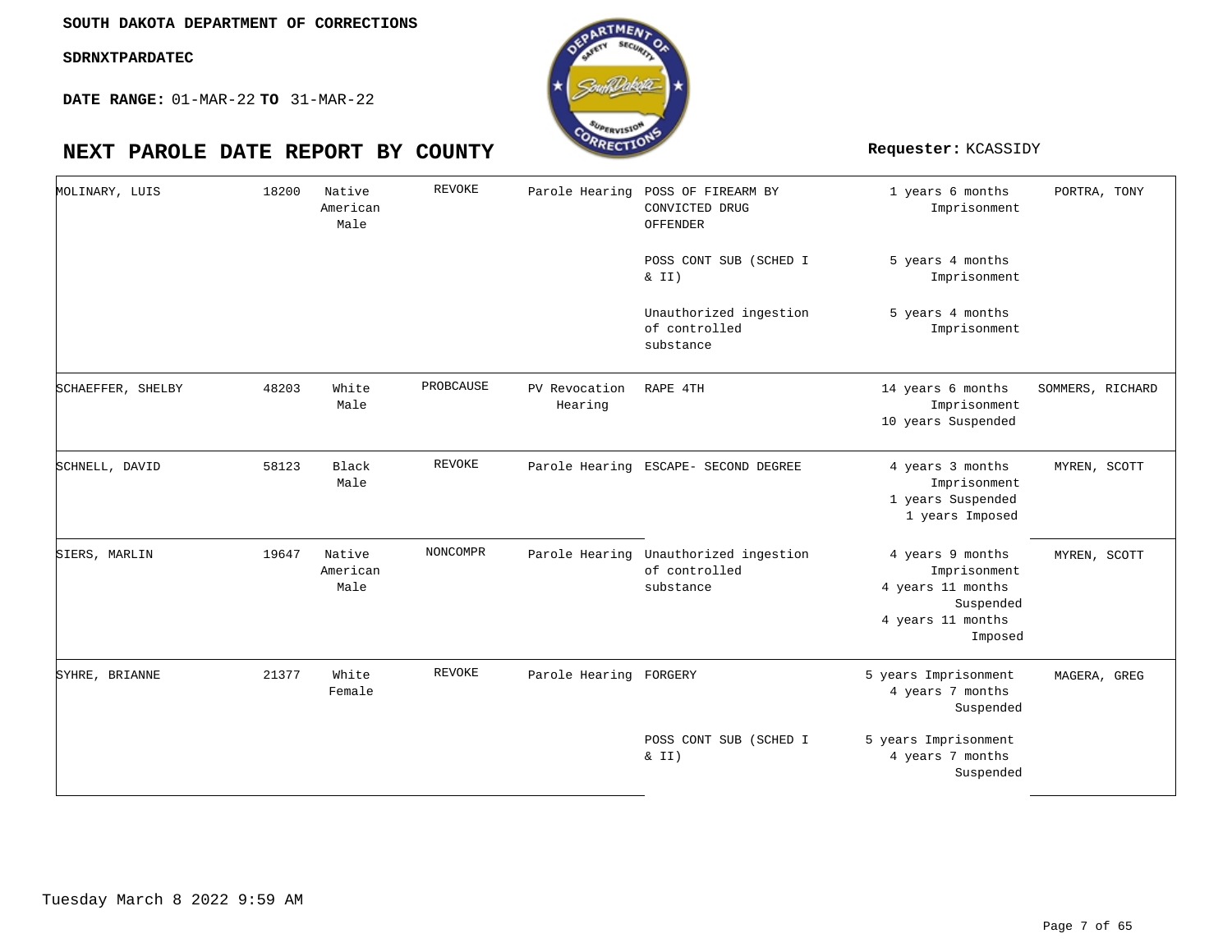**SOUTH DAKOTA DEPARTMENT OF CORRECTIONS**

**SDRNXTPARDATEC**

**DATE RANGE:** 01-MAR-22 **TO** 31-MAR-22

# NEXT PAROLE DATE REPORT BY COUNTY

**Requester:** KCASSIDY

| Name | ID | Race/Sex | Reason | Hearing Type | Offense | Sentence | Agent |
|---|---|---|---|---|---|---|---|
| MOLINARY, LUIS | 18200 | Native American Male | REVOKE | Parole Hearing | POSS OF FIREARM BY CONVICTED DRUG OFFENDER | 1 years 6 months Imprisonment | PORTRA, TONY |
| | | | | | POSS CONT SUB (SCHED I & II) | 5 years 4 months Imprisonment | |
| | | | | | Unauthorized ingestion of controlled substance | 5 years 4 months Imprisonment | |
| SCHAEFFER, SHELBY | 48203 | White Male | PROBCAUSE | PV Revocation Hearing | RAPE 4TH | 14 years 6 months Imprisonment 10 years Suspended | SOMMERS, RICHARD |
| SCHNELL, DAVID | 58123 | Black Male | REVOKE | Parole Hearing | ESCAPE- SECOND DEGREE | 4 years 3 months Imprisonment 1 years Suspended 1 years Imposed | MYREN, SCOTT |
| SIERS, MARLIN | 19647 | Native American Male | NONCOMPR | Parole Hearing | Unauthorized ingestion of controlled substance | 4 years 9 months Imprisonment 4 years 11 months Suspended 4 years 11 months Imposed | MYREN, SCOTT |
| SYHRE, BRIANNE | 21377 | White Female | REVOKE | Parole Hearing | FORGERY | 5 years Imprisonment 4 years 7 months Suspended | MAGERA, GREG |
| | | | | | POSS CONT SUB (SCHED I & II) | 5 years Imprisonment 4 years 7 months Suspended | |

Tuesday March 8 2022 9:59 AM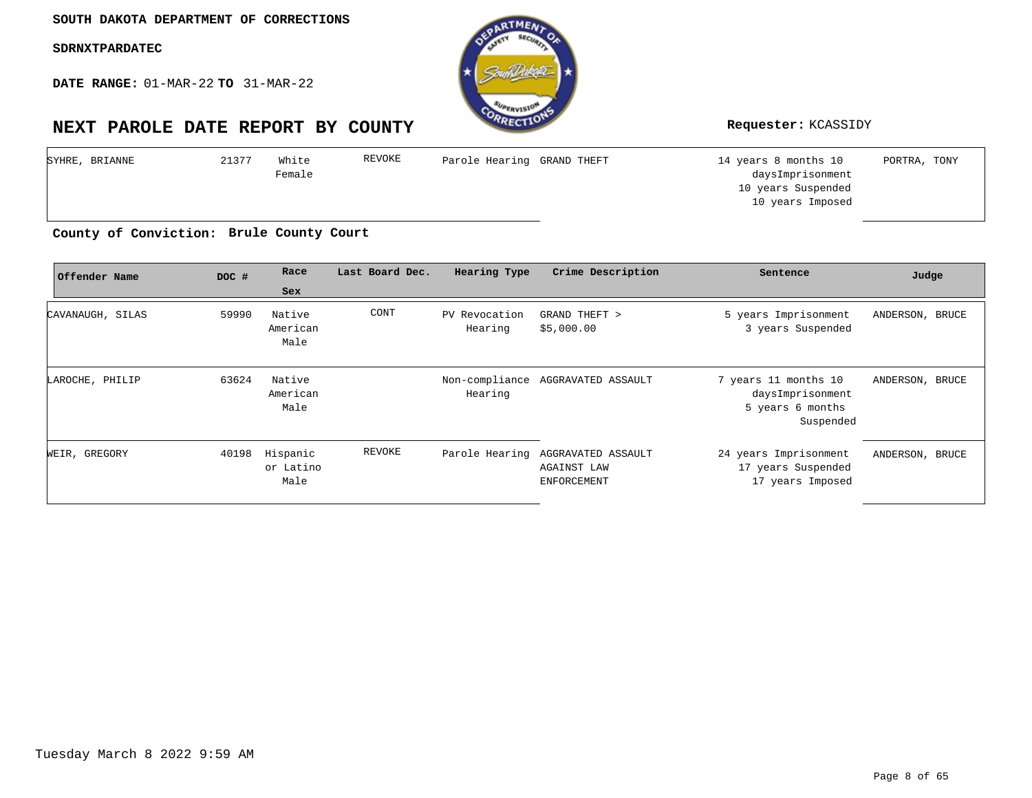**SOUTH DAKOTA DEPARTMENT OF CORRECTIONS**

**SDRNXTPARDATEC**

**DATE RANGE:** 01-MAR-22 **TO** 31-MAR-22

# NEXT PAROLE DATE REPORT BY COUNTY

**Requester:** KCASSIDY

| Offender Name | DOC # | Race Sex | Last Board Dec. | Hearing Type | Crime Description | Sentence | Judge |
|---|---|---|---|---|---|---|---|
| SYHRE, BRIANNE | 21377 | White Female | REVOKE | Parole Hearing | GRAND THEFT | 14 years 8 months 10 daysImprisonment 10 years Suspended 10 years Imposed | PORTRA, TONY |

**County of Conviction: Brule County Court**

| Offender Name | DOC # | Race Sex | Last Board Dec. | Hearing Type | Crime Description | Sentence | Judge |
|---|---|---|---|---|---|---|---|
| CAVANAUGH, SILAS | 59990 | Native American Male | CONT | PV Revocation Hearing | GRAND THEFT > $5,000.00 | 5 years Imprisonment 3 years Suspended | ANDERSON, BRUCE |
| LAROCHE, PHILIP | 63624 | Native American Male | | Non-compliance Hearing | AGGRAVATED ASSAULT | 7 years 11 months 10 daysImprisonment 5 years 6 months Suspended | ANDERSON, BRUCE |
| WEIR, GREGORY | 40198 | Hispanic or Latino Male | REVOKE | Parole Hearing | AGGRAVATED ASSAULT AGAINST LAW ENFORCEMENT | 24 years Imprisonment 17 years Suspended 17 years Imposed | ANDERSON, BRUCE |

Tuesday March 8 2022 9:59 AM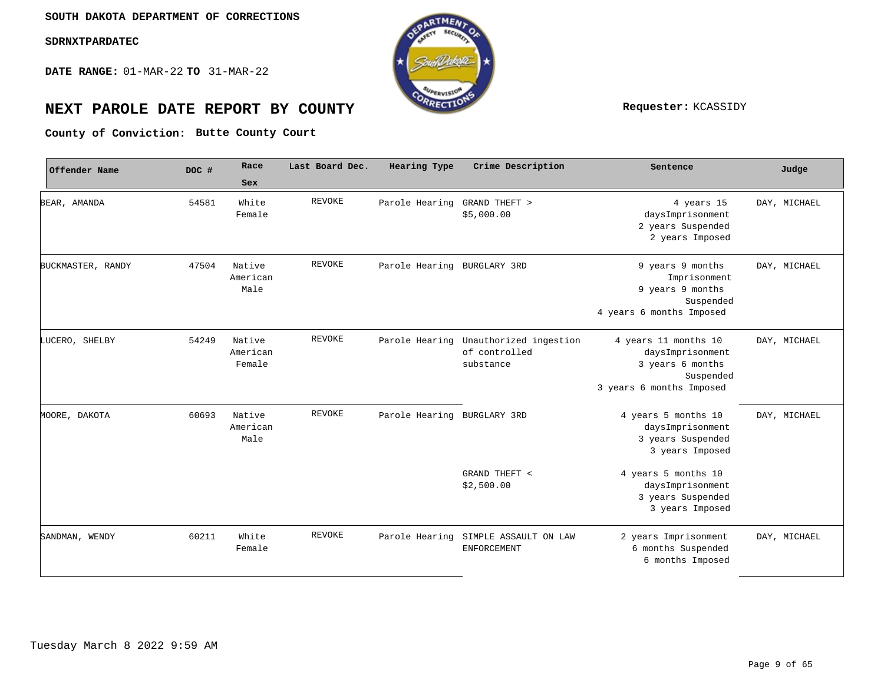**SOUTH DAKOTA DEPARTMENT OF CORRECTIONS**

**SDRNXTPARDATEC**

**DATE RANGE:** 01-MAR-22 **TO** 31-MAR-22

# NEXT PAROLE DATE REPORT BY COUNTY

**Requester:** KCASSIDY

**County of Conviction: Butte County Court**

| Offender Name | DOC # | Race Sex | Last Board Dec. | Hearing Type | Crime Description | Sentence | Judge |
|---|---|---|---|---|---|---|---|
| BEAR, AMANDA | 54581 | White Female | REVOKE | Parole Hearing | GRAND THEFT > $5,000.00 | 4 years 15 daysImprisonment 2 years Suspended 2 years Imposed | DAY, MICHAEL |
| BUCKMASTER, RANDY | 47504 | Native American Male | REVOKE | Parole Hearing | BURGLARY 3RD | 9 years 9 months Imprisonment 9 years 9 months Suspended 4 years 6 months Imposed | DAY, MICHAEL |
| LUCERO, SHELBY | 54249 | Native American Female | REVOKE | Parole Hearing | Unauthorized ingestion of controlled substance | 4 years 11 months 10 daysImprisonment 3 years 6 months Suspended 3 years 6 months Imposed | DAY, MICHAEL |
| MOORE, DAKOTA | 60693 | Native American Male | REVOKE | Parole Hearing | BURGLARY 3RD | 4 years 5 months 10 daysImprisonment 3 years Suspended 3 years Imposed | DAY, MICHAEL |
| | | | | | GRAND THEFT < $2,500.00 | 4 years 5 months 10 daysImprisonment 3 years Suspended 3 years Imposed | |
| SANDMAN, WENDY | 60211 | White Female | REVOKE | Parole Hearing | SIMPLE ASSAULT ON LAW ENFORCEMENT | 2 years Imprisonment 6 months Suspended 6 months Imposed | DAY, MICHAEL |

Tuesday March 8 2022 9:59 AM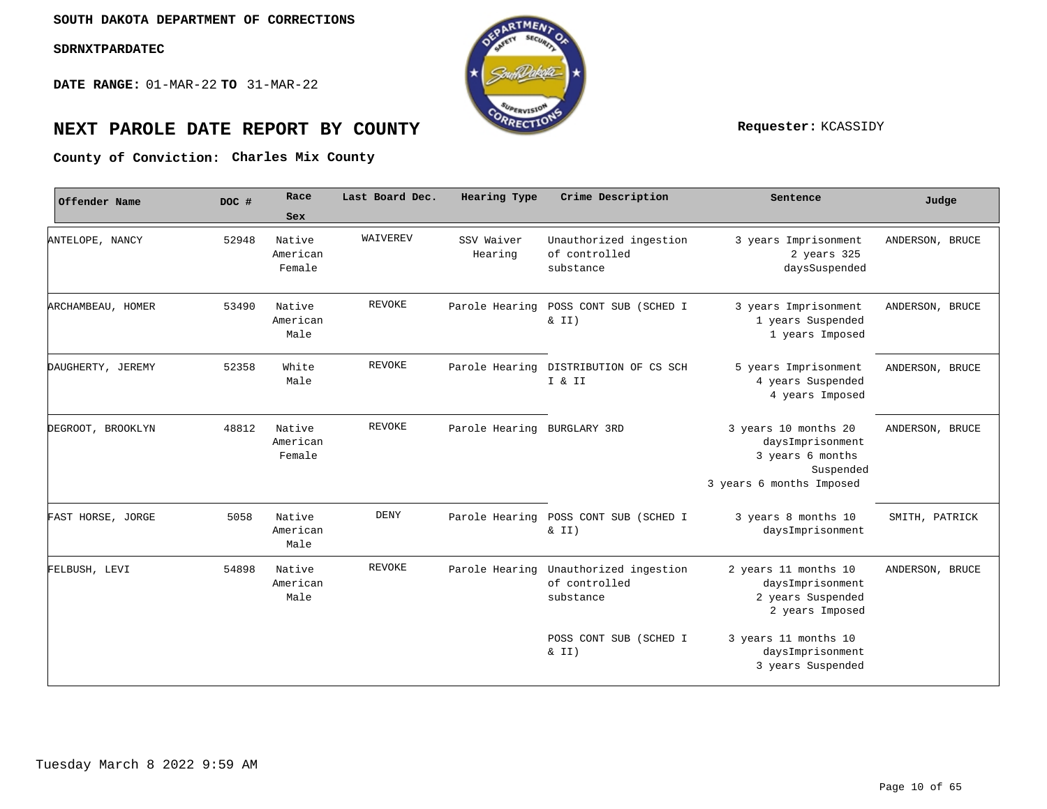**SOUTH DAKOTA DEPARTMENT OF CORRECTIONS**

**SDRNXTPARDATEC**

**DATE RANGE:** 01-MAR-22 **TO** 31-MAR-22

# NEXT PAROLE DATE REPORT BY COUNTY

**Requester:** KCASSIDY

**County of Conviction: Charles Mix County**

| Offender Name | DOC # | Race Sex | Last Board Dec. | Hearing Type | Crime Description | Sentence | Judge |
|---|---|---|---|---|---|---|---|
| ANTELOPE, NANCY | 52948 | Native American Female | WAIVEREV | SSV Waiver Hearing | Unauthorized ingestion of controlled substance | 3 years Imprisonment 2 years 325 daysSuspended | ANDERSON, BRUCE |
| ARCHAMBEAU, HOMER | 53490 | Native American Male | REVOKE | Parole Hearing | POSS CONT SUB (SCHED I & II) | 3 years Imprisonment 1 years Suspended 1 years Imposed | ANDERSON, BRUCE |
| DAUGHERTY, JEREMY | 52358 | White Male | REVOKE | Parole Hearing | DISTRIBUTION OF CS SCH I & II | 5 years Imprisonment 4 years Suspended 4 years Imposed | ANDERSON, BRUCE |
| DEGROOT, BROOKLYN | 48812 | Native American Female | REVOKE | Parole Hearing | BURGLARY 3RD | 3 years 10 months 20 daysImprisonment 3 years 6 months Suspended 3 years 6 months Imposed | ANDERSON, BRUCE |
| FAST HORSE, JORGE | 5058 | Native American Male | DENY | Parole Hearing | POSS CONT SUB (SCHED I & II) | 3 years 8 months 10 daysImprisonment | SMITH, PATRICK |
| FELBUSH, LEVI | 54898 | Native American Male | REVOKE | Parole Hearing | Unauthorized ingestion of controlled substance | 2 years 11 months 10 daysImprisonment 2 years Suspended 2 years Imposed | ANDERSON, BRUCE |
| | | | | | POSS CONT SUB (SCHED I & II) | 3 years 11 months 10 daysImprisonment 3 years Suspended | |

Tuesday March 8 2022 9:59 AM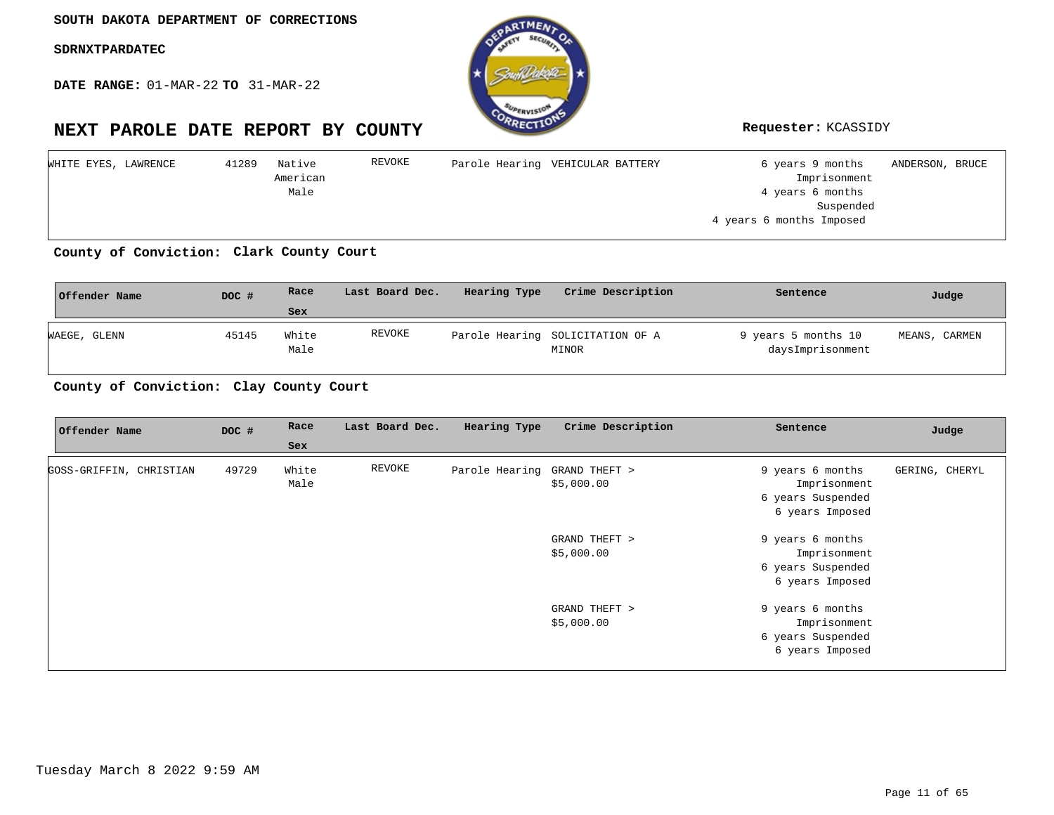SOUTH DAKOTA DEPARTMENT OF CORRECTIONS

SDRNXTPARDATEC

**DATE RANGE:** 01-MAR-22 **TO** 31-MAR-22

# NEXT PAROLE DATE REPORT BY COUNTY

**Requester:** KCASSIDY

| Offender Name | DOC # | Race Sex | Last Board Dec. | Hearing Type | Crime Description | Sentence | Judge |
|---|---|---|---|---|---|---|---|
| WHITE EYES, LAWRENCE | 41289 | Native American Male | REVOKE | Parole Hearing | VEHICULAR BATTERY | 6 years 9 months Imprisonment 4 years 6 months Suspended 4 years 6 months Imposed | ANDERSON, BRUCE |

**County of Conviction: Clark County Court**

| Offender Name | DOC # | Race Sex | Last Board Dec. | Hearing Type | Crime Description | Sentence | Judge |
|---|---|---|---|---|---|---|---|
| WAEGE, GLENN | 45145 | White Male | REVOKE | Parole Hearing | SOLICITATION OF A MINOR | 9 years 5 months 10 daysImprisonment | MEANS, CARMEN |

**County of Conviction: Clay County Court**

| Offender Name | DOC # | Race Sex | Last Board Dec. | Hearing Type | Crime Description | Sentence | Judge |
|---|---|---|---|---|---|---|---|
| GOSS-GRIFFIN, CHRISTIAN | 49729 | White Male | REVOKE | Parole Hearing | GRAND THEFT > $5,000.00 | 9 years 6 months Imprisonment 6 years Suspended 6 years Imposed | GERING, CHERYL |
| | | | | | GRAND THEFT > $5,000.00 | 9 years 6 months Imprisonment 6 years Suspended 6 years Imposed | |
| | | | | | GRAND THEFT > $5,000.00 | 9 years 6 months Imprisonment 6 years Suspended 6 years Imposed | |

Tuesday March 8 2022 9:59 AM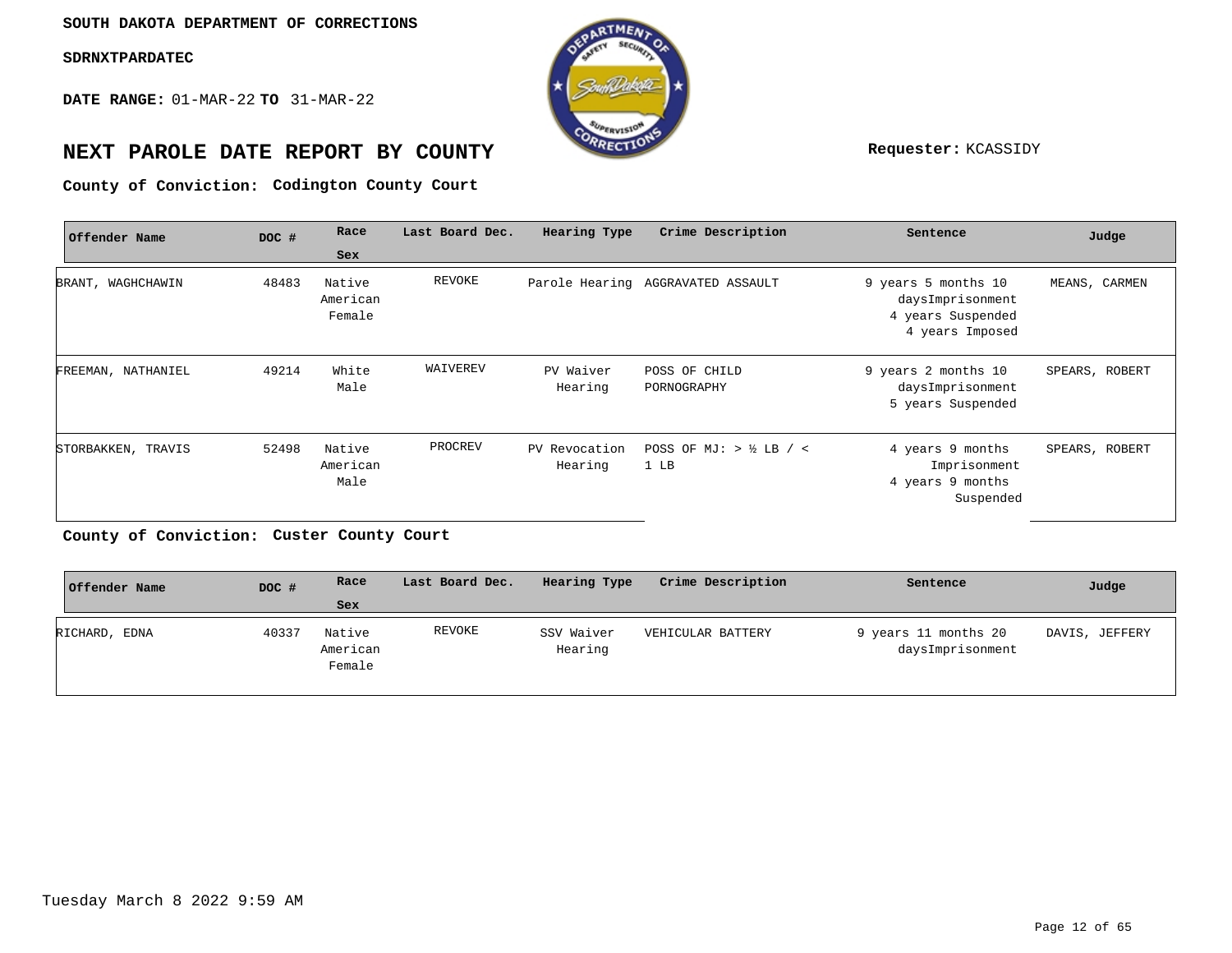**SOUTH DAKOTA DEPARTMENT OF CORRECTIONS**

**SDRNXTPARDATEC**

**DATE RANGE:** 01-MAR-22 **TO** 31-MAR-22

# NEXT PAROLE DATE REPORT BY COUNTY

**Requester:** KCASSIDY

**County of Conviction:** **Codington County Court**

| Offender Name | DOC # | Race Sex | Last Board Dec. | Hearing Type | Crime Description | Sentence | Judge |
|---|---|---|---|---|---|---|---|
| BRANT, WAGHCHAWIN | 48483 | Native American Female | REVOKE | Parole Hearing | AGGRAVATED ASSAULT | 9 years 5 months 10 daysImprisonment 4 years Suspended 4 years Imposed | MEANS, CARMEN |
| FREEMAN, NATHANIEL | 49214 | White Male | WAIVEREV | PV Waiver Hearing | POSS OF CHILD PORNOGRAPHY | 9 years 2 months 10 daysImprisonment 5 years Suspended | SPEARS, ROBERT |
| STORBAKKEN, TRAVIS | 52498 | Native American Male | PROCREV | PV Revocation Hearing | POSS OF MJ: > ½ LB / < 1 LB | 4 years 9 months Imprisonment 4 years 9 months Suspended | SPEARS, ROBERT |

**County of Conviction:** **Custer County Court**

| Offender Name | DOC # | Race Sex | Last Board Dec. | Hearing Type | Crime Description | Sentence | Judge |
|---|---|---|---|---|---|---|---|
| RICHARD, EDNA | 40337 | Native American Female | REVOKE | SSV Waiver Hearing | VEHICULAR BATTERY | 9 years 11 months 20 daysImprisonment | DAVIS, JEFFERY |

Tuesday March 8 2022 9:59 AM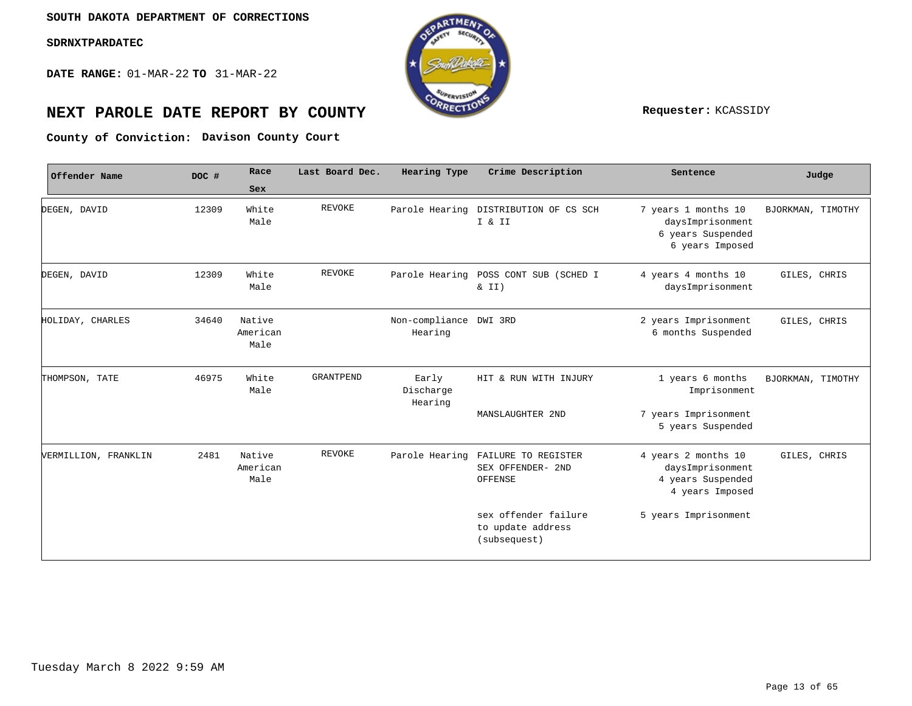SOUTH DAKOTA DEPARTMENT OF CORRECTIONS

SDRNXTPARDATEC

**DATE RANGE:** 01-MAR-22 **TO** 31-MAR-22

# NEXT PAROLE DATE REPORT BY COUNTY

**Requester:** KCASSIDY

**County of Conviction:** **Davison County Court**

| Offender Name | DOC # | Race Sex | Last Board Dec. | Hearing Type | Crime Description | Sentence | Judge |
|---|---|---|---|---|---|---|---|
| DEGEN, DAVID | 12309 | White Male | REVOKE | Parole Hearing | DISTRIBUTION OF CS SCH I & II | 7 years 1 months 10 daysImprisonment 6 years Suspended 6 years Imposed | BJORKMAN, TIMOTHY |
| DEGEN, DAVID | 12309 | White Male | REVOKE | Parole Hearing | POSS CONT SUB (SCHED I & II) | 4 years 4 months 10 daysImprisonment | GILES, CHRIS |
| HOLIDAY, CHARLES | 34640 | Native American Male | | Non-compliance Hearing | DWI 3RD | 2 years Imprisonment 6 months Suspended | GILES, CHRIS |
| THOMPSON, TATE | 46975 | White Male | GRANTPEND | Early Discharge Hearing | HIT & RUN WITH INJURY | 1 years 6 months Imprisonment | BJORKMAN, TIMOTHY |
| | | | | | MANSLAUGHTER 2ND | 7 years Imprisonment 5 years Suspended | |
| VERMILLION, FRANKLIN | 2481 | Native American Male | REVOKE | Parole Hearing | FAILURE TO REGISTER SEX OFFENDER- 2ND OFFENSE | 4 years 2 months 10 daysImprisonment 4 years Suspended 4 years Imposed | GILES, CHRIS |
| | | | | | sex offender failure to update address (subsequest) | 5 years Imprisonment | |

Tuesday March 8 2022 9:59 AM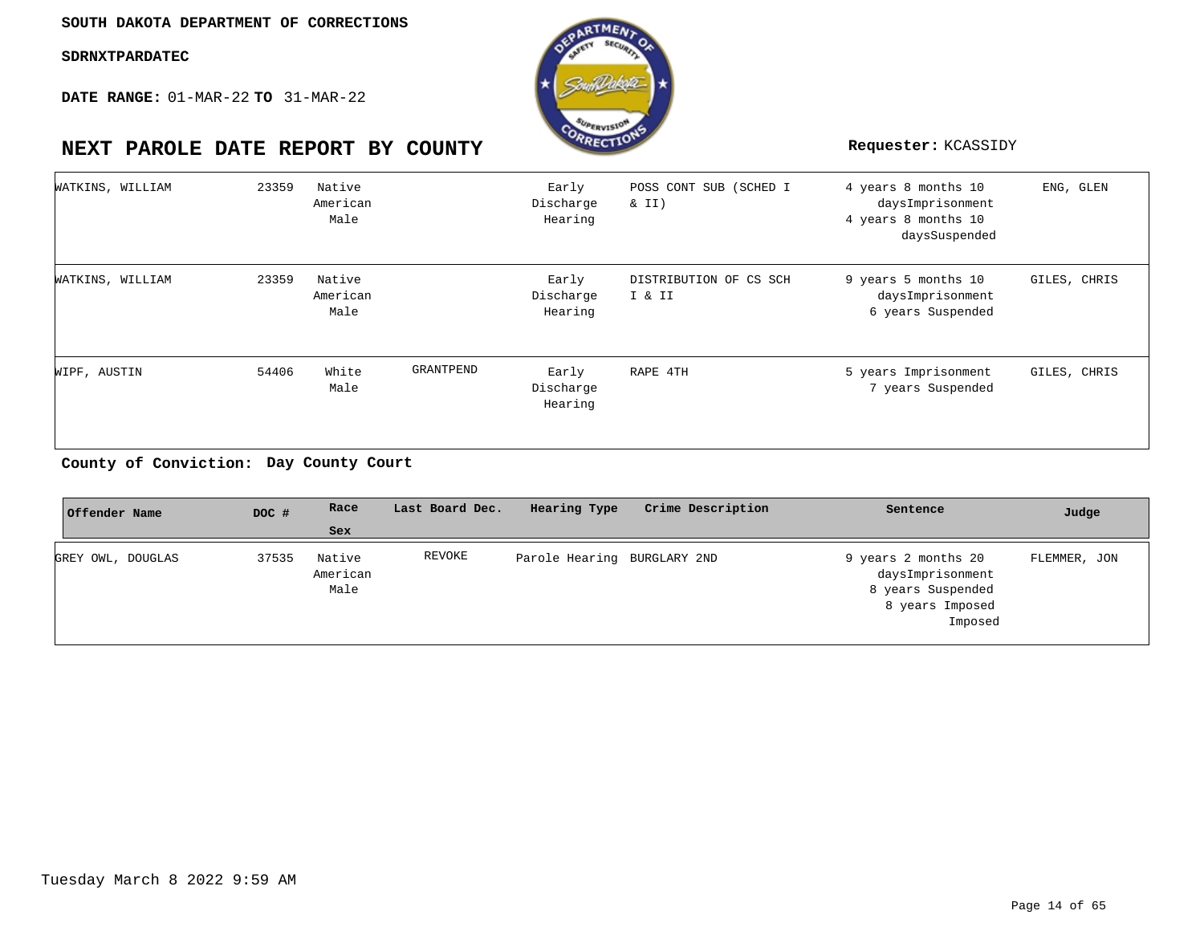SOUTH DAKOTA DEPARTMENT OF CORRECTIONS

SDRNXTPARDATEC

**DATE RANGE:** 01-MAR-22 **TO** 31-MAR-22

# NEXT PAROLE DATE REPORT BY COUNTY

**Requester:** KCASSIDY

| Offender Name | DOC # | Race Sex | Last Board Dec. | Hearing Type | Crime Description | Sentence | Judge |
|---|---|---|---|---|---|---|---|
| WATKINS, WILLIAM | 23359 | Native American Male | | Early Discharge Hearing | POSS CONT SUB (SCHED I & II) | 4 years 8 months 10 daysImprisonment 4 years 8 months 10 daysSuspended | ENG, GLEN |
| WATKINS, WILLIAM | 23359 | Native American Male | | Early Discharge Hearing | DISTRIBUTION OF CS SCH I & II | 9 years 5 months 10 daysImprisonment 6 years Suspended | GILES, CHRIS |
| WIPF, AUSTIN | 54406 | White Male | GRANTPEND | Early Discharge Hearing | RAPE 4TH | 5 years Imprisonment 7 years Suspended | GILES, CHRIS |

**County of Conviction: Day County Court**

| Offender Name | DOC # | Race Sex | Last Board Dec. | Hearing Type | Crime Description | Sentence | Judge |
|---|---|---|---|---|---|---|---|
| GREY OWL, DOUGLAS | 37535 | Native American Male | REVOKE | Parole Hearing | BURGLARY 2ND | 9 years 2 months 20 daysImprisonment 8 years Suspended 8 years Imposed Imposed | FLEMMER, JON |

Tuesday March 8 2022 9:59 AM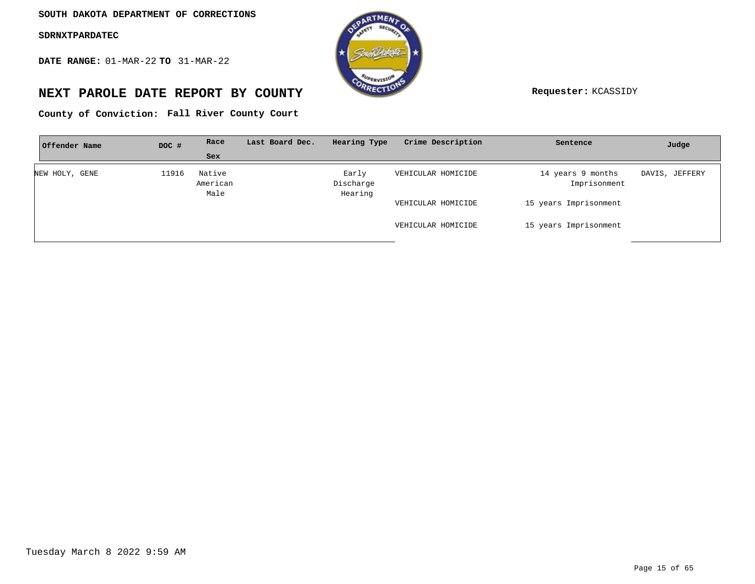SOUTH DAKOTA DEPARTMENT OF CORRECTIONS

SDRNXTPARDATEC

**DATE RANGE:** 01-MAR-22 **TO** 31-MAR-22

## NEXT PAROLE DATE REPORT BY COUNTY

**Requester:** KCASSIDY

**County of Conviction: Fall River County Court**

| Offender Name | DOC # | Race Sex | Last Board Dec. | Hearing Type | Crime Description | Sentence | Judge |
|---|---|---|---|---|---|---|---|
| NEW HOLY, GENE | 11916 | Native American Male | | Early Discharge Hearing | VEHICULAR HOMICIDE | 14 years 9 months Imprisonment | DAVIS, JEFFERY |
| | | | | | VEHICULAR HOMICIDE | 15 years Imprisonment | |
| | | | | | VEHICULAR HOMICIDE | 15 years Imprisonment | |

Tuesday March 8 2022 9:59 AM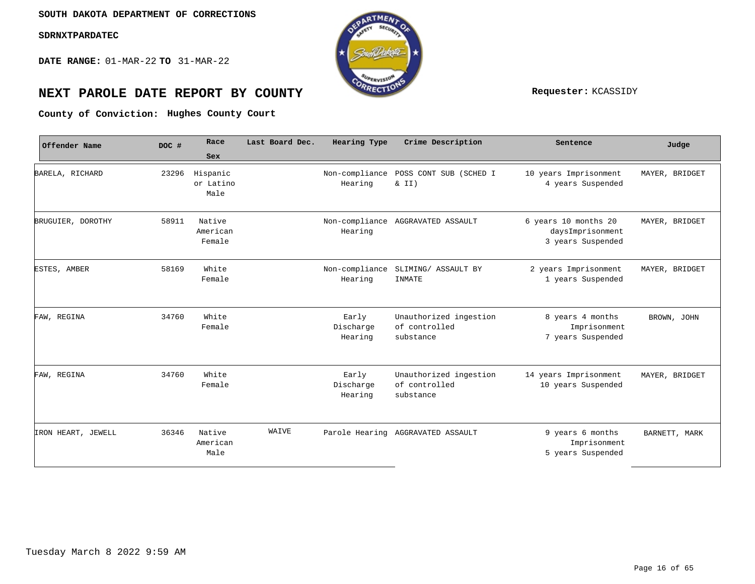**SOUTH DAKOTA DEPARTMENT OF CORRECTIONS**

**SDRNXTPARDATEC**

**DATE RANGE:** 01-MAR-22 **TO** 31-MAR-22

# NEXT PAROLE DATE REPORT BY COUNTY

**Requester:** KCASSIDY

**County of Conviction:** **Hughes County Court**

| Offender Name | DOC # | Race Sex | Last Board Dec. | Hearing Type | Crime Description | Sentence | Judge |
|---|---|---|---|---|---|---|---|
| BARELA, RICHARD | 23296 | Hispanic or Latino Male | | Non-compliance Hearing | POSS CONT SUB (SCHED I & II) | 10 years Imprisonment 4 years Suspended | MAYER, BRIDGET |
| BRUGUIER, DOROTHY | 58911 | Native American Female | | Non-compliance Hearing | AGGRAVATED ASSAULT | 6 years 10 months 20 daysImprisonment 3 years Suspended | MAYER, BRIDGET |
| ESTES, AMBER | 58169 | White Female | | Non-compliance Hearing | SLIMING/ ASSAULT BY INMATE | 2 years Imprisonment 1 years Suspended | MAYER, BRIDGET |
| FAW, REGINA | 34760 | White Female | | Early Discharge Hearing | Unauthorized ingestion of controlled substance | 8 years 4 months Imprisonment 7 years Suspended | BROWN, JOHN |
| FAW, REGINA | 34760 | White Female | | Early Discharge Hearing | Unauthorized ingestion of controlled substance | 14 years Imprisonment 10 years Suspended | MAYER, BRIDGET |
| IRON HEART, JEWELL | 36346 | Native American Male | WAIVE | Parole Hearing | AGGRAVATED ASSAULT | 9 years 6 months Imprisonment 5 years Suspended | BARNETT, MARK |

Tuesday March 8 2022 9:59 AM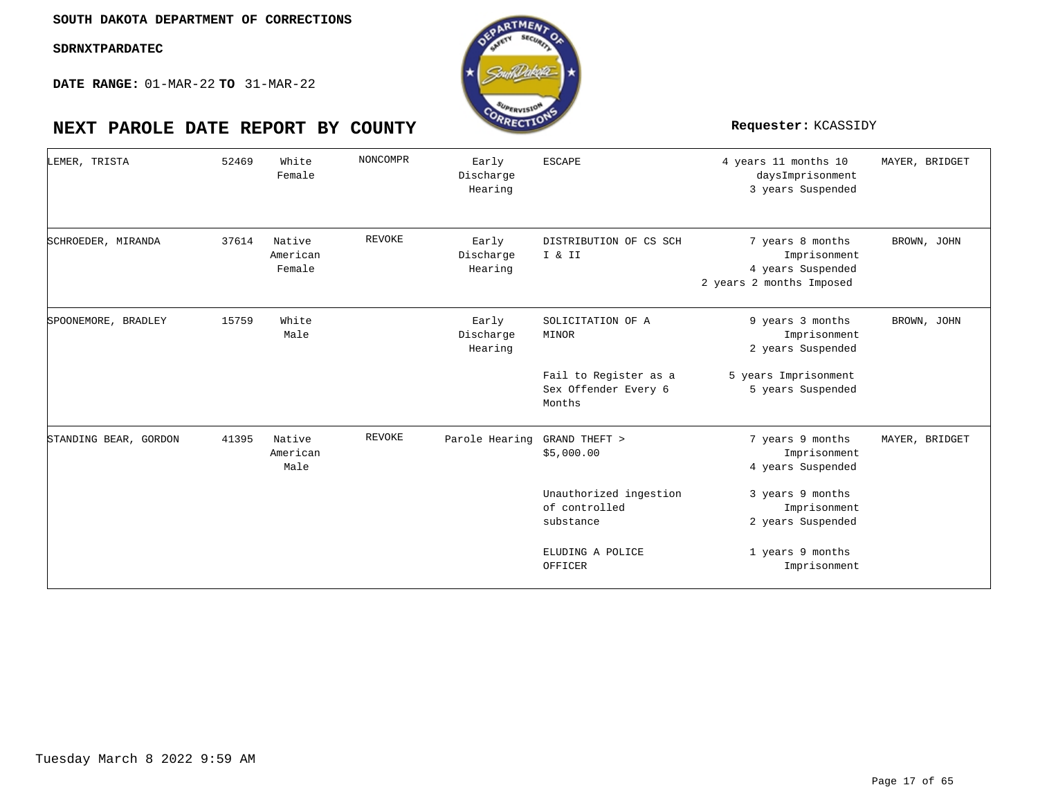**SOUTH DAKOTA DEPARTMENT OF CORRECTIONS**

**SDRNXTPARDATEC**

**DATE RANGE:** 01-MAR-22 **TO** 31-MAR-22

# NEXT PAROLE DATE REPORT BY COUNTY

**Requester:** KCASSIDY

| Name | Number | Race/Gender | Status | Hearing Type | Offense | Sentence | Agent |
|---|---|---|---|---|---|---|---|
| LEMER, TRISTA | 52469 | White Female | NONCOMPR | Early Discharge Hearing | ESCAPE | 4 years 11 months 10 daysImprisonment<br>3 years Suspended | MAYER, BRIDGET |
| SCHROEDER, MIRANDA | 37614 | Native American Female | REVOKE | Early Discharge Hearing | DISTRIBUTION OF CS SCH I & II | 7 years 8 months Imprisonment<br>4 years Suspended<br>2 years 2 months Imposed | BROWN, JOHN |
| SPOONEMORE, BRADLEY | 15759 | White Male | | Early Discharge Hearing | SOLICITATION OF A MINOR | 9 years 3 months Imprisonment<br>2 years Suspended | BROWN, JOHN |
| | | | | | Fail to Register as a Sex Offender Every 6 Months | 5 years Imprisonment<br>5 years Suspended | |
| STANDING BEAR, GORDON | 41395 | Native American Male | REVOKE | Parole Hearing | GRAND THEFT > $5,000.00 | 7 years 9 months Imprisonment<br>4 years Suspended | MAYER, BRIDGET |
| | | | | | Unauthorized ingestion of controlled substance | 3 years 9 months Imprisonment<br>2 years Suspended | |
| | | | | | ELUDING A POLICE OFFICER | 1 years 9 months Imprisonment | |

Tuesday March 8 2022 9:59 AM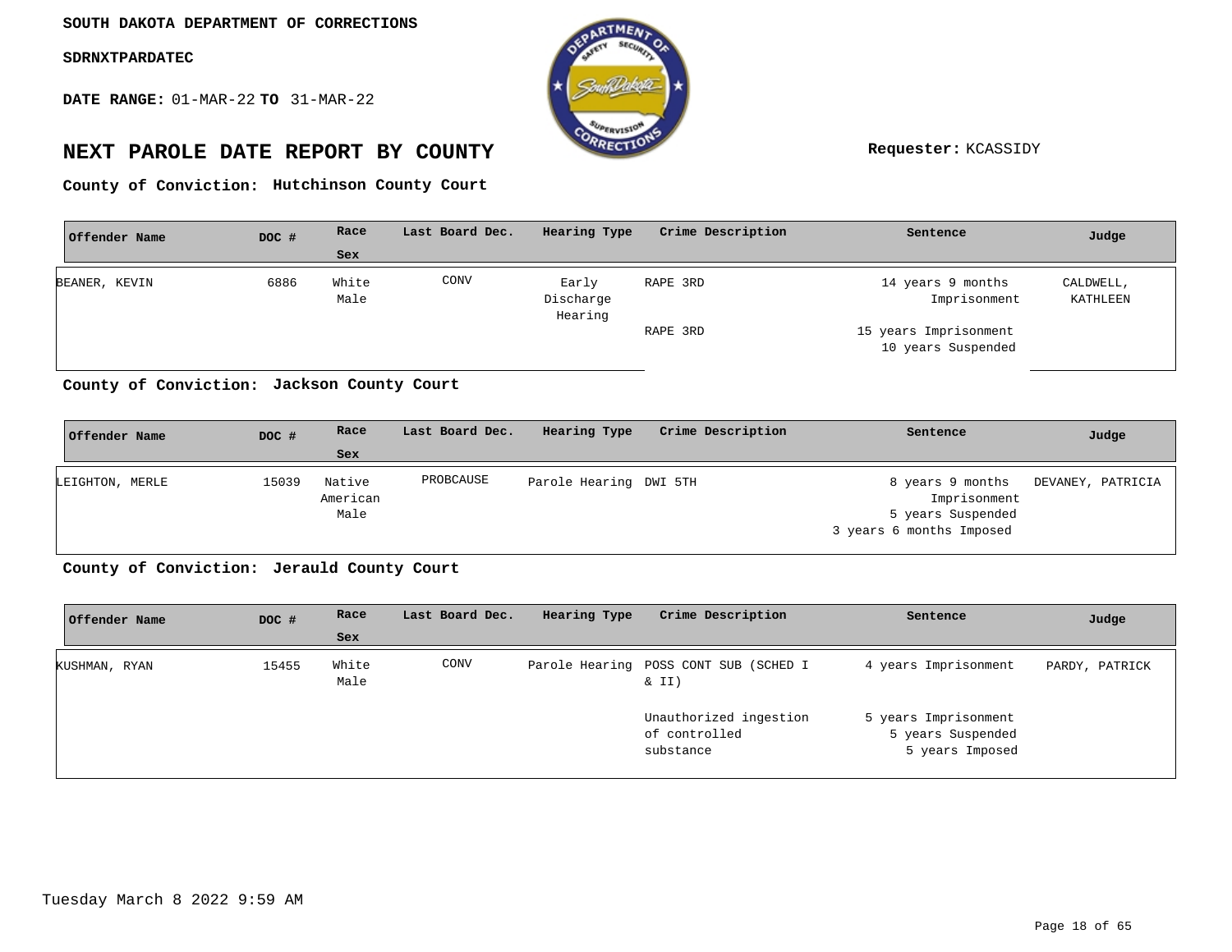SOUTH DAKOTA DEPARTMENT OF CORRECTIONS

SDRNXTPARDATEC

**DATE RANGE:** 01-MAR-22 **TO** 31-MAR-22

# NEXT PAROLE DATE REPORT BY COUNTY

**Requester:** KCASSIDY

**County of Conviction: Hutchinson County Court**

| Offender Name | DOC # | Race Sex | Last Board Dec. | Hearing Type | Crime Description | Sentence | Judge |
|---|---|---|---|---|---|---|---|
| BEANER, KEVIN | 6886 | White Male | CONV | Early Discharge Hearing | RAPE 3RD | 14 years 9 months Imprisonment | CALDWELL, KATHLEEN |
| | | | | | RAPE 3RD | 15 years Imprisonment 10 years Suspended | |

**County of Conviction: Jackson County Court**

| Offender Name | DOC # | Race Sex | Last Board Dec. | Hearing Type | Crime Description | Sentence | Judge |
|---|---|---|---|---|---|---|---|
| LEIGHTON, MERLE | 15039 | Native American Male | PROBCAUSE | Parole Hearing | DWI 5TH | 8 years 9 months Imprisonment 5 years Suspended 3 years 6 months Imposed | DEVANEY, PATRICIA |

**County of Conviction: Jerauld County Court**

| Offender Name | DOC # | Race Sex | Last Board Dec. | Hearing Type | Crime Description | Sentence | Judge |
|---|---|---|---|---|---|---|---|
| KUSHMAN, RYAN | 15455 | White Male | CONV | Parole Hearing | POSS CONT SUB (SCHED I & II) | 4 years Imprisonment | PARDY, PATRICK |
| | | | | | Unauthorized ingestion of controlled substance | 5 years Imprisonment 5 years Suspended 5 years Imposed | |

Tuesday March 8 2022 9:59 AM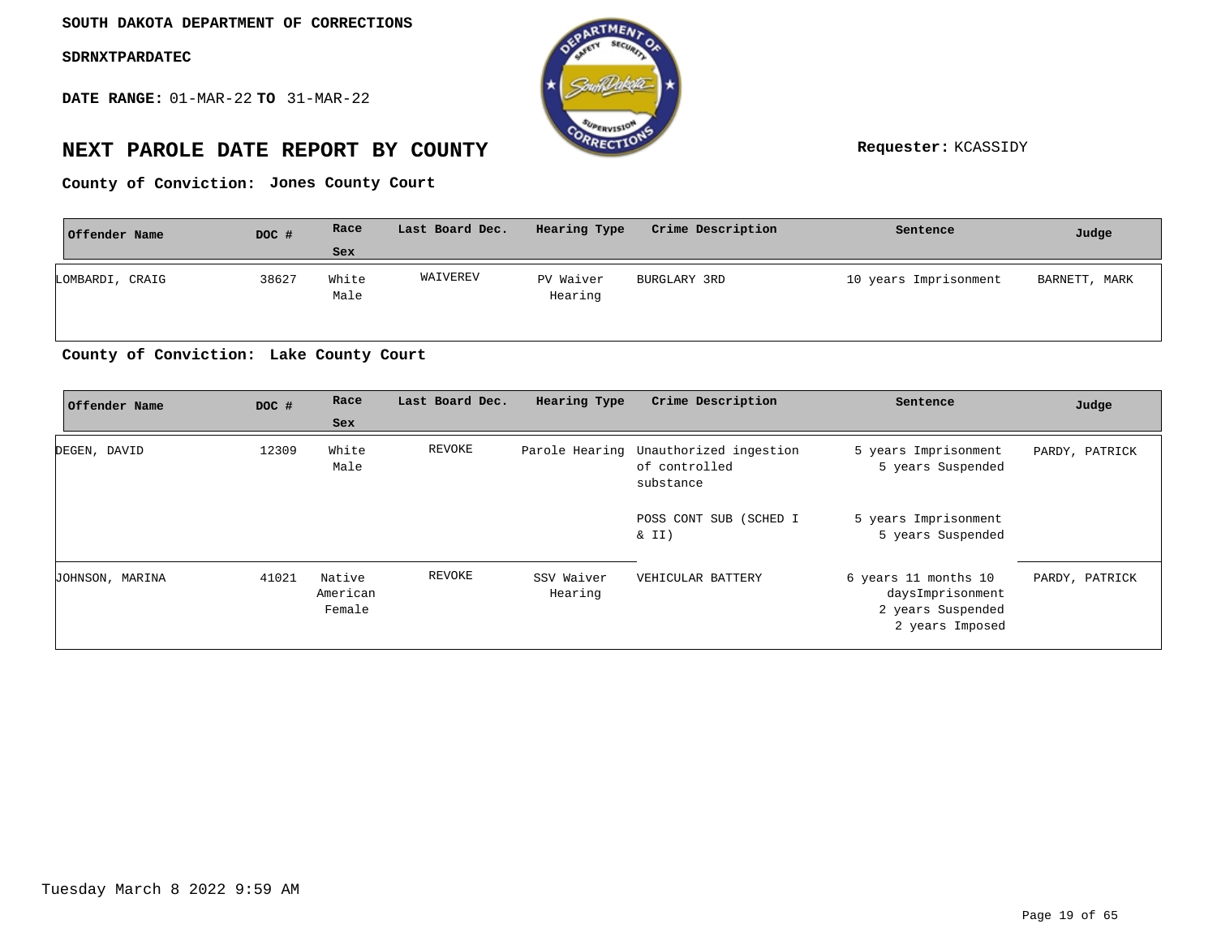SOUTH DAKOTA DEPARTMENT OF CORRECTIONS

SDRNXTPARDATEC

**DATE RANGE:** 01-MAR-22 **TO** 31-MAR-22

# NEXT PAROLE DATE REPORT BY COUNTY

**Requester:** KCASSIDY

**County of Conviction: Jones County Court**

| Offender Name | DOC # | Race Sex | Last Board Dec. | Hearing Type | Crime Description | Sentence | Judge |
|---|---|---|---|---|---|---|---|
| LOMBARDI, CRAIG | 38627 | White Male | WAIVEREV | PV Waiver Hearing | BURGLARY 3RD | 10 years Imprisonment | BARNETT, MARK |

**County of Conviction: Lake County Court**

| Offender Name | DOC # | Race Sex | Last Board Dec. | Hearing Type | Crime Description | Sentence | Judge |
|---|---|---|---|---|---|---|---|
| DEGEN, DAVID | 12309 | White Male | REVOKE | Parole Hearing | Unauthorized ingestion of controlled substance | 5 years Imprisonment 5 years Suspended | PARDY, PATRICK |
| | | | | | POSS CONT SUB (SCHED I & II) | 5 years Imprisonment 5 years Suspended | |
| JOHNSON, MARINA | 41021 | Native American Female | REVOKE | SSV Waiver Hearing | VEHICULAR BATTERY | 6 years 11 months 10 daysImprisonment 2 years Suspended 2 years Imposed | PARDY, PATRICK |

Tuesday March 8 2022 9:59 AM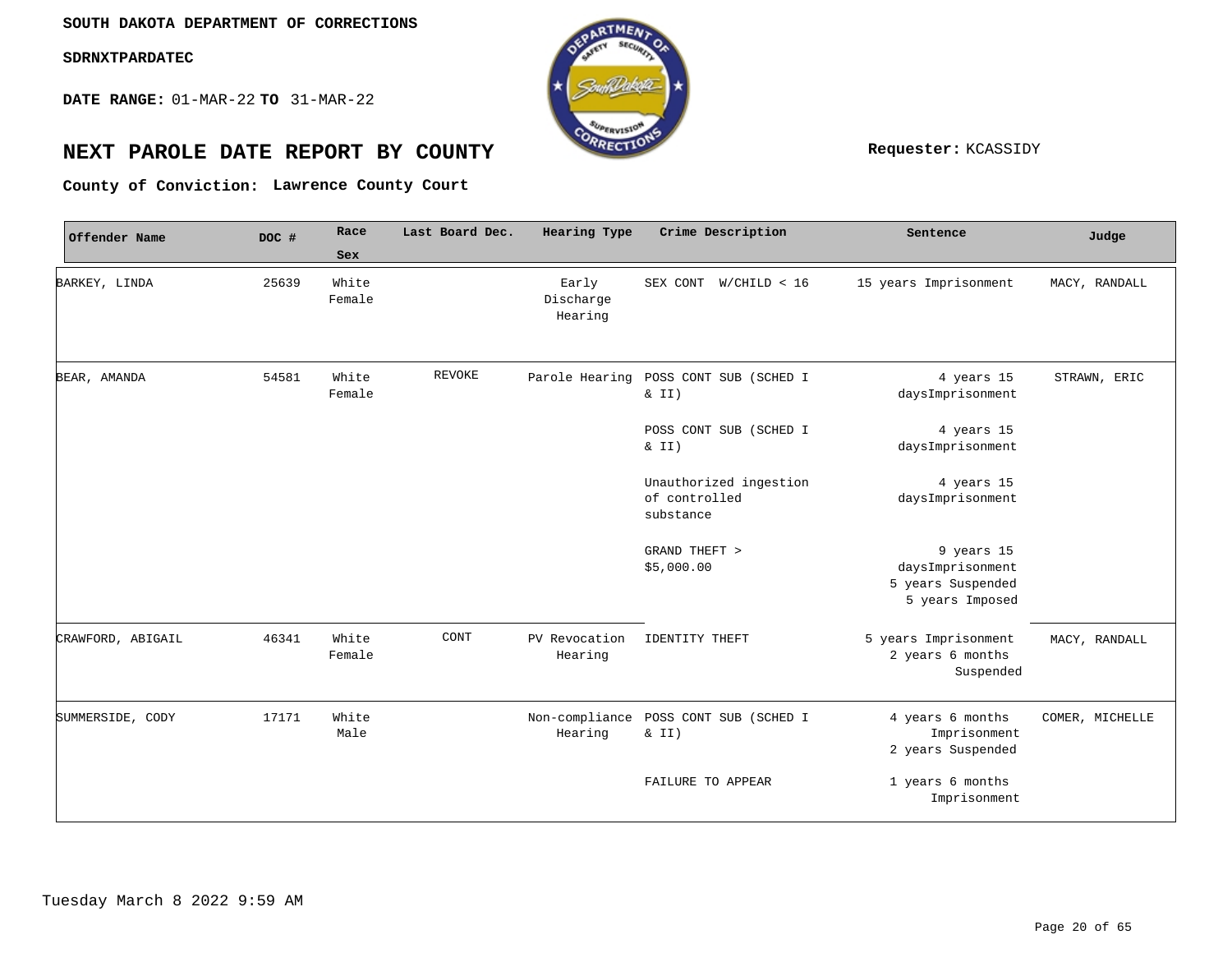**SOUTH DAKOTA DEPARTMENT OF CORRECTIONS**

**SDRNXTPARDATEC**

**DATE RANGE:** 01-MAR-22 **TO** 31-MAR-22

# NEXT PAROLE DATE REPORT BY COUNTY

**Requester:** KCASSIDY

**County of Conviction:** **Lawrence County Court**

| Offender Name | DOC # | Race Sex | Last Board Dec. | Hearing Type | Crime Description | Sentence | Judge |
|---|---|---|---|---|---|---|---|
| BARKEY, LINDA | 25639 | White Female | | Early Discharge Hearing | SEX CONT W/CHILD < 16 | 15 years Imprisonment | MACY, RANDALL |
| BEAR, AMANDA | 54581 | White Female | REVOKE | Parole Hearing | POSS CONT SUB (SCHED I & II) | 4 years 15 daysImprisonment | STRAWN, ERIC |
| | | | | | POSS CONT SUB (SCHED I & II) | 4 years 15 daysImprisonment | |
| | | | | | Unauthorized ingestion of controlled substance | 4 years 15 daysImprisonment | |
| | | | | | GRAND THEFT > $5,000.00 | 9 years 15 daysImprisonment 5 years Suspended 5 years Imposed | |
| CRAWFORD, ABIGAIL | 46341 | White Female | CONT | PV Revocation Hearing | IDENTITY THEFT | 5 years Imprisonment 2 years 6 months Suspended | MACY, RANDALL |
| SUMMERSIDE, CODY | 17171 | White Male | | Non-compliance Hearing | POSS CONT SUB (SCHED I & II) | 4 years 6 months Imprisonment 2 years Suspended | COMER, MICHELLE |
| | | | | | FAILURE TO APPEAR | 1 years 6 months Imprisonment | |

Tuesday March 8 2022 9:59 AM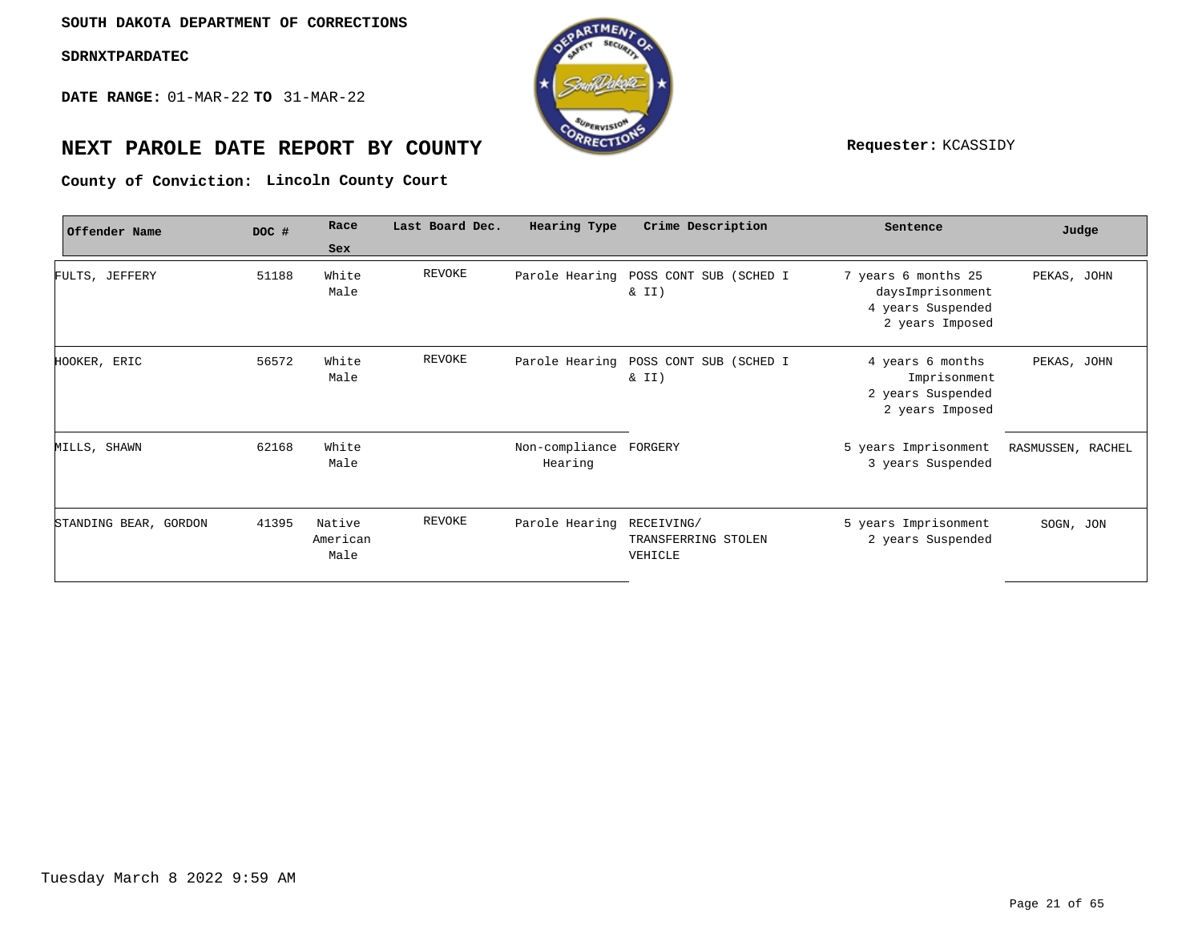SOUTH DAKOTA DEPARTMENT OF CORRECTIONS

SDRNXTPARDATEC

**DATE RANGE:** 01-MAR-22 **TO** 31-MAR-22

# NEXT PAROLE DATE REPORT BY COUNTY

**Requester:** KCASSIDY

**County of Conviction: Lincoln County Court**

| Offender Name | DOC # | Race Sex | Last Board Dec. | Hearing Type | Crime Description | Sentence | Judge |
|---|---|---|---|---|---|---|---|
| FULTS, JEFFERY | 51188 | White Male | REVOKE | Parole Hearing | POSS CONT SUB (SCHED I & II) | 7 years 6 months 25 daysImprisonment 4 years Suspended 2 years Imposed | PEKAS, JOHN |
| HOOKER, ERIC | 56572 | White Male | REVOKE | Parole Hearing | POSS CONT SUB (SCHED I & II) | 4 years 6 months Imprisonment 2 years Suspended 2 years Imposed | PEKAS, JOHN |
| MILLS, SHAWN | 62168 | White Male | | Non-compliance Hearing | FORGERY | 5 years Imprisonment 3 years Suspended | RASMUSSEN, RACHEL |
| STANDING BEAR, GORDON | 41395 | Native American Male | REVOKE | Parole Hearing | RECEIVING/ TRANSFERRING STOLEN VEHICLE | 5 years Imprisonment 2 years Suspended | SOGN, JON |

Tuesday March 8 2022 9:59 AM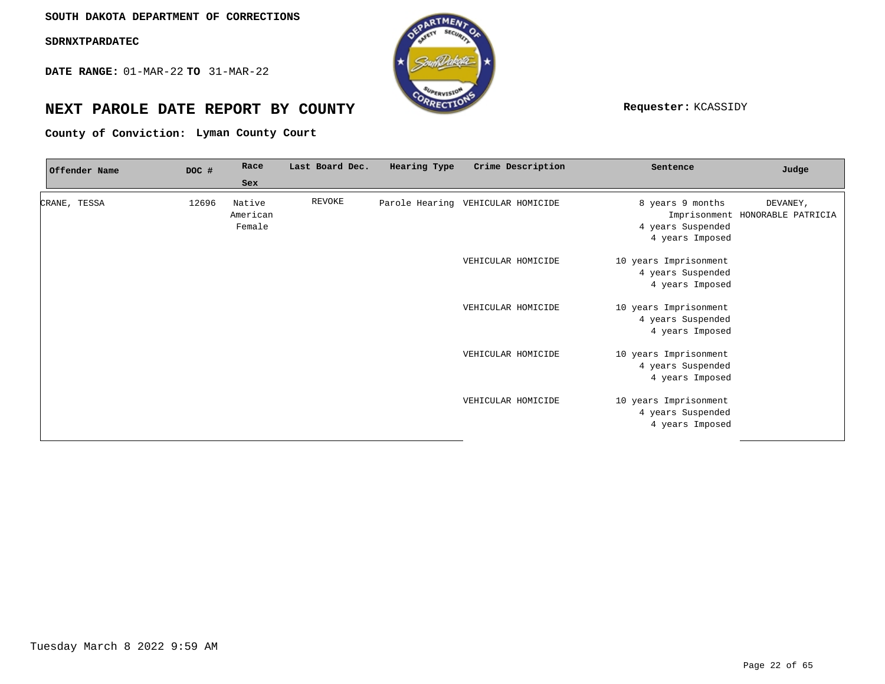SOUTH DAKOTA DEPARTMENT OF CORRECTIONS

SDRNXTPARDATEC

**DATE RANGE:** 01-MAR-22 **TO** 31-MAR-22

# NEXT PAROLE DATE REPORT BY COUNTY

**Requester:** KCASSIDY

**County of Conviction:** Lyman County Court

| Offender Name | DOC # | Race Sex | Last Board Dec. | Hearing Type | Crime Description | Sentence | Judge |
|---|---|---|---|---|---|---|---|
| CRANE, TESSA | 12696 | Native American Female | REVOKE | Parole Hearing | VEHICULAR HOMICIDE | 8 years 9 months Imprisonment 4 years Suspended 4 years Imposed | DEVANEY, HONORABLE PATRICIA |
| | | | | | VEHICULAR HOMICIDE | 10 years Imprisonment 4 years Suspended 4 years Imposed | |
| | | | | | VEHICULAR HOMICIDE | 10 years Imprisonment 4 years Suspended 4 years Imposed | |
| | | | | | VEHICULAR HOMICIDE | 10 years Imprisonment 4 years Suspended 4 years Imposed | |
| | | | | | VEHICULAR HOMICIDE | 10 years Imprisonment 4 years Suspended 4 years Imposed | |

Tuesday March 8 2022 9:59 AM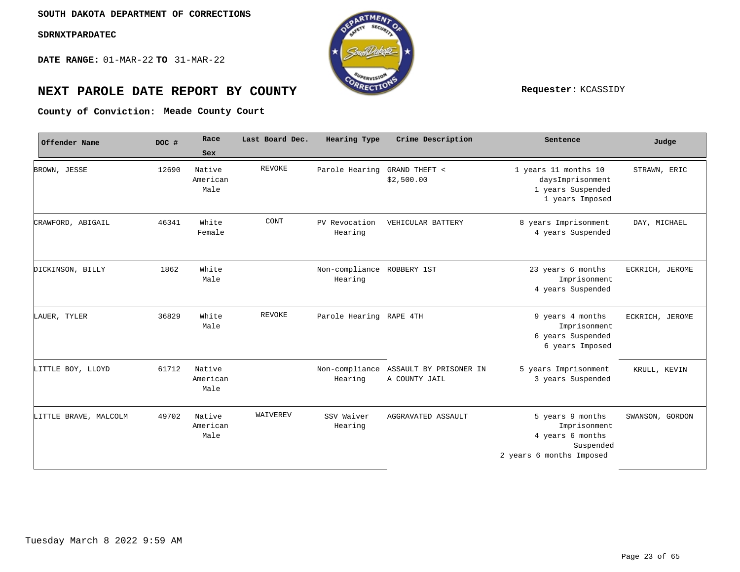SOUTH DAKOTA DEPARTMENT OF CORRECTIONS

SDRNXTPARDATEC

**DATE RANGE:** 01-MAR-22 **TO** 31-MAR-22

# NEXT PAROLE DATE REPORT BY COUNTY

**Requester:** KCASSIDY

**County of Conviction: Meade County Court**

| Offender Name | DOC # | Race Sex | Last Board Dec. | Hearing Type | Crime Description | Sentence | Judge |
|---|---|---|---|---|---|---|---|
| BROWN, JESSE | 12690 | Native American Male | REVOKE | Parole Hearing | GRAND THEFT < $2,500.00 | 1 years 11 months 10 daysImprisonment 1 years Suspended 1 years Imposed | STRAWN, ERIC |
| CRAWFORD, ABIGAIL | 46341 | White Female | CONT | PV Revocation Hearing | VEHICULAR BATTERY | 8 years Imprisonment 4 years Suspended | DAY, MICHAEL |
| DICKINSON, BILLY | 1862 | White Male | | Non-compliance Hearing | ROBBERY 1ST | 23 years 6 months Imprisonment 4 years Suspended | ECKRICH, JEROME |
| LAUER, TYLER | 36829 | White Male | REVOKE | Parole Hearing | RAPE 4TH | 9 years 4 months Imprisonment 6 years Suspended 6 years Imposed | ECKRICH, JEROME |
| LITTLE BOY, LLOYD | 61712 | Native American Male | | Non-compliance Hearing | ASSAULT BY PRISONER IN A COUNTY JAIL | 5 years Imprisonment 3 years Suspended | KRULL, KEVIN |
| LITTLE BRAVE, MALCOLM | 49702 | Native American Male | WAIVEREV | SSV Waiver Hearing | AGGRAVATED ASSAULT | 5 years 9 months Imprisonment 4 years 6 months Suspended 2 years 6 months Imposed | SWANSON, GORDON |

Tuesday March 8 2022 9:59 AM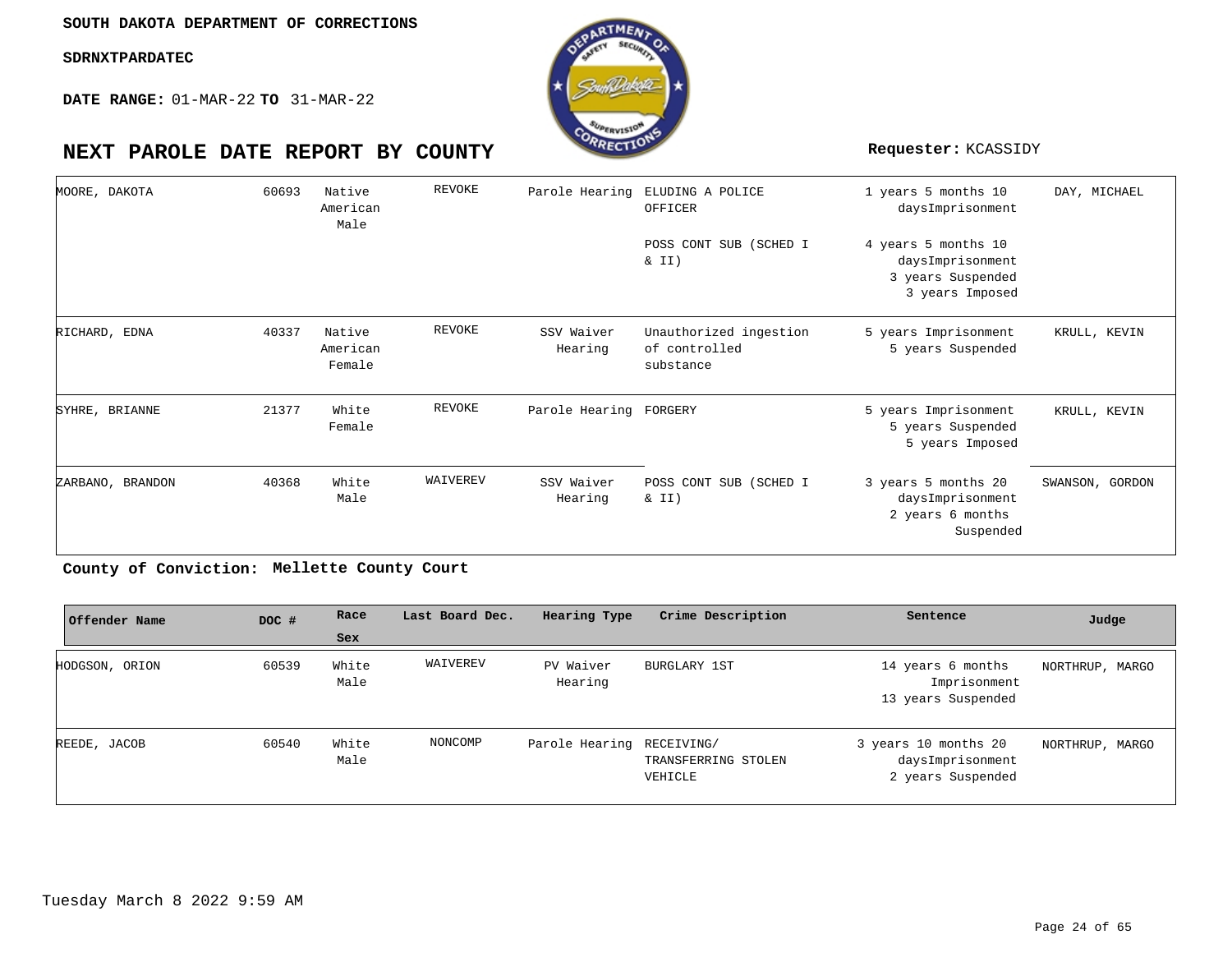**SOUTH DAKOTA DEPARTMENT OF CORRECTIONS**

**SDRNXTPARDATEC**

**DATE RANGE:** 01-MAR-22 **TO** 31-MAR-22

# NEXT PAROLE DATE REPORT BY COUNTY

**Requester:** KCASSIDY

| Offender Name | DOC # | Race Sex | Last Board Dec. | Hearing Type | Crime Description | Sentence | Judge |
|---|---|---|---|---|---|---|---|
| MOORE, DAKOTA | 60693 | Native American Male | REVOKE | Parole Hearing | ELUDING A POLICE OFFICER | 1 years 5 months 10 daysImprisonment | DAY, MICHAEL |
| | | | | | POSS CONT SUB (SCHED I & II) | 4 years 5 months 10 daysImprisonment 3 years Suspended 3 years Imposed | |
| RICHARD, EDNA | 40337 | Native American Female | REVOKE | SSV Waiver Hearing | Unauthorized ingestion of controlled substance | 5 years Imprisonment 5 years Suspended | KRULL, KEVIN |
| SYHRE, BRIANNE | 21377 | White Female | REVOKE | Parole Hearing | FORGERY | 5 years Imprisonment 5 years Suspended 5 years Imposed | KRULL, KEVIN |
| ZARBANO, BRANDON | 40368 | White Male | WAIVEREV | SSV Waiver Hearing | POSS CONT SUB (SCHED I & II) | 3 years 5 months 20 daysImprisonment 2 years 6 months Suspended | SWANSON, GORDON |

**County of Conviction: Mellette County Court**

| Offender Name | DOC # | Race Sex | Last Board Dec. | Hearing Type | Crime Description | Sentence | Judge |
|---|---|---|---|---|---|---|---|
| HODGSON, ORION | 60539 | White Male | WAIVEREV | PV Waiver Hearing | BURGLARY 1ST | 14 years 6 months Imprisonment 13 years Suspended | NORTHRUP, MARGO |
| REEDE, JACOB | 60540 | White Male | NONCOMP | Parole Hearing | RECEIVING/ TRANSFERRING STOLEN VEHICLE | 3 years 10 months 20 daysImprisonment 2 years Suspended | NORTHRUP, MARGO |

Tuesday March 8 2022 9:59 AM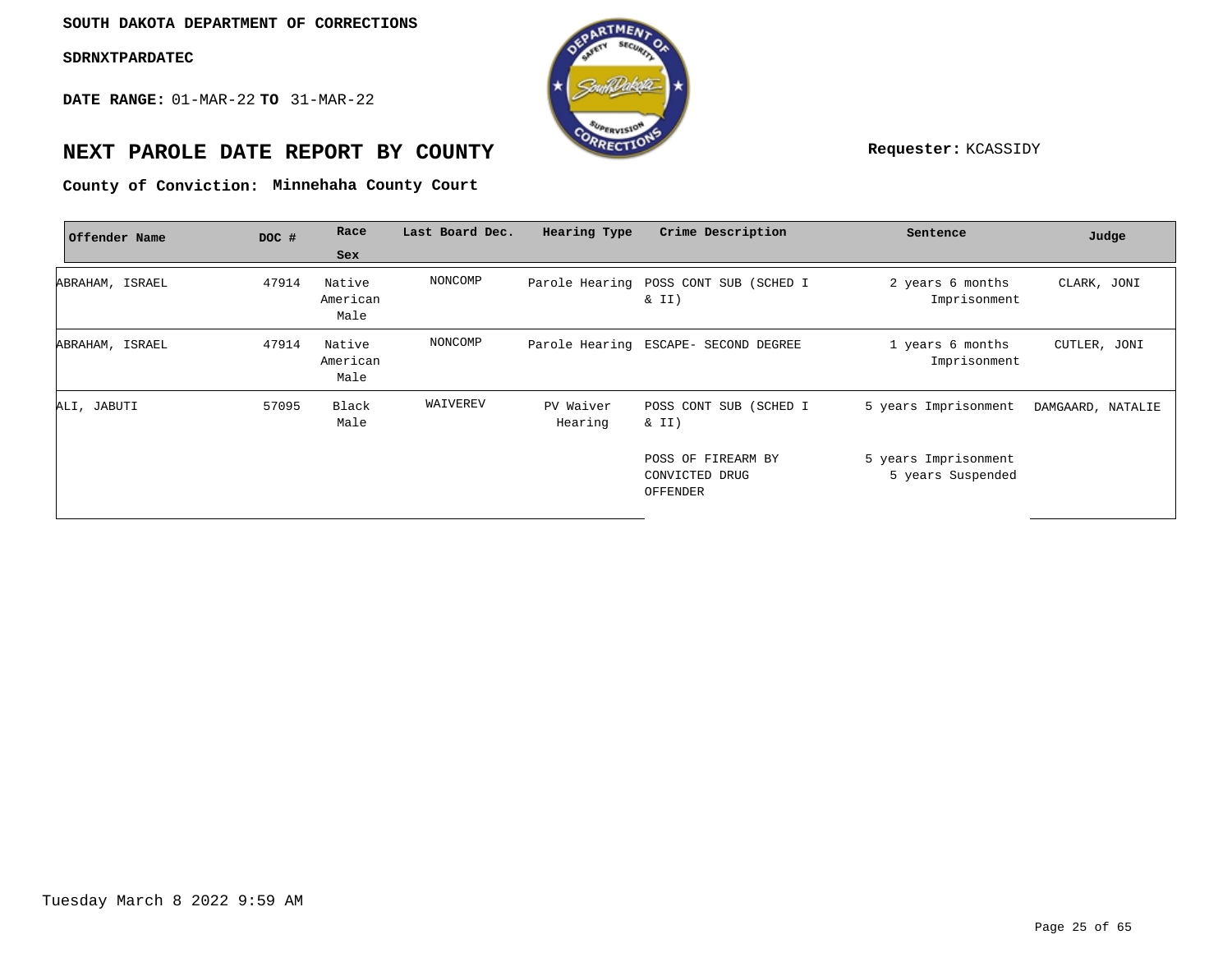**SOUTH DAKOTA DEPARTMENT OF CORRECTIONS**

**SDRNXTPARDATEC**

**DATE RANGE:** 01-MAR-22 **TO** 31-MAR-22

# NEXT PAROLE DATE REPORT BY COUNTY

**Requester:** KCASSIDY

**County of Conviction: Minnehaha County Court**

| Offender Name | DOC # | Race Sex | Last Board Dec. | Hearing Type | Crime Description | Sentence | Judge |
|---|---|---|---|---|---|---|---|
| ABRAHAM, ISRAEL | 47914 | Native American Male | NONCOMP | Parole Hearing | POSS CONT SUB (SCHED I & II) | 2 years 6 months Imprisonment | CLARK, JONI |
| ABRAHAM, ISRAEL | 47914 | Native American Male | NONCOMP | Parole Hearing | ESCAPE- SECOND DEGREE | 1 years 6 months Imprisonment | CUTLER, JONI |
| ALI, JABUTI | 57095 | Black Male | WAIVEREV | PV Waiver Hearing | POSS CONT SUB (SCHED I & II) | 5 years Imprisonment | DAMGAARD, NATALIE |
| | | | | | POSS OF FIREARM BY CONVICTED DRUG OFFENDER | 5 years Imprisonment 5 years Suspended | |

Tuesday March 8 2022 9:59 AM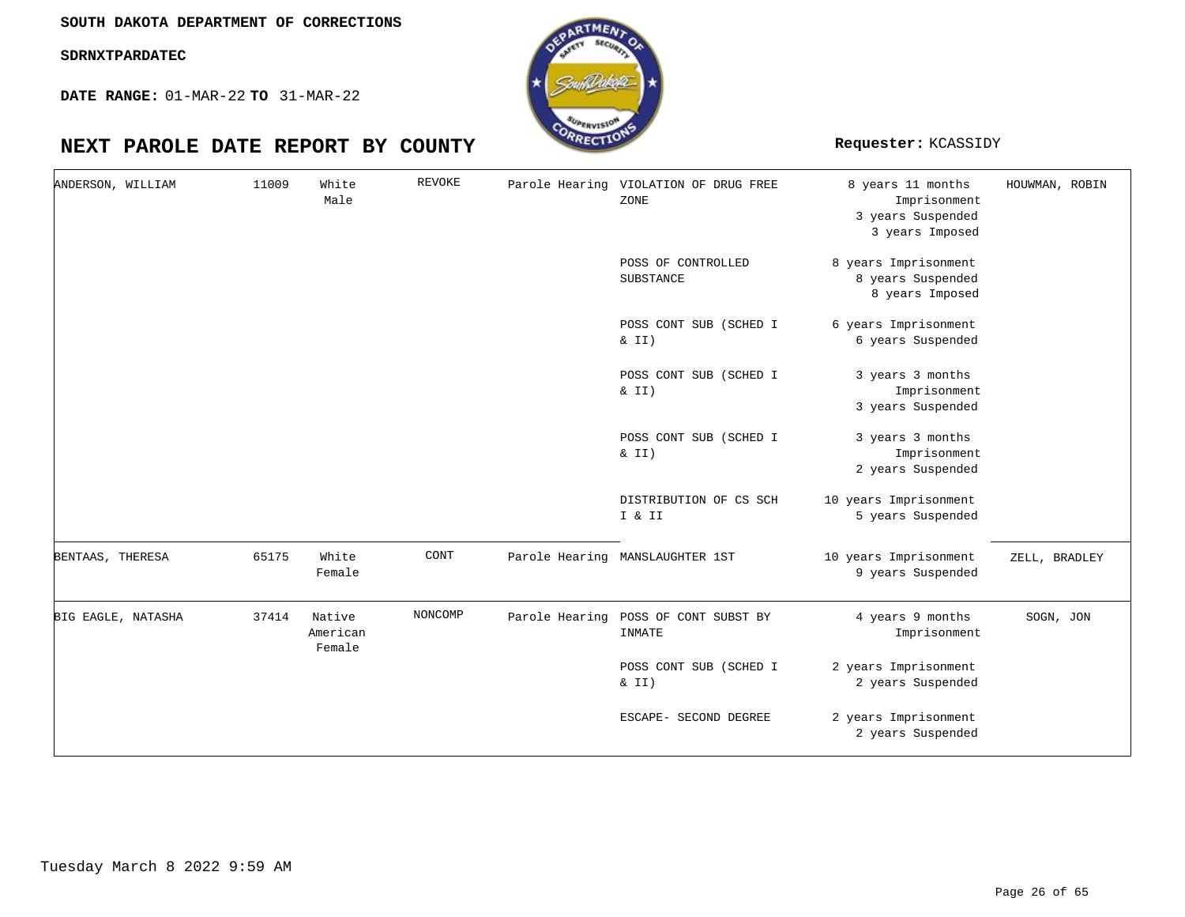**SOUTH DAKOTA DEPARTMENT OF CORRECTIONS**

**SDRNXTPARDATEC**

**DATE RANGE:** 01-MAR-22 **TO** 31-MAR-22

# NEXT PAROLE DATE REPORT BY COUNTY

**Requester:** KCASSIDY

| | | | | | | | |
|---|---|---|---|---|---|---|---|
| ANDERSON, WILLIAM | 11009 | White Male | REVOKE | Parole Hearing | VIOLATION OF DRUG FREE ZONE | 8 years 11 months Imprisonment 3 years Suspended 3 years Imposed | HOUWMAN, ROBIN |
| | | | | | POSS OF CONTROLLED SUBSTANCE | 8 years Imprisonment 8 years Suspended 8 years Imposed | |
| | | | | | POSS CONT SUB (SCHED I & II) | 6 years Imprisonment 6 years Suspended | |
| | | | | | POSS CONT SUB (SCHED I & II) | 3 years 3 months Imprisonment 3 years Suspended | |
| | | | | | POSS CONT SUB (SCHED I & II) | 3 years 3 months Imprisonment 2 years Suspended | |
| | | | | | DISTRIBUTION OF CS SCH I & II | 10 years Imprisonment 5 years Suspended | |
| BENTAAS, THERESA | 65175 | White Female | CONT | Parole Hearing | MANSLAUGHTER 1ST | 10 years Imprisonment 9 years Suspended | ZELL, BRADLEY |
| BIG EAGLE, NATASHA | 37414 | Native American Female | NONCOMP | Parole Hearing | POSS OF CONT SUBST BY INMATE | 4 years 9 months Imprisonment | SOGN, JON |
| | | | | | POSS CONT SUB (SCHED I & II) | 2 years Imprisonment 2 years Suspended | |
| | | | | | ESCAPE- SECOND DEGREE | 2 years Imprisonment 2 years Suspended | |

Tuesday March 8 2022 9:59 AM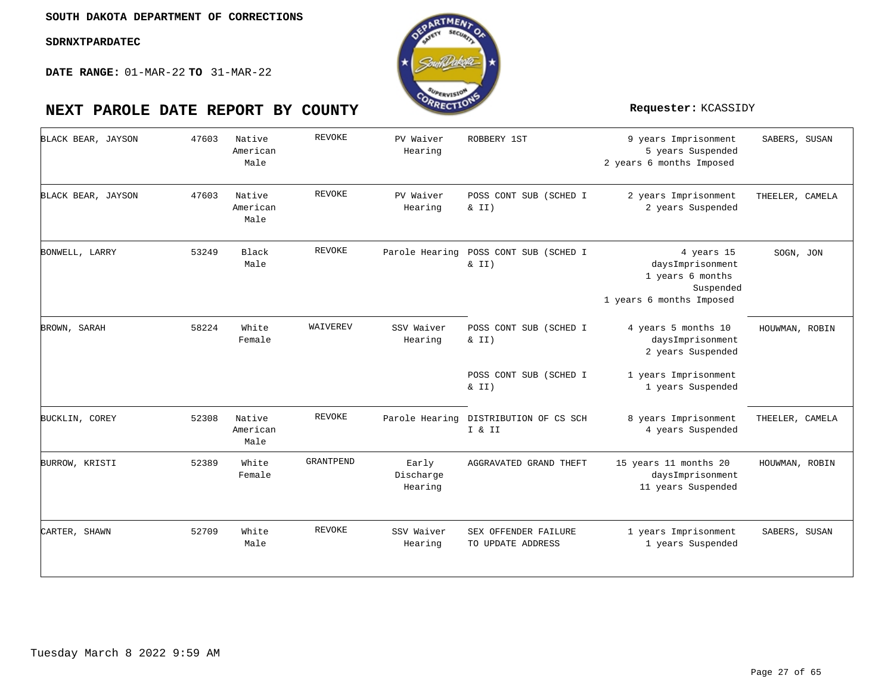SOUTH DAKOTA DEPARTMENT OF CORRECTIONS

SDRNXTPARDATEC

**DATE RANGE:** 01-MAR-22 **TO** 31-MAR-22

# NEXT PAROLE DATE REPORT BY COUNTY

**Requester:** KCASSIDY

| | | | | | | | |
|---|---|---|---|---|---|---|---|
| BLACK BEAR, JAYSON | 47603 | Native American Male | REVOKE | PV Waiver Hearing | ROBBERY 1ST | 9 years Imprisonment 5 years Suspended 2 years 6 months Imposed | SABERS, SUSAN |
| BLACK BEAR, JAYSON | 47603 | Native American Male | REVOKE | PV Waiver Hearing | POSS CONT SUB (SCHED I & II) | 2 years Imprisonment 2 years Suspended | THEELER, CAMELA |
| BONWELL, LARRY | 53249 | Black Male | REVOKE | Parole Hearing | POSS CONT SUB (SCHED I & II) | 4 years 15 daysImprisonment 1 years 6 months Suspended 1 years 6 months Imposed | SOGN, JON |
| BROWN, SARAH | 58224 | White Female | WAIVEREV | SSV Waiver Hearing | POSS CONT SUB (SCHED I & II) | 4 years 5 months 10 daysImprisonment 2 years Suspended | HOUWMAN, ROBIN |
| | | | | | POSS CONT SUB (SCHED I & II) | 1 years Imprisonment 1 years Suspended | |
| BUCKLIN, COREY | 52308 | Native American Male | REVOKE | Parole Hearing | DISTRIBUTION OF CS SCH I & II | 8 years Imprisonment 4 years Suspended | THEELER, CAMELA |
| BURROW, KRISTI | 52389 | White Female | GRANTPEND | Early Discharge Hearing | AGGRAVATED GRAND THEFT | 15 years 11 months 20 daysImprisonment 11 years Suspended | HOUWMAN, ROBIN |
| CARTER, SHAWN | 52709 | White Male | REVOKE | SSV Waiver Hearing | SEX OFFENDER FAILURE TO UPDATE ADDRESS | 1 years Imprisonment 1 years Suspended | SABERS, SUSAN |

Tuesday March 8 2022 9:59 AM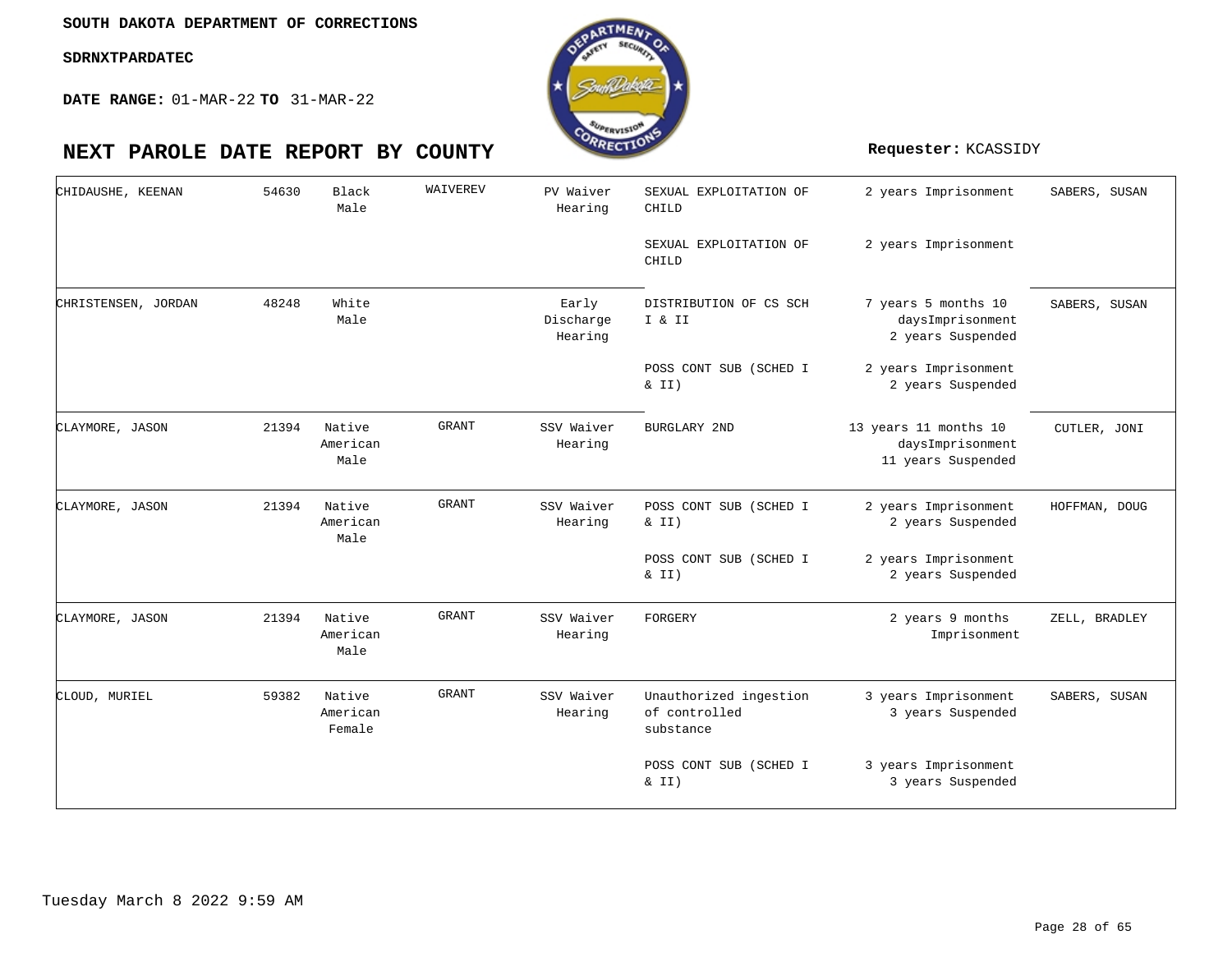SOUTH DAKOTA DEPARTMENT OF CORRECTIONS

SDRNXTPARDATEC

**DATE RANGE:** 01-MAR-22 **TO** 31-MAR-22

# NEXT PAROLE DATE REPORT BY COUNTY

**Requester:** KCASSIDY

| | | | | | | | |
|---|---|---|---|---|---|---|---|
| CHIDAUSHE, KEENAN | 54630 | Black Male | WAIVEREV | PV Waiver Hearing | SEXUAL EXPLOITATION OF CHILD | 2 years Imprisonment | SABERS, SUSAN |
| | | | | | SEXUAL EXPLOITATION OF CHILD | 2 years Imprisonment | |
| CHRISTENSEN, JORDAN | 48248 | White Male | | Early Discharge Hearing | DISTRIBUTION OF CS SCH I & II | 7 years 5 months 10 daysImprisonment 2 years Suspended | SABERS, SUSAN |
| | | | | | POSS CONT SUB (SCHED I & II) | 2 years Imprisonment 2 years Suspended | |
| CLAYMORE, JASON | 21394 | Native American Male | GRANT | SSV Waiver Hearing | BURGLARY 2ND | 13 years 11 months 10 daysImprisonment 11 years Suspended | CUTLER, JONI |
| CLAYMORE, JASON | 21394 | Native American Male | GRANT | SSV Waiver Hearing | POSS CONT SUB (SCHED I & II) | 2 years Imprisonment 2 years Suspended | HOFFMAN, DOUG |
| | | | | | POSS CONT SUB (SCHED I & II) | 2 years Imprisonment 2 years Suspended | |
| CLAYMORE, JASON | 21394 | Native American Male | GRANT | SSV Waiver Hearing | FORGERY | 2 years 9 months Imprisonment | ZELL, BRADLEY |
| CLOUD, MURIEL | 59382 | Native American Female | GRANT | SSV Waiver Hearing | Unauthorized ingestion of controlled substance | 3 years Imprisonment 3 years Suspended | SABERS, SUSAN |
| | | | | | POSS CONT SUB (SCHED I & II) | 3 years Imprisonment 3 years Suspended | |

Tuesday March 8 2022 9:59 AM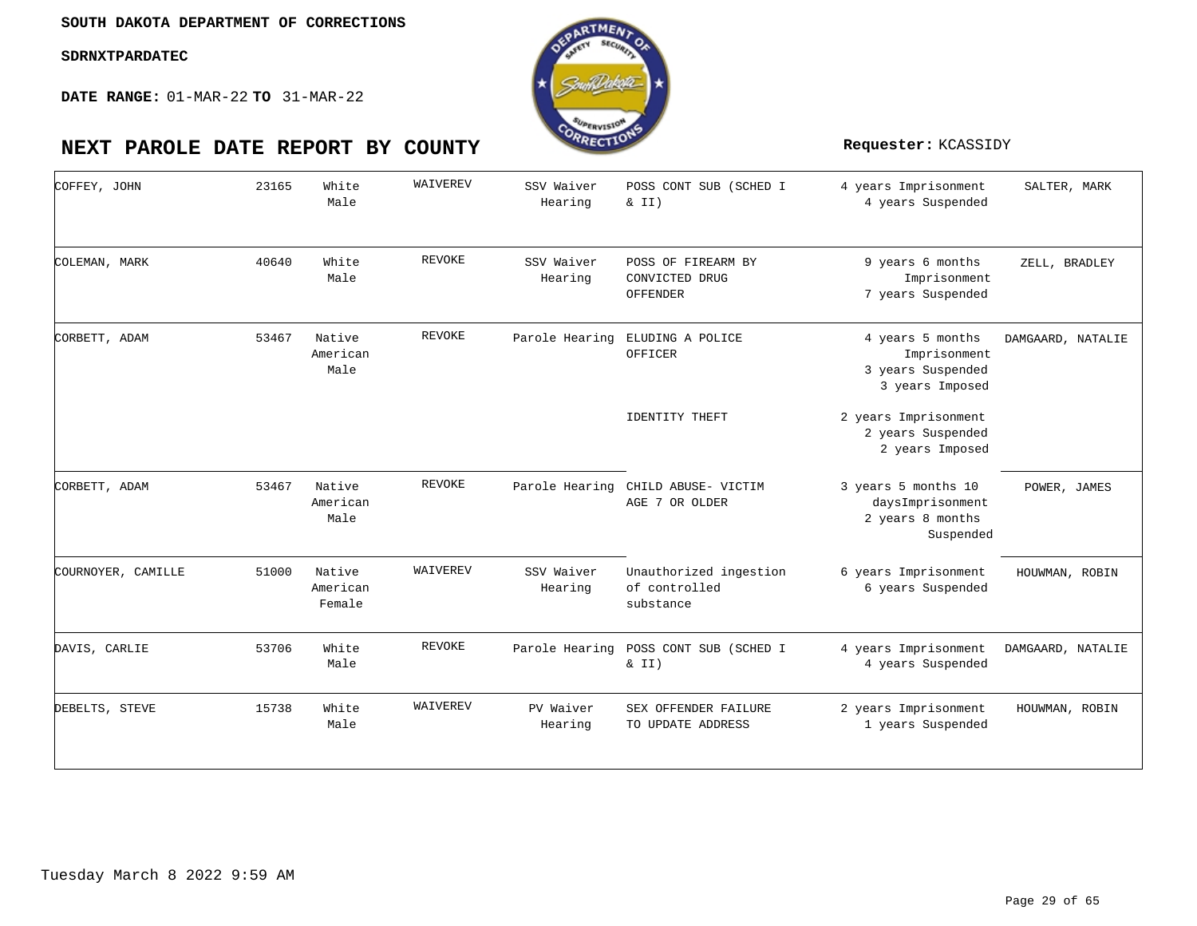SOUTH DAKOTA DEPARTMENT OF CORRECTIONS

SDRNXTPARDATEC

**DATE RANGE:** 01-MAR-22 **TO** 31-MAR-22

# NEXT PAROLE DATE REPORT BY COUNTY

**Requester:** KCASSIDY

| | | | | | | | |
|---|---|---|---|---|---|---|---|
| COFFEY, JOHN | 23165 | White Male | WAIVEREV | SSV Waiver Hearing | POSS CONT SUB (SCHED I & II) | 4 years Imprisonment 4 years Suspended | SALTER, MARK |
| COLEMAN, MARK | 40640 | White Male | REVOKE | SSV Waiver Hearing | POSS OF FIREARM BY CONVICTED DRUG OFFENDER | 9 years 6 months Imprisonment 7 years Suspended | ZELL, BRADLEY |
| CORBETT, ADAM | 53467 | Native American Male | REVOKE | Parole Hearing | ELUDING A POLICE OFFICER | 4 years 5 months Imprisonment 3 years Suspended 3 years Imposed | DAMGAARD, NATALIE |
| | | | | | IDENTITY THEFT | 2 years Imprisonment 2 years Suspended 2 years Imposed | |
| CORBETT, ADAM | 53467 | Native American Male | REVOKE | Parole Hearing | CHILD ABUSE- VICTIM AGE 7 OR OLDER | 3 years 5 months 10 daysImprisonment 2 years 8 months Suspended | POWER, JAMES |
| COURNOYER, CAMILLE | 51000 | Native American Female | WAIVEREV | SSV Waiver Hearing | Unauthorized ingestion of controlled substance | 6 years Imprisonment 6 years Suspended | HOUWMAN, ROBIN |
| DAVIS, CARLIE | 53706 | White Male | REVOKE | Parole Hearing | POSS CONT SUB (SCHED I & II) | 4 years Imprisonment 4 years Suspended | DAMGAARD, NATALIE |
| DEBELTS, STEVE | 15738 | White Male | WAIVEREV | PV Waiver Hearing | SEX OFFENDER FAILURE TO UPDATE ADDRESS | 2 years Imprisonment 1 years Suspended | HOUWMAN, ROBIN |

Tuesday March 8 2022 9:59 AM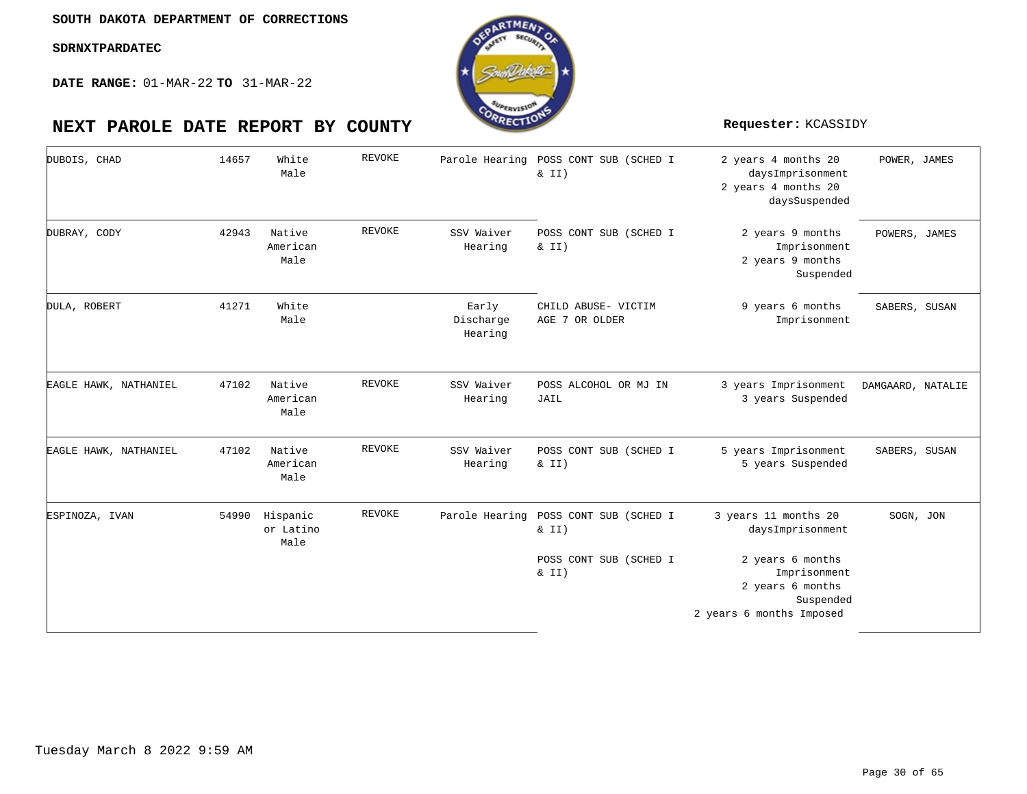SOUTH DAKOTA DEPARTMENT OF CORRECTIONS

SDRNXTPARDATEC

**DATE RANGE:** 01-MAR-22 **TO** 31-MAR-22

# NEXT PAROLE DATE REPORT BY COUNTY

**Requester:** KCASSIDY

| | | | | | | | |
|---|---|---|---|---|---|---|---|
| DUBOIS, CHAD | 14657 | White Male | REVOKE | Parole Hearing | POSS CONT SUB (SCHED I & II) | 2 years 4 months 20 daysImprisonment<br>2 years 4 months 20 daysSuspended | POWER, JAMES |
| DUBRAY, CODY | 42943 | Native American Male | REVOKE | SSV Waiver Hearing | POSS CONT SUB (SCHED I & II) | 2 years 9 months Imprisonment<br>2 years 9 months Suspended | POWERS, JAMES |
| DULA, ROBERT | 41271 | White Male | | Early Discharge Hearing | CHILD ABUSE- VICTIM AGE 7 OR OLDER | 9 years 6 months Imprisonment | SABERS, SUSAN |
| EAGLE HAWK, NATHANIEL | 47102 | Native American Male | REVOKE | SSV Waiver Hearing | POSS ALCOHOL OR MJ IN JAIL | 3 years Imprisonment<br>3 years Suspended | DAMGAARD, NATALIE |
| EAGLE HAWK, NATHANIEL | 47102 | Native American Male | REVOKE | SSV Waiver Hearing | POSS CONT SUB (SCHED I & II) | 5 years Imprisonment<br>5 years Suspended | SABERS, SUSAN |
| ESPINOZA, IVAN | 54990 | Hispanic or Latino Male | REVOKE | Parole Hearing | POSS CONT SUB (SCHED I & II) | 3 years 11 months 20 daysImprisonment | SOGN, JON |
| | | | | | POSS CONT SUB (SCHED I & II) | 2 years 6 months Imprisonment<br>2 years 6 months Suspended<br>2 years 6 months Imposed | |

Tuesday March 8 2022 9:59 AM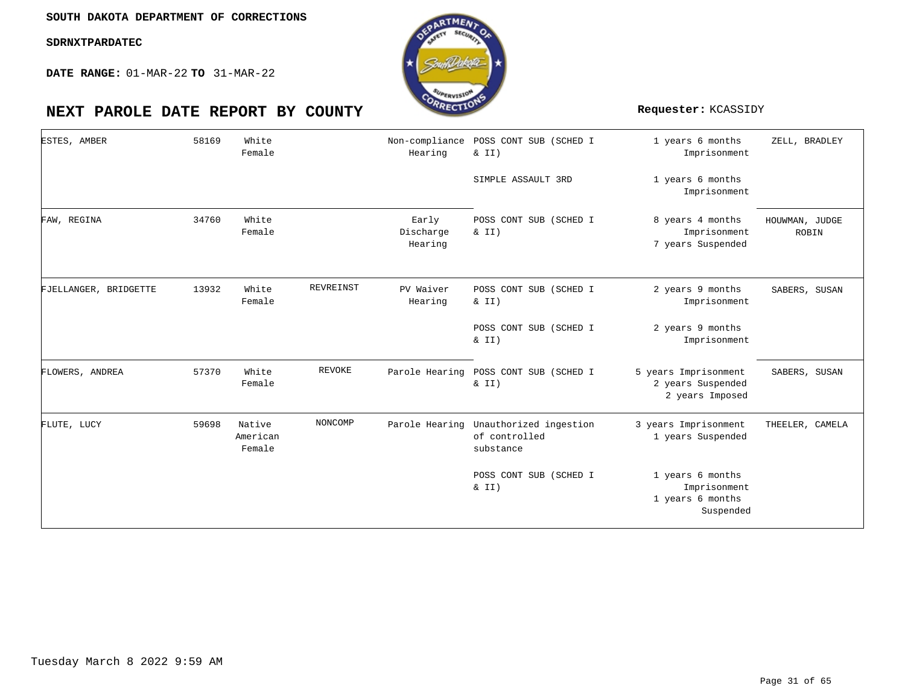**SOUTH DAKOTA DEPARTMENT OF CORRECTIONS**

**SDRNXTPARDATEC**

**DATE RANGE:** 01-MAR-22 **TO** 31-MAR-22

# NEXT PAROLE DATE REPORT BY COUNTY

**Requester:** KCASSIDY

| Name | Number | Race/Sex | Status | Hearing Type | Offense | Sentence | Judge |
|---|---|---|---|---|---|---|---|
| ESTES, AMBER | 58169 | White Female | | Non-compliance Hearing | POSS CONT SUB (SCHED I & II) | 1 years 6 months Imprisonment | ZELL, BRADLEY |
| | | | | | SIMPLE ASSAULT 3RD | 1 years 6 months Imprisonment | |
| FAW, REGINA | 34760 | White Female | | Early Discharge Hearing | POSS CONT SUB (SCHED I & II) | 8 years 4 months Imprisonment 7 years Suspended | HOUWMAN, JUDGE ROBIN |
| FJELLANGER, BRIDGETTE | 13932 | White Female | REVREINST | PV Waiver Hearing | POSS CONT SUB (SCHED I & II) | 2 years 9 months Imprisonment | SABERS, SUSAN |
| | | | | | POSS CONT SUB (SCHED I & II) | 2 years 9 months Imprisonment | |
| FLOWERS, ANDREA | 57370 | White Female | REVOKE | Parole Hearing | POSS CONT SUB (SCHED I & II) | 5 years Imprisonment 2 years Suspended 2 years Imposed | SABERS, SUSAN |
| FLUTE, LUCY | 59698 | Native American Female | NONCOMP | Parole Hearing | Unauthorized ingestion of controlled substance | 3 years Imprisonment 1 years Suspended | THEELER, CAMELA |
| | | | | | POSS CONT SUB (SCHED I & II) | 1 years 6 months Imprisonment 1 years 6 months Suspended | |

Tuesday March 8 2022 9:59 AM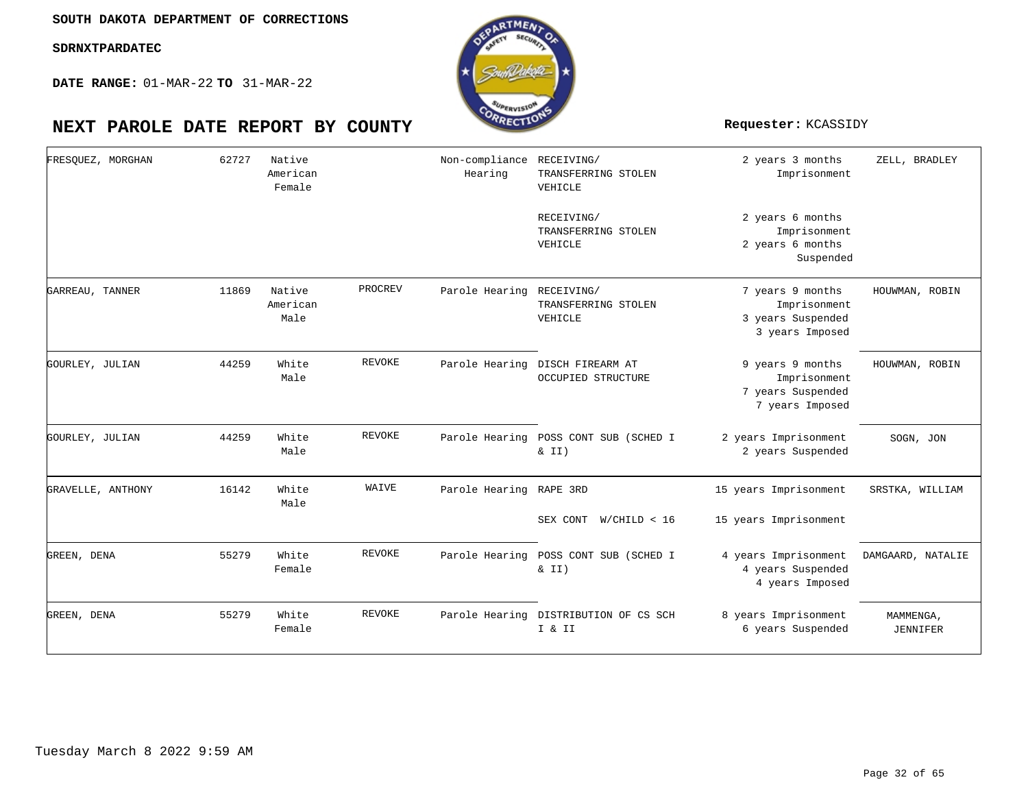**SOUTH DAKOTA DEPARTMENT OF CORRECTIONS**

**SDRNXTPARDATEC**

**DATE RANGE:** 01-MAR-22 **TO** 31-MAR-22

# NEXT PAROLE DATE REPORT BY COUNTY

**Requester:** KCASSIDY

| | | | | | | | |
|---|---|---|---|---|---|---|---|
| FRESQUEZ, MORGHAN | 62727 | Native American Female | | Non-compliance Hearing | RECEIVING/ TRANSFERRING STOLEN VEHICLE | 2 years 3 months Imprisonment | ZELL, BRADLEY |
| | | | | | RECEIVING/ TRANSFERRING STOLEN VEHICLE | 2 years 6 months Imprisonment<br>2 years 6 months Suspended | |
| GARREAU, TANNER | 11869 | Native American Male | PROCREV | Parole Hearing | RECEIVING/ TRANSFERRING STOLEN VEHICLE | 7 years 9 months Imprisonment<br>3 years Suspended<br>3 years Imposed | HOUWMAN, ROBIN |
| GOURLEY, JULIAN | 44259 | White Male | REVOKE | Parole Hearing | DISCH FIREARM AT OCCUPIED STRUCTURE | 9 years 9 months Imprisonment<br>7 years Suspended<br>7 years Imposed | HOUWMAN, ROBIN |
| GOURLEY, JULIAN | 44259 | White Male | REVOKE | Parole Hearing | POSS CONT SUB (SCHED I & II) | 2 years Imprisonment<br>2 years Suspended | SOGN, JON |
| GRAVELLE, ANTHONY | 16142 | White Male | WAIVE | Parole Hearing | RAPE 3RD | 15 years Imprisonment | SRSTKA, WILLIAM |
| | | | | | SEX CONT W/CHILD < 16 | 15 years Imprisonment | |
| GREEN, DENA | 55279 | White Female | REVOKE | Parole Hearing | POSS CONT SUB (SCHED I & II) | 4 years Imprisonment<br>4 years Suspended<br>4 years Imposed | DAMGAARD, NATALIE |
| GREEN, DENA | 55279 | White Female | REVOKE | Parole Hearing | DISTRIBUTION OF CS SCH I & II | 8 years Imprisonment<br>6 years Suspended | MAMMENGA, JENNIFER |

Tuesday March 8 2022 9:59 AM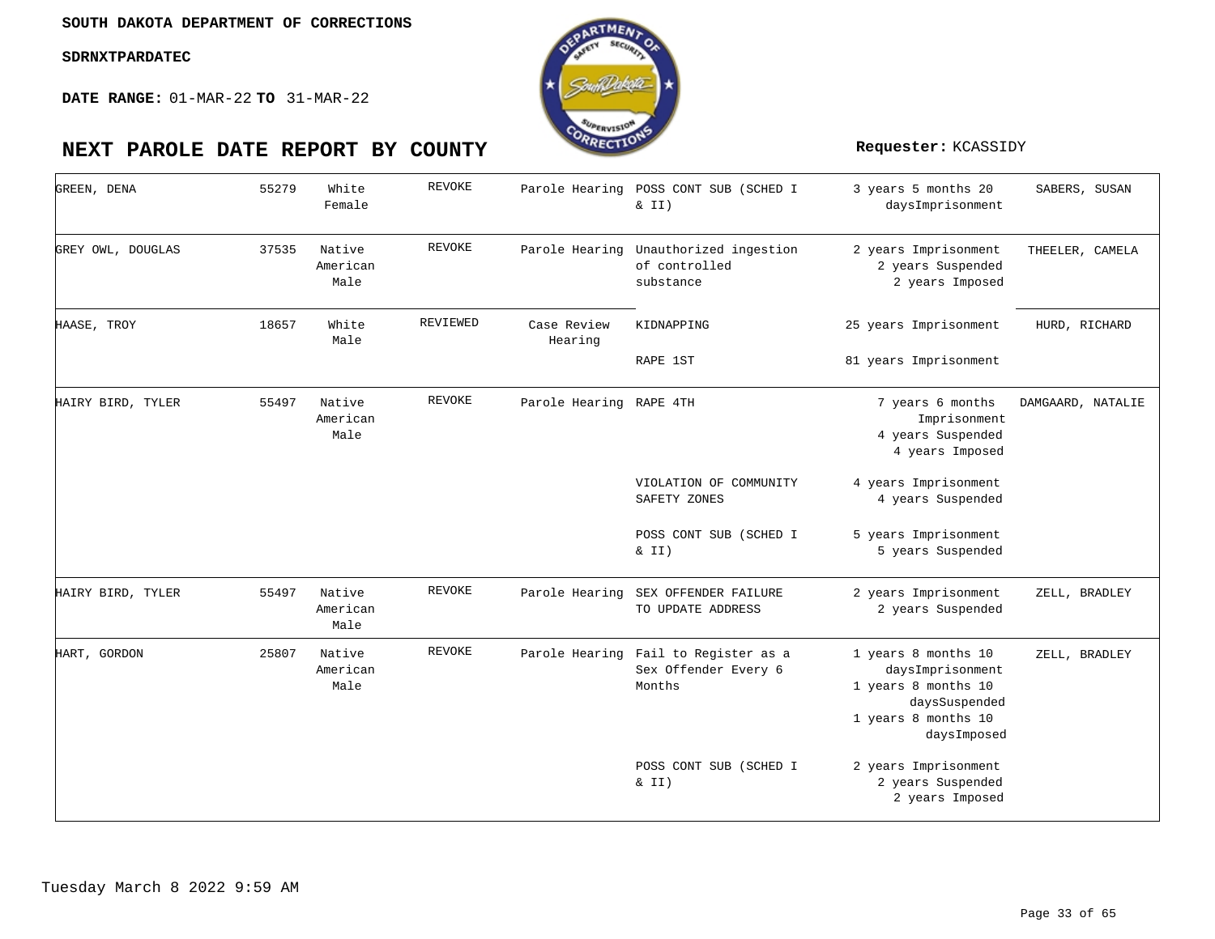SOUTH DAKOTA DEPARTMENT OF CORRECTIONS

SDRNXTPARDATEC

**DATE RANGE:** 01-MAR-22 **TO** 31-MAR-22

# NEXT PAROLE DATE REPORT BY COUNTY

**Requester:** KCASSIDY

| Name | ID | Race/Sex | Status | Hearing | Offense | Sentence | Agent |
|---|---|---|---|---|---|---|---|
| GREEN, DENA | 55279 | White Female | REVOKE | Parole Hearing | POSS CONT SUB (SCHED I & II) | 3 years 5 months 20 daysImprisonment | SABERS, SUSAN |
| GREY OWL, DOUGLAS | 37535 | Native American Male | REVOKE | Parole Hearing | Unauthorized ingestion of controlled substance | 2 years Imprisonment<br>2 years Suspended<br>2 years Imposed | THEELER, CAMELA |
| HAASE, TROY | 18657 | White Male | REVIEWED | Case Review Hearing | KIDNAPPING | 25 years Imprisonment | HURD, RICHARD |
| | | | | | RAPE 1ST | 81 years Imprisonment | |
| HAIRY BIRD, TYLER | 55497 | Native American Male | REVOKE | Parole Hearing | RAPE 4TH | 7 years 6 months Imprisonment<br>4 years Suspended<br>4 years Imposed | DAMGAARD, NATALIE |
| | | | | | VIOLATION OF COMMUNITY SAFETY ZONES | 4 years Imprisonment<br>4 years Suspended | |
| | | | | | POSS CONT SUB (SCHED I & II) | 5 years Imprisonment<br>5 years Suspended | |
| HAIRY BIRD, TYLER | 55497 | Native American Male | REVOKE | Parole Hearing | SEX OFFENDER FAILURE TO UPDATE ADDRESS | 2 years Imprisonment<br>2 years Suspended | ZELL, BRADLEY |
| HART, GORDON | 25807 | Native American Male | REVOKE | Parole Hearing | Fail to Register as a Sex Offender Every 6 Months | 1 years 8 months 10 daysImprisonment<br>1 years 8 months 10 daysSuspended<br>1 years 8 months 10 daysImposed | ZELL, BRADLEY |
| | | | | | POSS CONT SUB (SCHED I & II) | 2 years Imprisonment<br>2 years Suspended<br>2 years Imposed | |

Tuesday March 8 2022 9:59 AM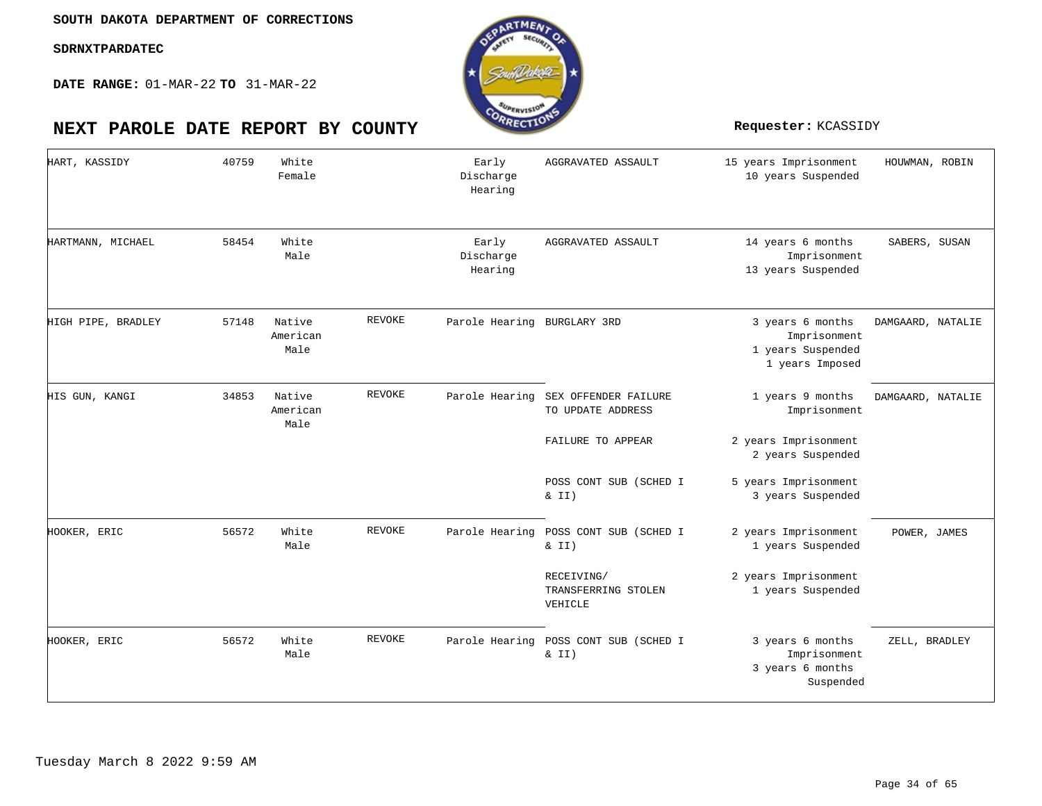**SOUTH DAKOTA DEPARTMENT OF CORRECTIONS**

**SDRNXTPARDATEC**

**DATE RANGE:** 01-MAR-22 **TO** 31-MAR-22

# NEXT PAROLE DATE REPORT BY COUNTY

**Requester:** KCASSIDY

| Name | Number | Race/Gender | Action | Hearing Type | Offense | Sentence | Judge |
|---|---|---|---|---|---|---|---|
| HART, KASSIDY | 40759 | White Female | | Early Discharge Hearing | AGGRAVATED ASSAULT | 15 years Imprisonment 10 years Suspended | HOUWMAN, ROBIN |
| HARTMANN, MICHAEL | 58454 | White Male | | Early Discharge Hearing | AGGRAVATED ASSAULT | 14 years 6 months Imprisonment 13 years Suspended | SABERS, SUSAN |
| HIGH PIPE, BRADLEY | 57148 | Native American Male | REVOKE | Parole Hearing | BURGLARY 3RD | 3 years 6 months Imprisonment 1 years Suspended 1 years Imposed | DAMGAARD, NATALIE |
| HIS GUN, KANGI | 34853 | Native American Male | REVOKE | Parole Hearing | SEX OFFENDER FAILURE TO UPDATE ADDRESS | 1 years 9 months Imprisonment | DAMGAARD, NATALIE |
| | | | | | FAILURE TO APPEAR | 2 years Imprisonment 2 years Suspended | |
| | | | | | POSS CONT SUB (SCHED I & II) | 5 years Imprisonment 3 years Suspended | |
| HOOKER, ERIC | 56572 | White Male | REVOKE | Parole Hearing | POSS CONT SUB (SCHED I & II) | 2 years Imprisonment 1 years Suspended | POWER, JAMES |
| | | | | | RECEIVING/ TRANSFERRING STOLEN VEHICLE | 2 years Imprisonment 1 years Suspended | |
| HOOKER, ERIC | 56572 | White Male | REVOKE | Parole Hearing | POSS CONT SUB (SCHED I & II) | 3 years 6 months Imprisonment 3 years 6 months Suspended | ZELL, BRADLEY |

Tuesday March 8 2022 9:59 AM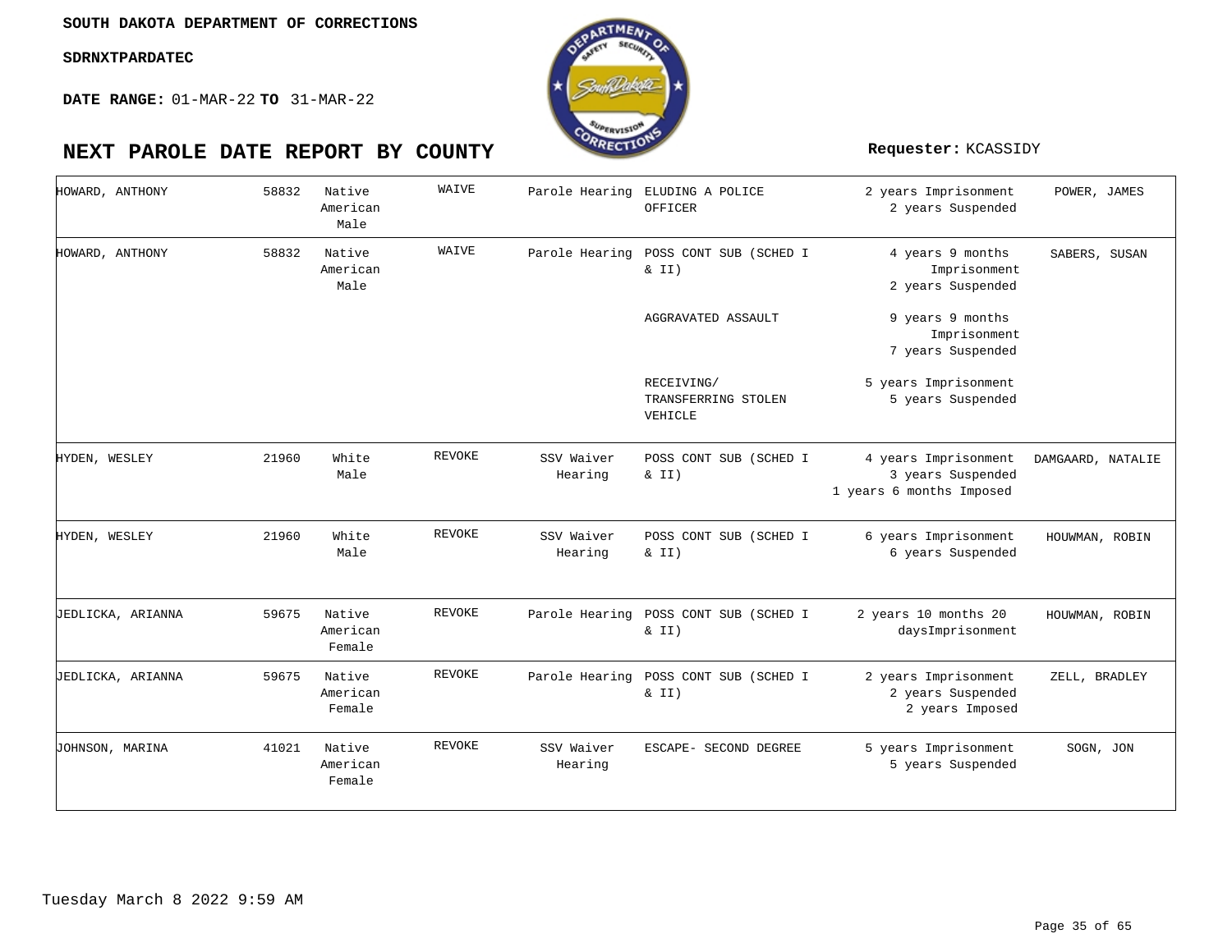SOUTH DAKOTA DEPARTMENT OF CORRECTIONS

SDRNXTPARDATEC

**DATE RANGE:** 01-MAR-22 **TO** 31-MAR-22

# NEXT PAROLE DATE REPORT BY COUNTY

**Requester:** KCASSIDY

| | | | | | | | |
|---|---|---|---|---|---|---|---|
| HOWARD, ANTHONY | 58832 | Native American Male | WAIVE | Parole Hearing | ELUDING A POLICE OFFICER | 2 years Imprisonment 2 years Suspended | POWER, JAMES |
| HOWARD, ANTHONY | 58832 | Native American Male | WAIVE | Parole Hearing | POSS CONT SUB (SCHED I & II) | 4 years 9 months Imprisonment 2 years Suspended | SABERS, SUSAN |
| | | | | | AGGRAVATED ASSAULT | 9 years 9 months Imprisonment 7 years Suspended | |
| | | | | | RECEIVING/ TRANSFERRING STOLEN VEHICLE | 5 years Imprisonment 5 years Suspended | |
| HYDEN, WESLEY | 21960 | White Male | REVOKE | SSV Waiver Hearing | POSS CONT SUB (SCHED I & II) | 4 years Imprisonment 3 years Suspended 1 years 6 months Imposed | DAMGAARD, NATALIE |
| HYDEN, WESLEY | 21960 | White Male | REVOKE | SSV Waiver Hearing | POSS CONT SUB (SCHED I & II) | 6 years Imprisonment 6 years Suspended | HOUWMAN, ROBIN |
| JEDLICKA, ARIANNA | 59675 | Native American Female | REVOKE | Parole Hearing | POSS CONT SUB (SCHED I & II) | 2 years 10 months 20 daysImprisonment | HOUWMAN, ROBIN |
| JEDLICKA, ARIANNA | 59675 | Native American Female | REVOKE | Parole Hearing | POSS CONT SUB (SCHED I & II) | 2 years Imprisonment 2 years Suspended 2 years Imposed | ZELL, BRADLEY |
| JOHNSON, MARINA | 41021 | Native American Female | REVOKE | SSV Waiver Hearing | ESCAPE- SECOND DEGREE | 5 years Imprisonment 5 years Suspended | SOGN, JON |

Tuesday March 8 2022 9:59 AM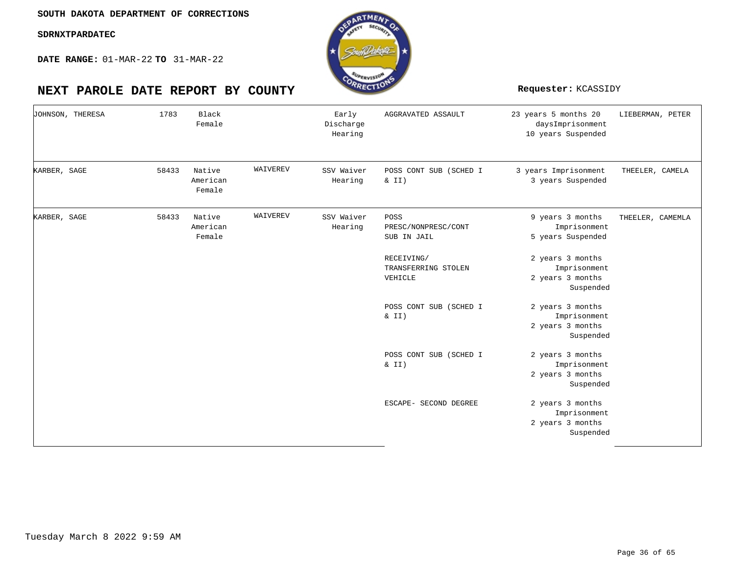SOUTH DAKOTA DEPARTMENT OF CORRECTIONS

SDRNXTPARDATEC

**DATE RANGE:** 01-MAR-22 **TO** 31-MAR-22

# NEXT PAROLE DATE REPORT BY COUNTY

**Requester:** KCASSIDY

| | | | | | | | |
|---|---|---|---|---|---|---|---|
| JOHNSON, THERESA | 1783 | Black Female | | Early Discharge Hearing | AGGRAVATED ASSAULT | 23 years 5 months 20 daysImprisonment 10 years Suspended | LIEBERMAN, PETER |
| KARBER, SAGE | 58433 | Native American Female | WAIVEREV | SSV Waiver Hearing | POSS CONT SUB (SCHED I & II) | 3 years Imprisonment 3 years Suspended | THEELER, CAMELA |
| KARBER, SAGE | 58433 | Native American Female | WAIVEREV | SSV Waiver Hearing | POSS PRESC/NONPRESC/CONT SUB IN JAIL | 9 years 3 months Imprisonment 5 years Suspended | THEELER, CAMEMLA |
| | | | | | RECEIVING/ TRANSFERRING STOLEN VEHICLE | 2 years 3 months Imprisonment 2 years 3 months Suspended | |
| | | | | | POSS CONT SUB (SCHED I & II) | 2 years 3 months Imprisonment 2 years 3 months Suspended | |
| | | | | | POSS CONT SUB (SCHED I & II) | 2 years 3 months Imprisonment 2 years 3 months Suspended | |
| | | | | | ESCAPE- SECOND DEGREE | 2 years 3 months Imprisonment 2 years 3 months Suspended | |

Tuesday March 8 2022 9:59 AM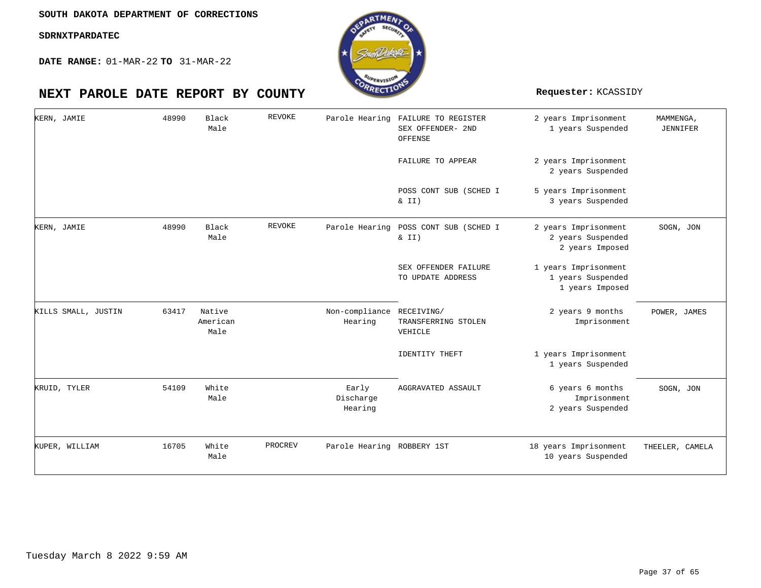SOUTH DAKOTA DEPARTMENT OF CORRECTIONS

SDRNXTPARDATEC

**DATE RANGE:** 01-MAR-22 **TO** 31-MAR-22

# NEXT PAROLE DATE REPORT BY COUNTY

**Requester:** KCASSIDY

| | | | | | | | |
|---|---|---|---|---|---|---|---|
| KERN, JAMIE | 48990 | Black Male | REVOKE | Parole Hearing | FAILURE TO REGISTER SEX OFFENDER- 2ND OFFENSE | 2 years Imprisonment 1 years Suspended | MAMMENGA, JENNIFER |
| | | | | | FAILURE TO APPEAR | 2 years Imprisonment 2 years Suspended | |
| | | | | | POSS CONT SUB (SCHED I & II) | 5 years Imprisonment 3 years Suspended | |
| KERN, JAMIE | 48990 | Black Male | REVOKE | Parole Hearing | POSS CONT SUB (SCHED I & II) | 2 years Imprisonment 2 years Suspended 2 years Imposed | SOGN, JON |
| | | | | | SEX OFFENDER FAILURE TO UPDATE ADDRESS | 1 years Imprisonment 1 years Suspended 1 years Imposed | |
| KILLS SMALL, JUSTIN | 63417 | Native American Male | | Non-compliance Hearing | RECEIVING/ TRANSFERRING STOLEN VEHICLE | 2 years 9 months Imprisonment | POWER, JAMES |
| | | | | | IDENTITY THEFT | 1 years Imprisonment 1 years Suspended | |
| KRUID, TYLER | 54109 | White Male | | Early Discharge Hearing | AGGRAVATED ASSAULT | 6 years 6 months Imprisonment 2 years Suspended | SOGN, JON |
| KUPER, WILLIAM | 16705 | White Male | PROCREV | Parole Hearing | ROBBERY 1ST | 18 years Imprisonment 10 years Suspended | THEELER, CAMELA |

Tuesday March 8 2022 9:59 AM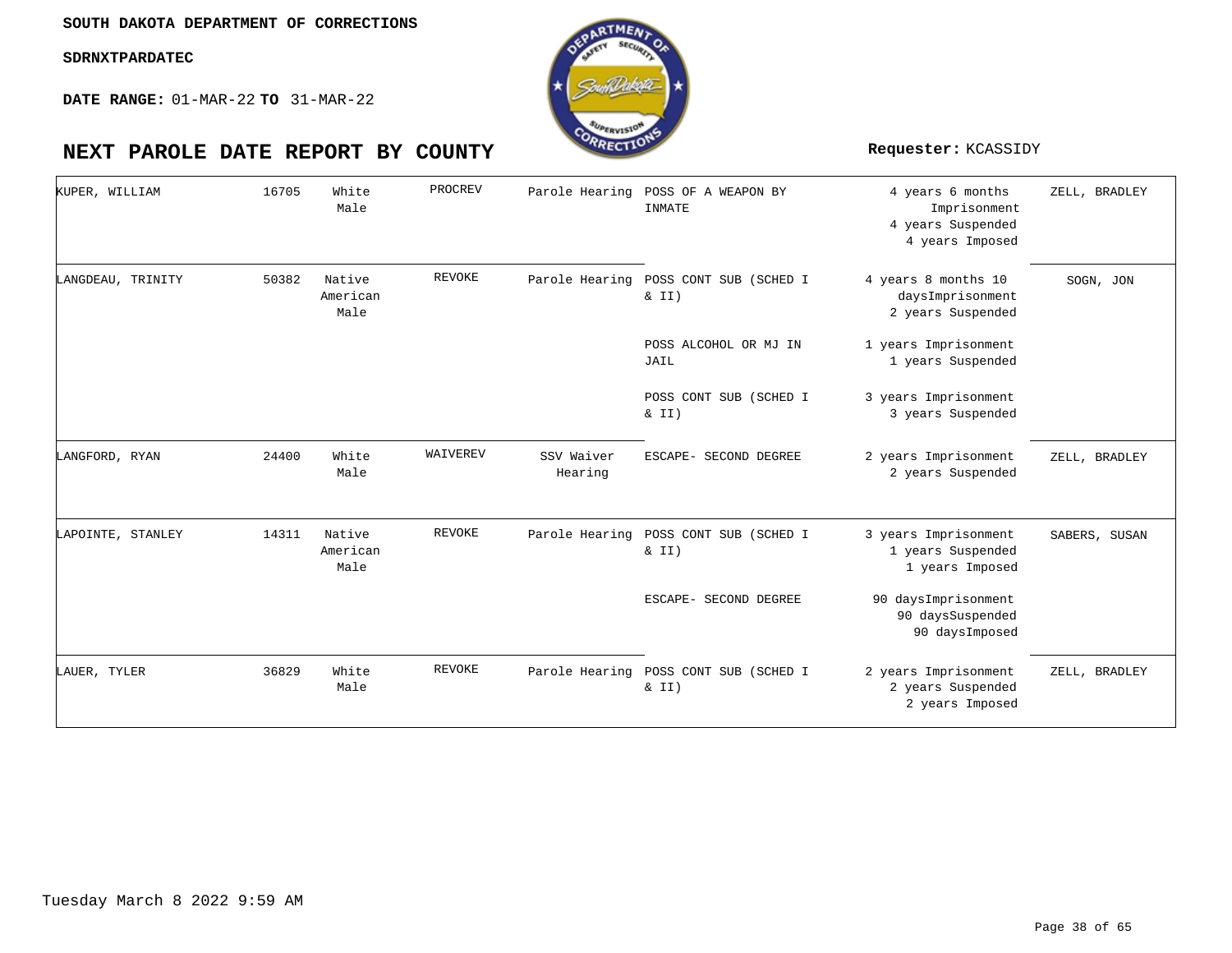**SOUTH DAKOTA DEPARTMENT OF CORRECTIONS**

**SDRNXTPARDATEC**

**DATE RANGE:** 01-MAR-22 **TO** 31-MAR-22

# NEXT PAROLE DATE REPORT BY COUNTY

**Requester:** KCASSIDY

| | | | | | | | |
|---|---|---|---|---|---|---|---|
| KUPER, WILLIAM | 16705 | White Male | PROCREV | Parole Hearing | POSS OF A WEAPON BY INMATE | 4 years 6 months Imprisonment<br>4 years Suspended<br>4 years Imposed | ZELL, BRADLEY |
| LANGDEAU, TRINITY | 50382 | Native American Male | REVOKE | Parole Hearing | POSS CONT SUB (SCHED I & II) | 4 years 8 months 10 daysImprisonment<br>2 years Suspended | SOGN, JON |
| | | | | | POSS ALCOHOL OR MJ IN JAIL | 1 years Imprisonment<br>1 years Suspended | |
| | | | | | POSS CONT SUB (SCHED I & II) | 3 years Imprisonment<br>3 years Suspended | |
| LANGFORD, RYAN | 24400 | White Male | WAIVEREV | SSV Waiver Hearing | ESCAPE- SECOND DEGREE | 2 years Imprisonment<br>2 years Suspended | ZELL, BRADLEY |
| LAPOINTE, STANLEY | 14311 | Native American Male | REVOKE | Parole Hearing | POSS CONT SUB (SCHED I & II) | 3 years Imprisonment<br>1 years Suspended<br>1 years Imposed | SABERS, SUSAN |
| | | | | | ESCAPE- SECOND DEGREE | 90 daysImprisonment<br>90 daysSuspended<br>90 daysImposed | |
| LAUER, TYLER | 36829 | White Male | REVOKE | Parole Hearing | POSS CONT SUB (SCHED I & II) | 2 years Imprisonment<br>2 years Suspended<br>2 years Imposed | ZELL, BRADLEY |

Tuesday March 8 2022 9:59 AM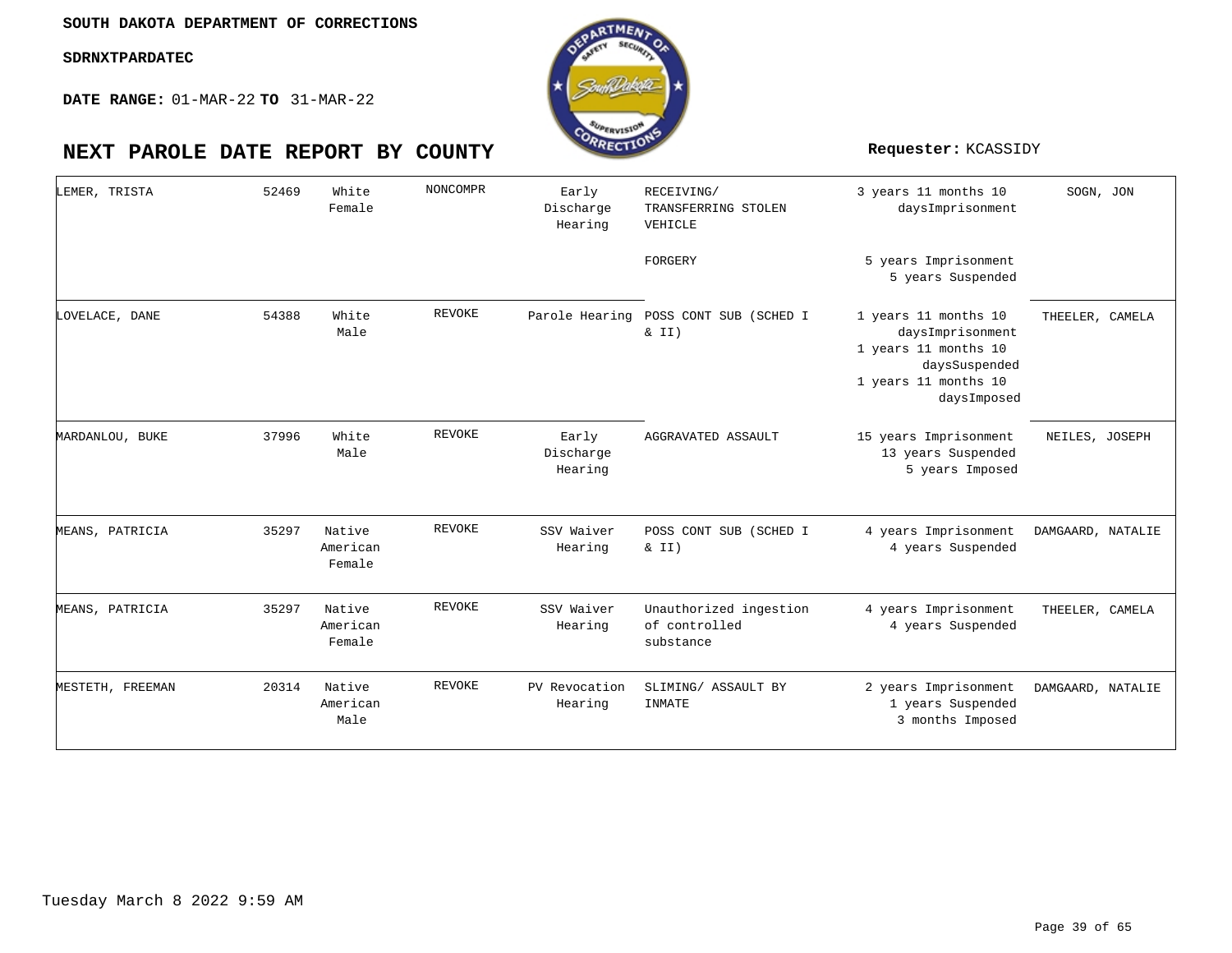**SOUTH DAKOTA DEPARTMENT OF CORRECTIONS**

**SDRNXTPARDATEC**

**DATE RANGE:** 01-MAR-22 **TO** 31-MAR-22

# NEXT PAROLE DATE REPORT BY COUNTY

**Requester:** KCASSIDY

| | | | | | | | |
|---|---|---|---|---|---|---|---|
| LEMER, TRISTA | 52469 | White Female | NONCOMPR | Early Discharge Hearing | RECEIVING/ TRANSFERRING STOLEN VEHICLE | 3 years 11 months 10 daysImprisonment | SOGN, JON |
| | | | | | FORGERY | 5 years Imprisonment 5 years Suspended | |
| LOVELACE, DANE | 54388 | White Male | REVOKE | Parole Hearing | POSS CONT SUB (SCHED I & II) | 1 years 11 months 10 daysImprisonment 1 years 11 months 10 daysSuspended 1 years 11 months 10 daysImposed | THEELER, CAMELA |
| MARDANLOU, BUKE | 37996 | White Male | REVOKE | Early Discharge Hearing | AGGRAVATED ASSAULT | 15 years Imprisonment 13 years Suspended 5 years Imposed | NEILES, JOSEPH |
| MEANS, PATRICIA | 35297 | Native American Female | REVOKE | SSV Waiver Hearing | POSS CONT SUB (SCHED I & II) | 4 years Imprisonment 4 years Suspended | DAMGAARD, NATALIE |
| MEANS, PATRICIA | 35297 | Native American Female | REVOKE | SSV Waiver Hearing | Unauthorized ingestion of controlled substance | 4 years Imprisonment 4 years Suspended | THEELER, CAMELA |
| MESTETH, FREEMAN | 20314 | Native American Male | REVOKE | PV Revocation Hearing | SLIMING/ ASSAULT BY INMATE | 2 years Imprisonment 1 years Suspended 3 months Imposed | DAMGAARD, NATALIE |

Tuesday March 8 2022 9:59 AM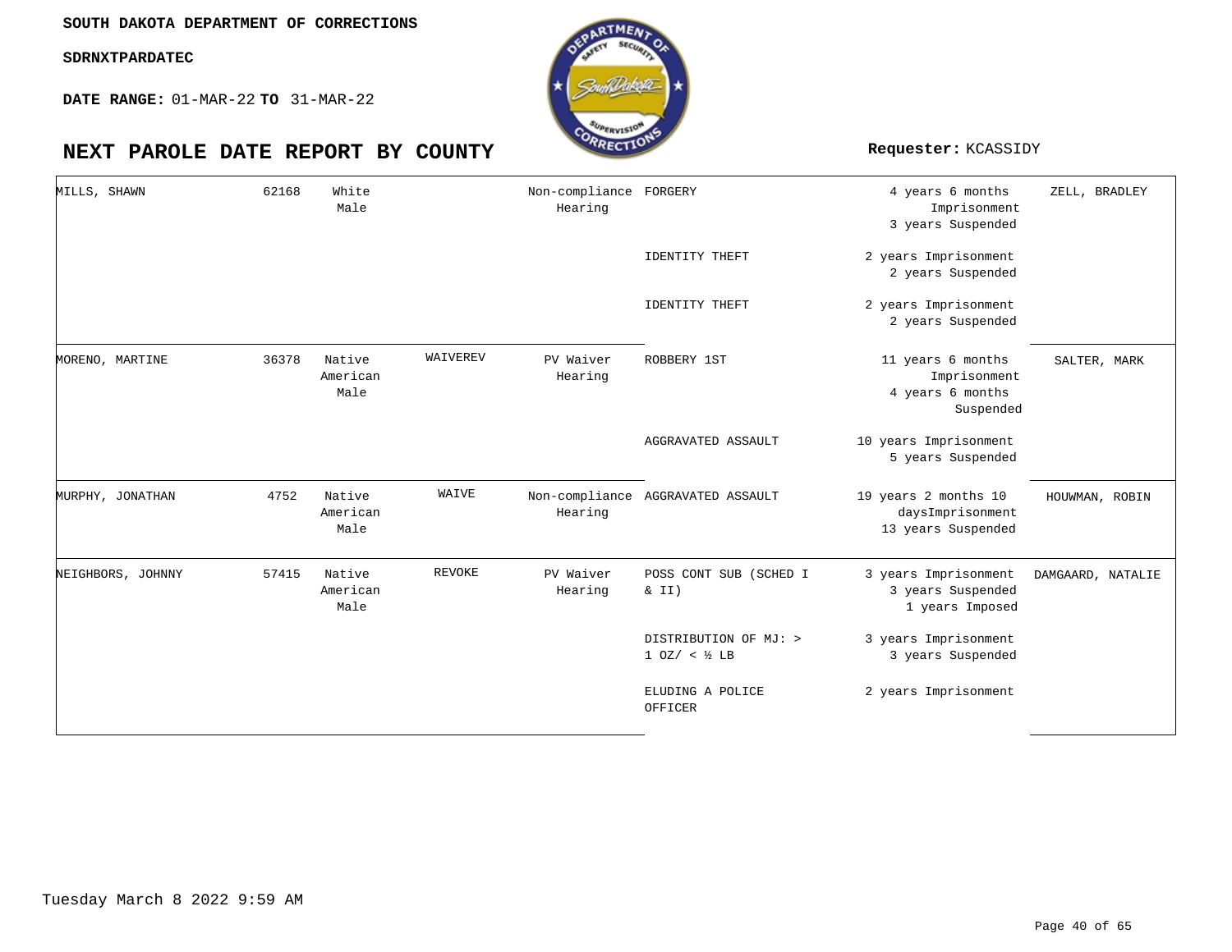**SOUTH DAKOTA DEPARTMENT OF CORRECTIONS**

**SDRNXTPARDATEC**

**DATE RANGE:** 01-MAR-22 **TO** 31-MAR-22

# NEXT PAROLE DATE REPORT BY COUNTY

**Requester:** KCASSIDY

| Name | Number | Race/Sex | Code | Hearing | Offense | Sentence | Agent |
|---|---|---|---|---|---|---|---|
| MILLS, SHAWN | 62168 | White Male | | Non-compliance Hearing | FORGERY | 4 years 6 months Imprisonment 3 years Suspended | ZELL, BRADLEY |
| | | | | | IDENTITY THEFT | 2 years Imprisonment 2 years Suspended | |
| | | | | | IDENTITY THEFT | 2 years Imprisonment 2 years Suspended | |
| MORENO, MARTINE | 36378 | Native American Male | WAIVEREV | PV Waiver Hearing | ROBBERY 1ST | 11 years 6 months Imprisonment 4 years 6 months Suspended | SALTER, MARK |
| | | | | | AGGRAVATED ASSAULT | 10 years Imprisonment 5 years Suspended | |
| MURPHY, JONATHAN | 4752 | Native American Male | WAIVE | Non-compliance Hearing | AGGRAVATED ASSAULT | 19 years 2 months 10 daysImprisonment 13 years Suspended | HOUWMAN, ROBIN |
| NEIGHBORS, JOHNNY | 57415 | Native American Male | REVOKE | PV Waiver Hearing | POSS CONT SUB (SCHED I & II) | 3 years Imprisonment 3 years Suspended 1 years Imposed | DAMGAARD, NATALIE |
| | | | | | DISTRIBUTION OF MJ: > 1 OZ/ < ½ LB | 3 years Imprisonment 3 years Suspended | |
| | | | | | ELUDING A POLICE OFFICER | 2 years Imprisonment | |

Tuesday March 8 2022 9:59 AM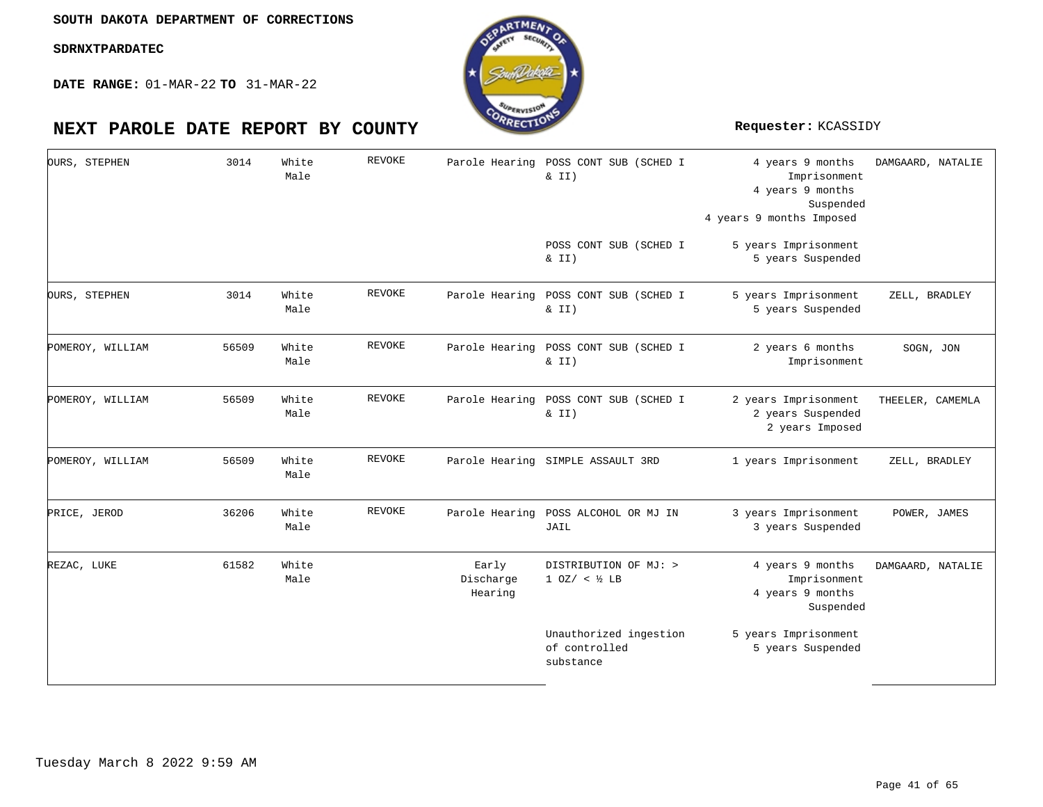**SOUTH DAKOTA DEPARTMENT OF CORRECTIONS**

**SDRNXTPARDATEC**

**DATE RANGE:** 01-MAR-22 **TO** 31-MAR-22

# NEXT PAROLE DATE REPORT BY COUNTY

**Requester:** KCASSIDY

| | | | | | | | |
|---|---|---|---|---|---|---|---|
| OURS, STEPHEN | 3014 | White Male | REVOKE | Parole Hearing | POSS CONT SUB (SCHED I & II) | 4 years 9 months Imprisonment<br>4 years 9 months Suspended<br>4 years 9 months Imposed | DAMGAARD, NATALIE |
| | | | | | POSS CONT SUB (SCHED I & II) | 5 years Imprisonment<br>5 years Suspended | |
| OURS, STEPHEN | 3014 | White Male | REVOKE | Parole Hearing | POSS CONT SUB (SCHED I & II) | 5 years Imprisonment<br>5 years Suspended | ZELL, BRADLEY |
| POMEROY, WILLIAM | 56509 | White Male | REVOKE | Parole Hearing | POSS CONT SUB (SCHED I & II) | 2 years 6 months Imprisonment | SOGN, JON |
| POMEROY, WILLIAM | 56509 | White Male | REVOKE | Parole Hearing | POSS CONT SUB (SCHED I & II) | 2 years Imprisonment<br>2 years Suspended<br>2 years Imposed | THEELER, CAMEMLA |
| POMEROY, WILLIAM | 56509 | White Male | REVOKE | Parole Hearing | SIMPLE ASSAULT 3RD | 1 years Imprisonment | ZELL, BRADLEY |
| PRICE, JEROD | 36206 | White Male | REVOKE | Parole Hearing | POSS ALCOHOL OR MJ IN JAIL | 3 years Imprisonment<br>3 years Suspended | POWER, JAMES |
| REZAC, LUKE | 61582 | White Male | | Early Discharge Hearing | DISTRIBUTION OF MJ: > 1 OZ/ < ½ LB | 4 years 9 months Imprisonment<br>4 years 9 months Suspended | DAMGAARD, NATALIE |
| | | | | | Unauthorized ingestion of controlled substance | 5 years Imprisonment<br>5 years Suspended | |

Tuesday March 8 2022 9:59 AM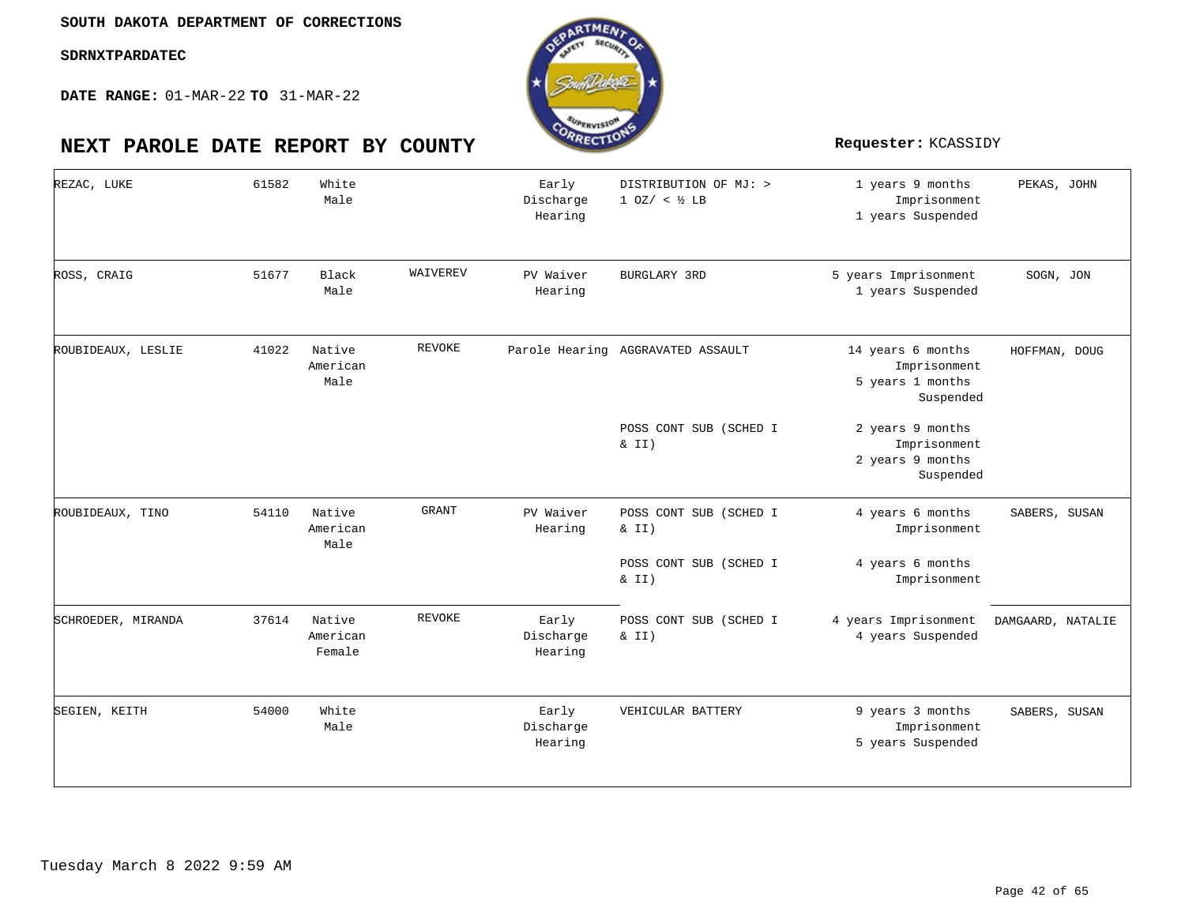**SOUTH DAKOTA DEPARTMENT OF CORRECTIONS**

**SDRNXTPARDATEC**

**DATE RANGE:** 01-MAR-22 **TO** 31-MAR-22

# NEXT PAROLE DATE REPORT BY COUNTY

**Requester:** KCASSIDY

| Name | Number | Race/Sex | Action | Hearing Type | Offense | Sentence | Agent |
|---|---|---|---|---|---|---|---|
| REZAC, LUKE | 61582 | White Male | | Early Discharge Hearing | DISTRIBUTION OF MJ: > 1 OZ/ < ½ LB | 1 years 9 months Imprisonment 1 years Suspended | PEKAS, JOHN |
| ROSS, CRAIG | 51677 | Black Male | WAIVEREV | PV Waiver Hearing | BURGLARY 3RD | 5 years Imprisonment 1 years Suspended | SOGN, JON |
| ROUBIDEAUX, LESLIE | 41022 | Native American Male | REVOKE | Parole Hearing | AGGRAVATED ASSAULT | 14 years 6 months Imprisonment 5 years 1 months Suspended | HOFFMAN, DOUG |
| | | | | | POSS CONT SUB (SCHED I & II) | 2 years 9 months Imprisonment 2 years 9 months Suspended | |
| ROUBIDEAUX, TINO | 54110 | Native American Male | GRANT | PV Waiver Hearing | POSS CONT SUB (SCHED I & II) | 4 years 6 months Imprisonment | SABERS, SUSAN |
| | | | | | POSS CONT SUB (SCHED I & II) | 4 years 6 months Imprisonment | |
| SCHROEDER, MIRANDA | 37614 | Native American Female | REVOKE | Early Discharge Hearing | POSS CONT SUB (SCHED I & II) | 4 years Imprisonment 4 years Suspended | DAMGAARD, NATALIE |
| SEGIEN, KEITH | 54000 | White Male | | Early Discharge Hearing | VEHICULAR BATTERY | 9 years 3 months Imprisonment 5 years Suspended | SABERS, SUSAN |

Tuesday March 8 2022 9:59 AM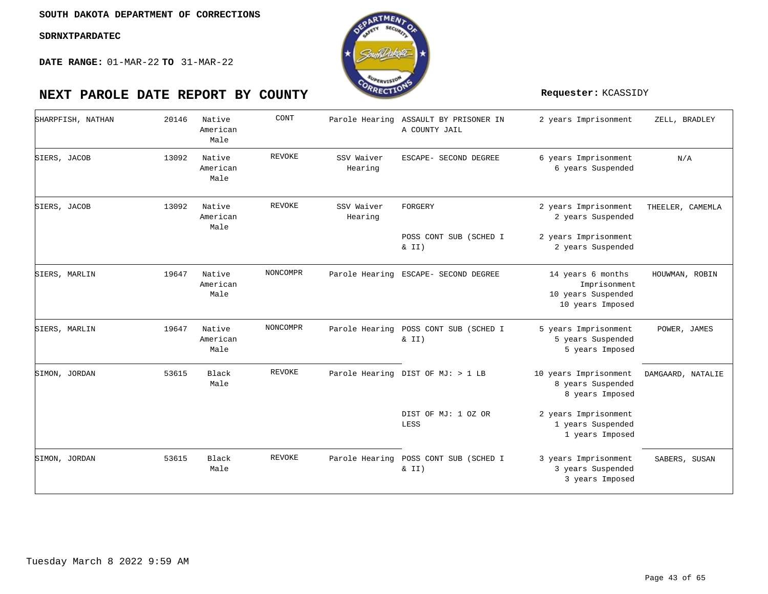SOUTH DAKOTA DEPARTMENT OF CORRECTIONS

SDRNXTPARDATEC

**DATE RANGE:** 01-MAR-22 **TO** 31-MAR-22

# NEXT PAROLE DATE REPORT BY COUNTY

**Requester:** KCASSIDY

| | | | | | | | |
|---|---|---|---|---|---|---|---|
| SHARPFISH, NATHAN | 20146 | Native American Male | CONT | Parole Hearing | ASSAULT BY PRISONER IN A COUNTY JAIL | 2 years Imprisonment | ZELL, BRADLEY |
| SIERS, JACOB | 13092 | Native American Male | REVOKE | SSV Waiver Hearing | ESCAPE- SECOND DEGREE | 6 years Imprisonment 6 years Suspended | N/A |
| SIERS, JACOB | 13092 | Native American Male | REVOKE | SSV Waiver Hearing | FORGERY | 2 years Imprisonment 2 years Suspended | THEELER, CAMEMLA |
| | | | | | POSS CONT SUB (SCHED I & II) | 2 years Imprisonment 2 years Suspended | |
| SIERS, MARLIN | 19647 | Native American Male | NONCOMPR | Parole Hearing | ESCAPE- SECOND DEGREE | 14 years 6 months Imprisonment 10 years Suspended 10 years Imposed | HOUWMAN, ROBIN |
| SIERS, MARLIN | 19647 | Native American Male | NONCOMPR | Parole Hearing | POSS CONT SUB (SCHED I & II) | 5 years Imprisonment 5 years Suspended 5 years Imposed | POWER, JAMES |
| SIMON, JORDAN | 53615 | Black Male | REVOKE | Parole Hearing | DIST OF MJ: > 1 LB | 10 years Imprisonment 8 years Suspended 8 years Imposed | DAMGAARD, NATALIE |
| | | | | | DIST OF MJ: 1 OZ OR LESS | 2 years Imprisonment 1 years Suspended 1 years Imposed | |
| SIMON, JORDAN | 53615 | Black Male | REVOKE | Parole Hearing | POSS CONT SUB (SCHED I & II) | 3 years Imprisonment 3 years Suspended 3 years Imposed | SABERS, SUSAN |

Tuesday March 8 2022 9:59 AM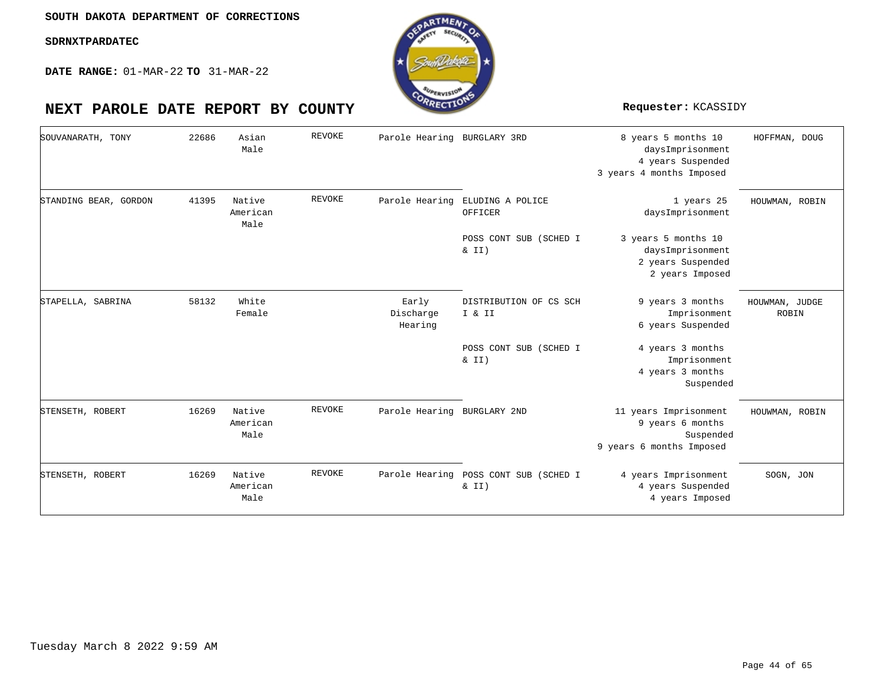**SOUTH DAKOTA DEPARTMENT OF CORRECTIONS**

**SDRNXTPARDATEC**

**DATE RANGE:** 01-MAR-22 **TO** 31-MAR-22

# NEXT PAROLE DATE REPORT BY COUNTY

**Requester:** KCASSIDY

| Name | Number | Race/Sex | Status | Hearing Type | Offense | Sentence | Judge |
|---|---|---|---|---|---|---|---|
| SOUVANARATH, TONY | 22686 | Asian Male | REVOKE | Parole Hearing | BURGLARY 3RD | 8 years 5 months 10 daysImprisonment<br>4 years Suspended<br>3 years 4 months Imposed | HOFFMAN, DOUG |
| STANDING BEAR, GORDON | 41395 | Native American Male | REVOKE | Parole Hearing | ELUDING A POLICE OFFICER | 1 years 25 daysImprisonment | HOUWMAN, ROBIN |
| | | | | | POSS CONT SUB (SCHED I & II) | 3 years 5 months 10 daysImprisonment<br>2 years Suspended<br>2 years Imposed | |
| STAPELLA, SABRINA | 58132 | White Female | | Early Discharge Hearing | DISTRIBUTION OF CS SCH I & II | 9 years 3 months Imprisonment<br>6 years Suspended | HOUWMAN, JUDGE ROBIN |
| | | | | | POSS CONT SUB (SCHED I & II) | 4 years 3 months Imprisonment<br>4 years 3 months Suspended | |
| STENSETH, ROBERT | 16269 | Native American Male | REVOKE | Parole Hearing | BURGLARY 2ND | 11 years Imprisonment<br>9 years 6 months Suspended<br>9 years 6 months Imposed | HOUWMAN, ROBIN |
| STENSETH, ROBERT | 16269 | Native American Male | REVOKE | Parole Hearing | POSS CONT SUB (SCHED I & II) | 4 years Imprisonment<br>4 years Suspended<br>4 years Imposed | SOGN, JON |

Tuesday March 8 2022 9:59 AM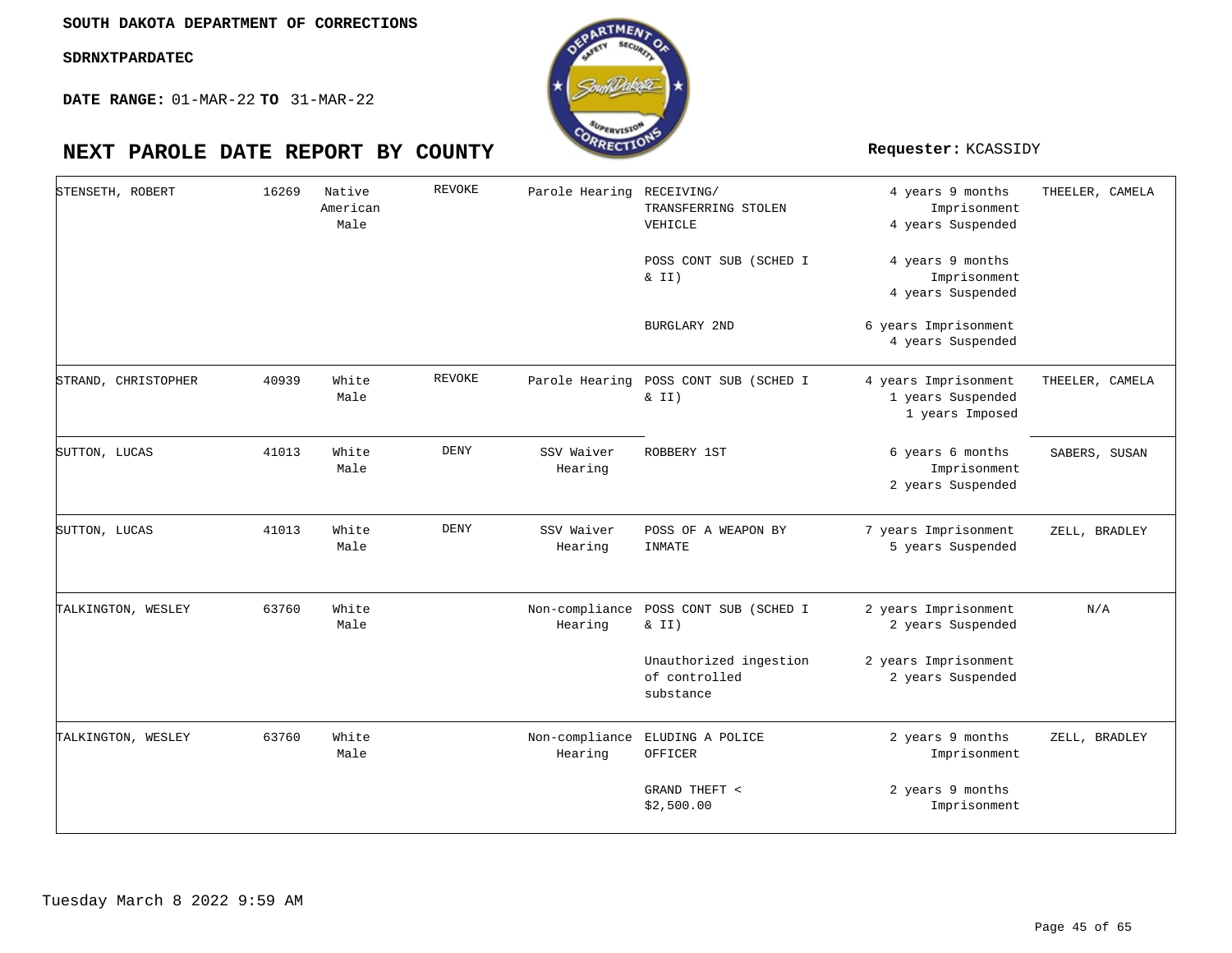SOUTH DAKOTA DEPARTMENT OF CORRECTIONS

SDRNXTPARDATEC

**DATE RANGE:** 01-MAR-22 **TO** 31-MAR-22

# NEXT PAROLE DATE REPORT BY COUNTY

**Requester:** KCASSIDY

| | | | | | | | |
|---|---|---|---|---|---|---|---|
| STENSETH, ROBERT | 16269 | Native American Male | REVOKE | Parole Hearing | RECEIVING/ TRANSFERRING STOLEN VEHICLE | 4 years 9 months Imprisonment 4 years Suspended | THEELER, CAMELA |
| | | | | | POSS CONT SUB (SCHED I & II) | 4 years 9 months Imprisonment 4 years Suspended | |
| | | | | | BURGLARY 2ND | 6 years Imprisonment 4 years Suspended | |
| STRAND, CHRISTOPHER | 40939 | White Male | REVOKE | Parole Hearing | POSS CONT SUB (SCHED I & II) | 4 years Imprisonment 1 years Suspended 1 years Imposed | THEELER, CAMELA |
| SUTTON, LUCAS | 41013 | White Male | DENY | SSV Waiver Hearing | ROBBERY 1ST | 6 years 6 months Imprisonment 2 years Suspended | SABERS, SUSAN |
| SUTTON, LUCAS | 41013 | White Male | DENY | SSV Waiver Hearing | POSS OF A WEAPON BY INMATE | 7 years Imprisonment 5 years Suspended | ZELL, BRADLEY |
| TALKINGTON, WESLEY | 63760 | White Male | | Non-compliance Hearing | POSS CONT SUB (SCHED I & II) | 2 years Imprisonment 2 years Suspended | N/A |
| | | | | | Unauthorized ingestion of controlled substance | 2 years Imprisonment 2 years Suspended | |
| TALKINGTON, WESLEY | 63760 | White Male | | Non-compliance Hearing | ELUDING A POLICE OFFICER | 2 years 9 months Imprisonment | ZELL, BRADLEY |
| | | | | | GRAND THEFT < $2,500.00 | 2 years 9 months Imprisonment | |

Tuesday March 8 2022 9:59 AM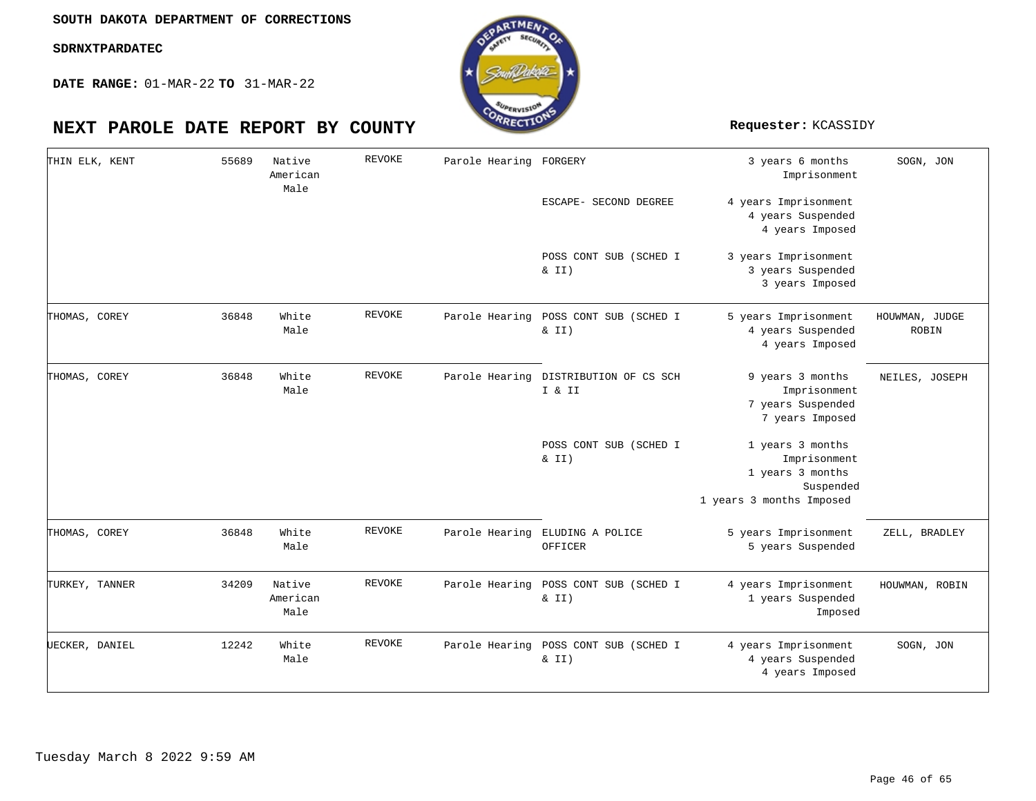SOUTH DAKOTA DEPARTMENT OF CORRECTIONS

SDRNXTPARDATEC

**DATE RANGE:** 01-MAR-22 **TO** 31-MAR-22

# NEXT PAROLE DATE REPORT BY COUNTY

**Requester:** KCASSIDY

| | | | | | | | |
|---|---|---|---|---|---|---|---|
| THIN ELK, KENT | 55689 | Native American Male | REVOKE | Parole Hearing | FORGERY | 3 years 6 months Imprisonment | SOGN, JON |
| | | | | | ESCAPE- SECOND DEGREE | 4 years Imprisonment 4 years Suspended 4 years Imposed | |
| | | | | | POSS CONT SUB (SCHED I & II) | 3 years Imprisonment 3 years Suspended 3 years Imposed | |
| THOMAS, COREY | 36848 | White Male | REVOKE | Parole Hearing | POSS CONT SUB (SCHED I & II) | 5 years Imprisonment 4 years Suspended 4 years Imposed | HOUWMAN, JUDGE ROBIN |
| THOMAS, COREY | 36848 | White Male | REVOKE | Parole Hearing | DISTRIBUTION OF CS SCH I & II | 9 years 3 months Imprisonment 7 years Suspended 7 years Imposed | NEILES, JOSEPH |
| | | | | | POSS CONT SUB (SCHED I & II) | 1 years 3 months Imprisonment 1 years 3 months Suspended 1 years 3 months Imposed | |
| THOMAS, COREY | 36848 | White Male | REVOKE | Parole Hearing | ELUDING A POLICE OFFICER | 5 years Imprisonment 5 years Suspended | ZELL, BRADLEY |
| TURKEY, TANNER | 34209 | Native American Male | REVOKE | Parole Hearing | POSS CONT SUB (SCHED I & II) | 4 years Imprisonment 1 years Suspended Imposed | HOUWMAN, ROBIN |
| UECKER, DANIEL | 12242 | White Male | REVOKE | Parole Hearing | POSS CONT SUB (SCHED I & II) | 4 years Imprisonment 4 years Suspended 4 years Imposed | SOGN, JON |

Tuesday March 8 2022 9:59 AM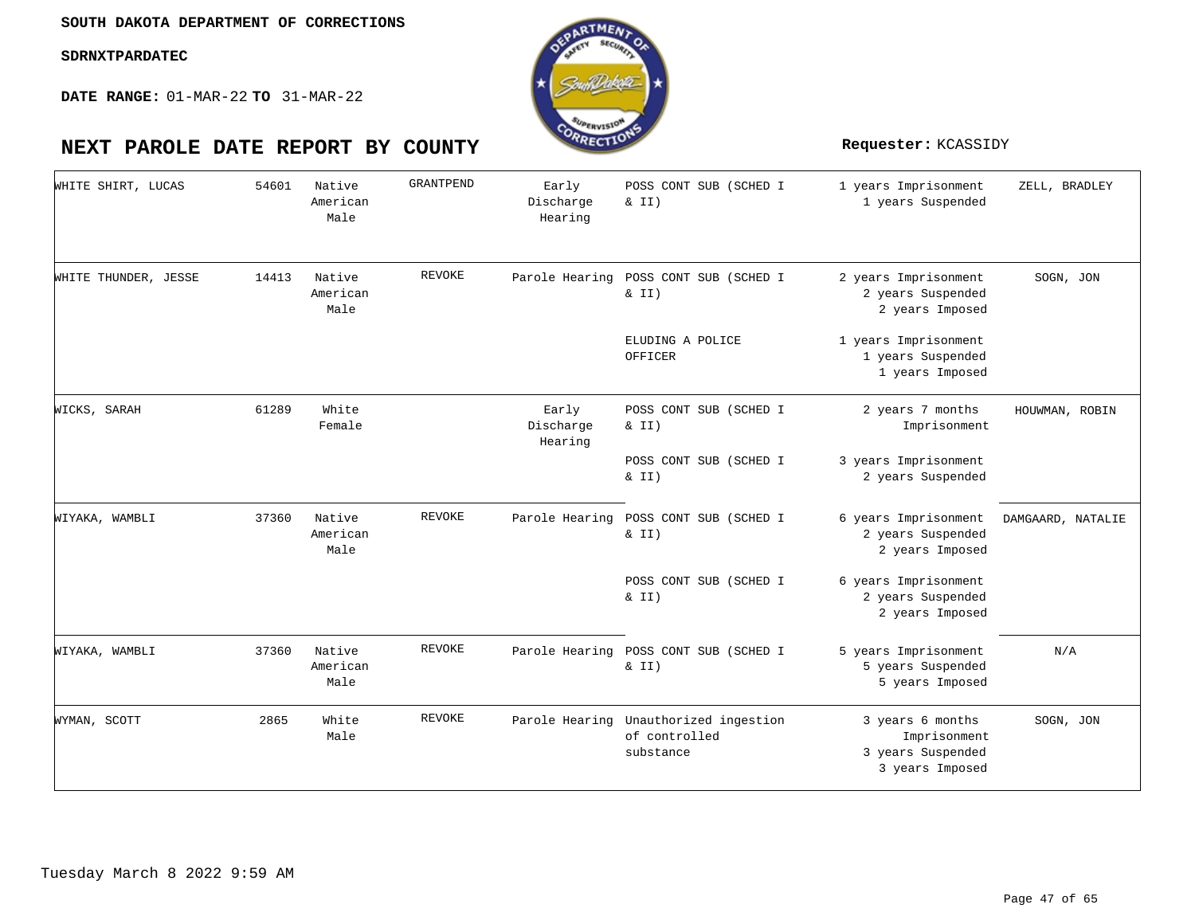**SOUTH DAKOTA DEPARTMENT OF CORRECTIONS**

**SDRNXTPARDATEC**

**DATE RANGE:** 01-MAR-22 **TO** 31-MAR-22

## NEXT PAROLE DATE REPORT BY COUNTY

**Requester:** KCASSIDY

| Name | ID | Race/Gender | Status | Hearing Type | Offense | Sentence | Agent |
|---|---|---|---|---|---|---|---|
| WHITE SHIRT, LUCAS | 54601 | Native American Male | GRANTPEND | Early Discharge Hearing | POSS CONT SUB (SCHED I & II) | 1 years Imprisonment<br>1 years Suspended | ZELL, BRADLEY |
| WHITE THUNDER, JESSE | 14413 | Native American Male | REVOKE | Parole Hearing | POSS CONT SUB (SCHED I & II) | 2 years Imprisonment<br>2 years Suspended<br>2 years Imposed | SOGN, JON |
| | | | | | ELUDING A POLICE OFFICER | 1 years Imprisonment<br>1 years Suspended<br>1 years Imposed | |
| WICKS, SARAH | 61289 | White Female | | Early Discharge Hearing | POSS CONT SUB (SCHED I & II) | 2 years 7 months Imprisonment | HOUWMAN, ROBIN |
| | | | | | POSS CONT SUB (SCHED I & II) | 3 years Imprisonment<br>2 years Suspended | |
| WIYAKA, WAMBLI | 37360 | Native American Male | REVOKE | Parole Hearing | POSS CONT SUB (SCHED I & II) | 6 years Imprisonment<br>2 years Suspended<br>2 years Imposed | DAMGAARD, NATALIE |
| | | | | | POSS CONT SUB (SCHED I & II) | 6 years Imprisonment<br>2 years Suspended<br>2 years Imposed | |
| WIYAKA, WAMBLI | 37360 | Native American Male | REVOKE | Parole Hearing | POSS CONT SUB (SCHED I & II) | 5 years Imprisonment<br>5 years Suspended<br>5 years Imposed | N/A |
| WYMAN, SCOTT | 2865 | White Male | REVOKE | Parole Hearing | Unauthorized ingestion of controlled substance | 3 years 6 months Imprisonment<br>3 years Suspended<br>3 years Imposed | SOGN, JON |

Tuesday March 8 2022 9:59 AM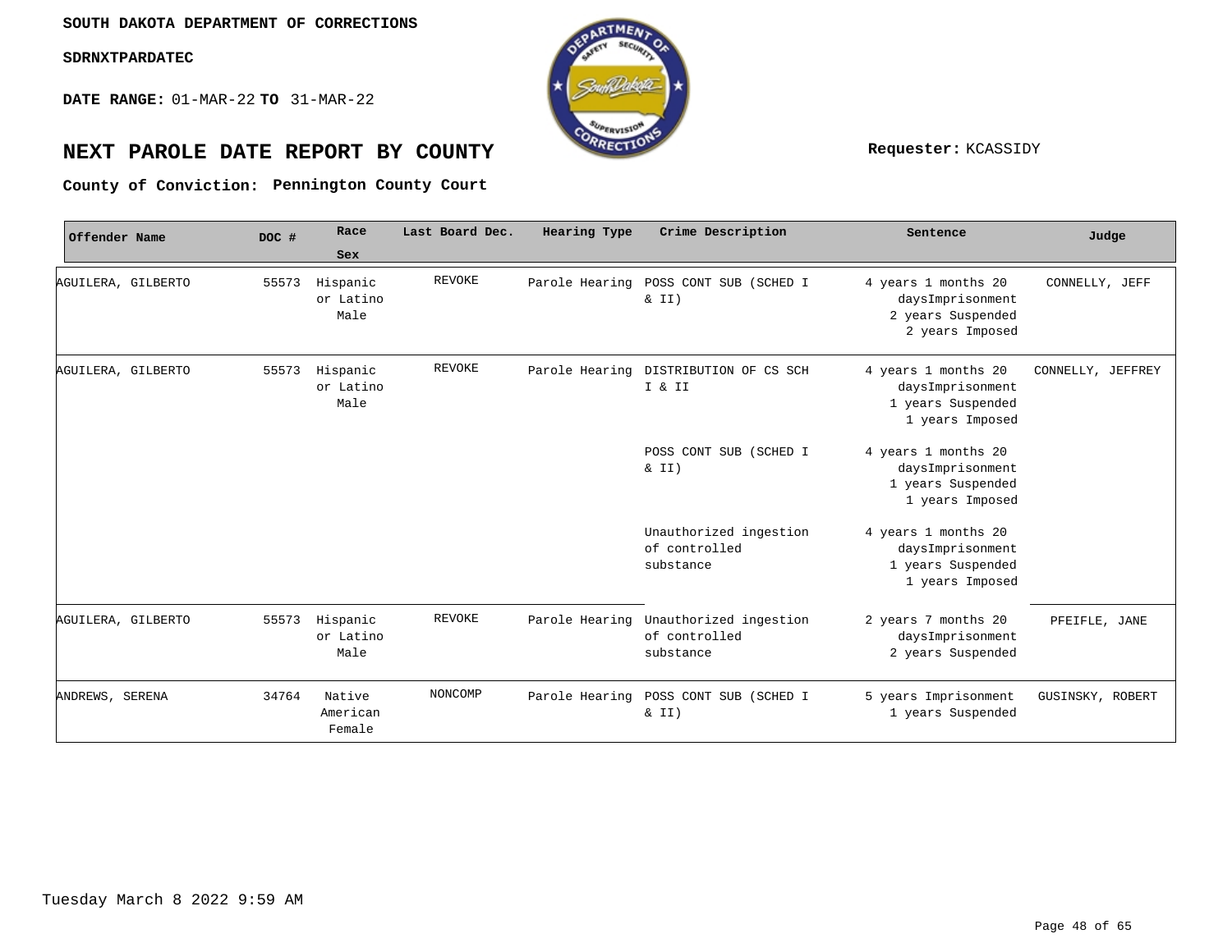SOUTH DAKOTA DEPARTMENT OF CORRECTIONS

SDRNXTPARDATEC

**DATE RANGE:** 01-MAR-22 **TO** 31-MAR-22

## NEXT PAROLE DATE REPORT BY COUNTY

**Requester:** KCASSIDY

**County of Conviction: Pennington County Court**

| Offender Name | DOC # | Race Sex | Last Board Dec. | Hearing Type | Crime Description | Sentence | Judge |
|---|---|---|---|---|---|---|---|
| AGUILERA, GILBERTO | 55573 | Hispanic or Latino Male | REVOKE | Parole Hearing | POSS CONT SUB (SCHED I & II) | 4 years 1 months 20 daysImprisonment 2 years Suspended 2 years Imposed | CONNELLY, JEFF |
| AGUILERA, GILBERTO | 55573 | Hispanic or Latino Male | REVOKE | Parole Hearing | DISTRIBUTION OF CS SCH I & II | 4 years 1 months 20 daysImprisonment 1 years Suspended 1 years Imposed | CONNELLY, JEFFREY |
| | | | | | POSS CONT SUB (SCHED I & II) | 4 years 1 months 20 daysImprisonment 1 years Suspended 1 years Imposed | |
| | | | | | Unauthorized ingestion of controlled substance | 4 years 1 months 20 daysImprisonment 1 years Suspended 1 years Imposed | |
| AGUILERA, GILBERTO | 55573 | Hispanic or Latino Male | REVOKE | Parole Hearing | Unauthorized ingestion of controlled substance | 2 years 7 months 20 daysImprisonment 2 years Suspended | PFEIFLE, JANE |
| ANDREWS, SERENA | 34764 | Native American Female | NONCOMP | Parole Hearing | POSS CONT SUB (SCHED I & II) | 5 years Imprisonment 1 years Suspended | GUSINSKY, ROBERT |

Tuesday March 8 2022 9:59 AM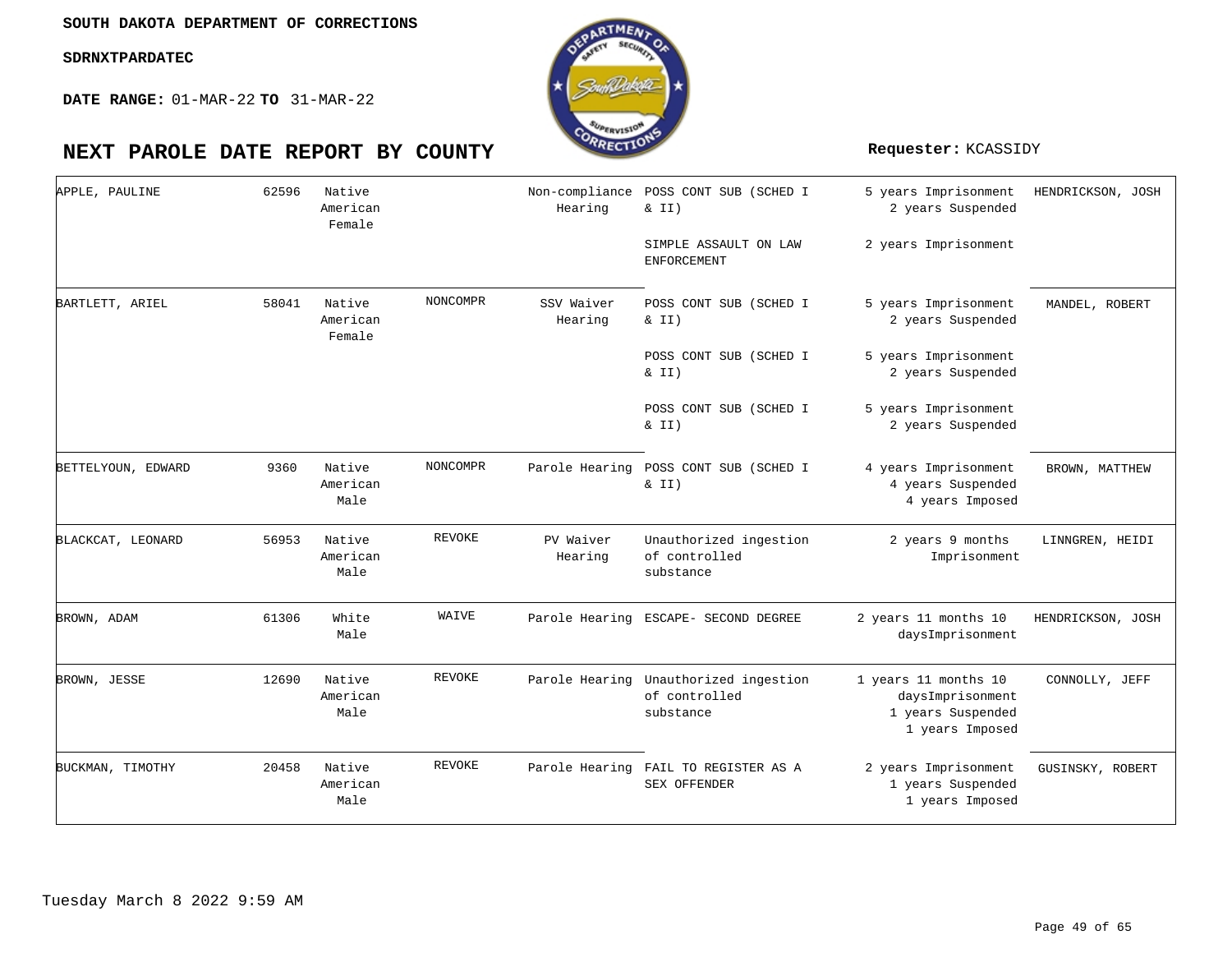SOUTH DAKOTA DEPARTMENT OF CORRECTIONS

SDRNXTPARDATEC

**DATE RANGE:** 01-MAR-22 **TO** 31-MAR-22

# NEXT PAROLE DATE REPORT BY COUNTY

**Requester:** KCASSIDY

| | | | | | | | |
|---|---|---|---|---|---|---|---|
| APPLE, PAULINE | 62596 | Native American Female | | Non-compliance Hearing | POSS CONT SUB (SCHED I & II) | 5 years Imprisonment 2 years Suspended | HENDRICKSON, JOSH |
| | | | | | SIMPLE ASSAULT ON LAW ENFORCEMENT | 2 years Imprisonment | |
| BARTLETT, ARIEL | 58041 | Native American Female | NONCOMPR | SSV Waiver Hearing | POSS CONT SUB (SCHED I & II) | 5 years Imprisonment 2 years Suspended | MANDEL, ROBERT |
| | | | | | POSS CONT SUB (SCHED I & II) | 5 years Imprisonment 2 years Suspended | |
| | | | | | POSS CONT SUB (SCHED I & II) | 5 years Imprisonment 2 years Suspended | |
| BETTELYOUN, EDWARD | 9360 | Native American Male | NONCOMPR | Parole Hearing | POSS CONT SUB (SCHED I & II) | 4 years Imprisonment 4 years Suspended 4 years Imposed | BROWN, MATTHEW |
| BLACKCAT, LEONARD | 56953 | Native American Male | REVOKE | PV Waiver Hearing | Unauthorized ingestion of controlled substance | 2 years 9 months Imprisonment | LINNGREN, HEIDI |
| BROWN, ADAM | 61306 | White Male | WAIVE | Parole Hearing | ESCAPE- SECOND DEGREE | 2 years 11 months 10 daysImprisonment | HENDRICKSON, JOSH |
| BROWN, JESSE | 12690 | Native American Male | REVOKE | Parole Hearing | Unauthorized ingestion of controlled substance | 1 years 11 months 10 daysImprisonment 1 years Suspended 1 years Imposed | CONNOLLY, JEFF |
| BUCKMAN, TIMOTHY | 20458 | Native American Male | REVOKE | Parole Hearing | FAIL TO REGISTER AS A SEX OFFENDER | 2 years Imprisonment 1 years Suspended 1 years Imposed | GUSINSKY, ROBERT |

Tuesday March 8 2022 9:59 AM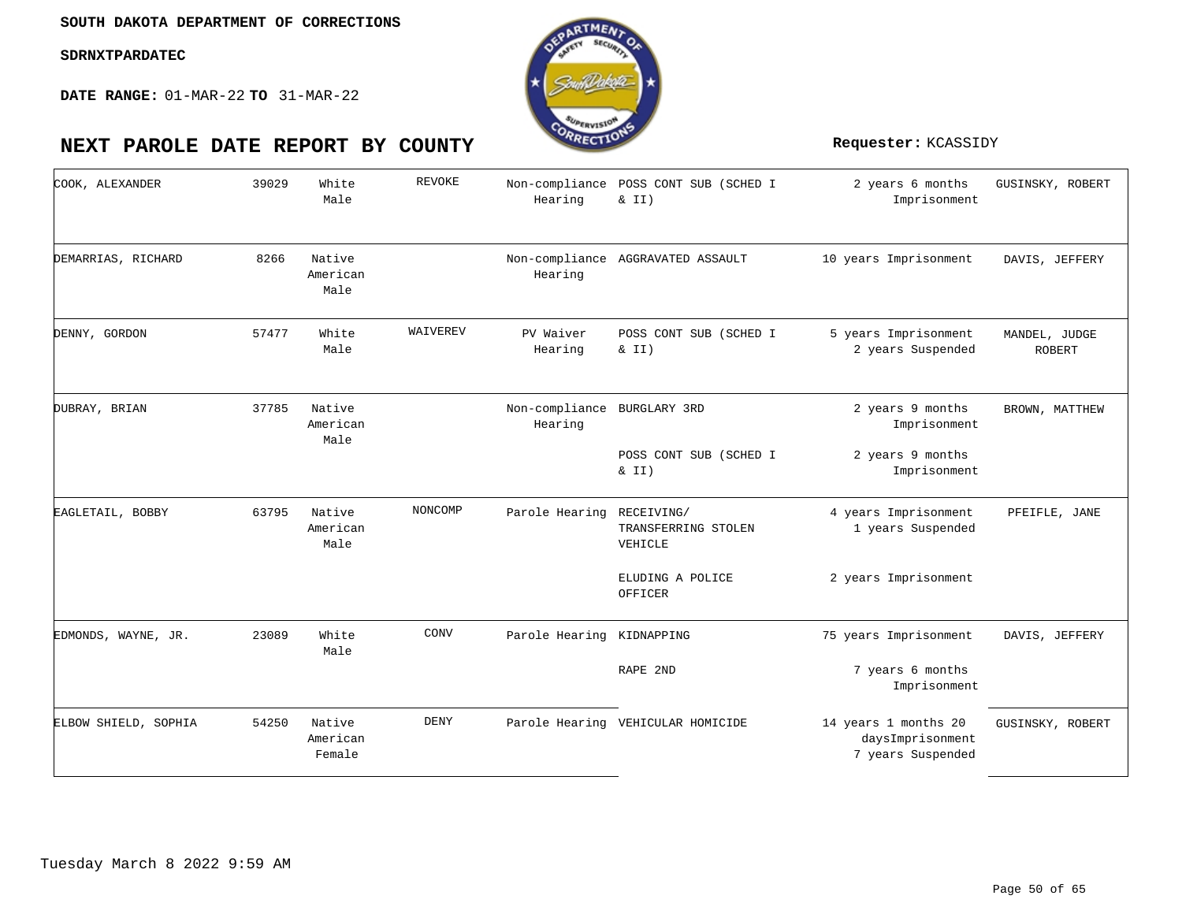SOUTH DAKOTA DEPARTMENT OF CORRECTIONS

SDRNXTPARDATEC

**DATE RANGE:** 01-MAR-22 **TO** 31-MAR-22

# NEXT PAROLE DATE REPORT BY COUNTY

**Requester:** KCASSIDY

| | | | | | | | |
|---|---|---|---|---|---|---|---|
| COOK, ALEXANDER | 39029 | White Male | REVOKE | Non-compliance Hearing | POSS CONT SUB (SCHED I & II) | 2 years 6 months Imprisonment | GUSINSKY, ROBERT |
| DEMARRIAS, RICHARD | 8266 | Native American Male | | Non-compliance Hearing | AGGRAVATED ASSAULT | 10 years Imprisonment | DAVIS, JEFFERY |
| DENNY, GORDON | 57477 | White Male | WAIVEREV | PV Waiver Hearing | POSS CONT SUB (SCHED I & II) | 5 years Imprisonment 2 years Suspended | MANDEL, JUDGE ROBERT |
| DUBRAY, BRIAN | 37785 | Native American Male | | Non-compliance Hearing | BURGLARY 3RD | 2 years 9 months Imprisonment | BROWN, MATTHEW |
| | | | | | POSS CONT SUB (SCHED I & II) | 2 years 9 months Imprisonment | |
| EAGLETAIL, BOBBY | 63795 | Native American Male | NONCOMP | Parole Hearing | RECEIVING/ TRANSFERRING STOLEN VEHICLE | 4 years Imprisonment 1 years Suspended | PFEIFLE, JANE |
| | | | | | ELUDING A POLICE OFFICER | 2 years Imprisonment | |
| EDMONDS, WAYNE, JR. | 23089 | White Male | CONV | Parole Hearing | KIDNAPPING | 75 years Imprisonment | DAVIS, JEFFERY |
| | | | | | RAPE 2ND | 7 years 6 months Imprisonment | |
| ELBOW SHIELD, SOPHIA | 54250 | Native American Female | DENY | Parole Hearing | VEHICULAR HOMICIDE | 14 years 1 months 20 daysImprisonment 7 years Suspended | GUSINSKY, ROBERT |

Tuesday March 8 2022 9:59 AM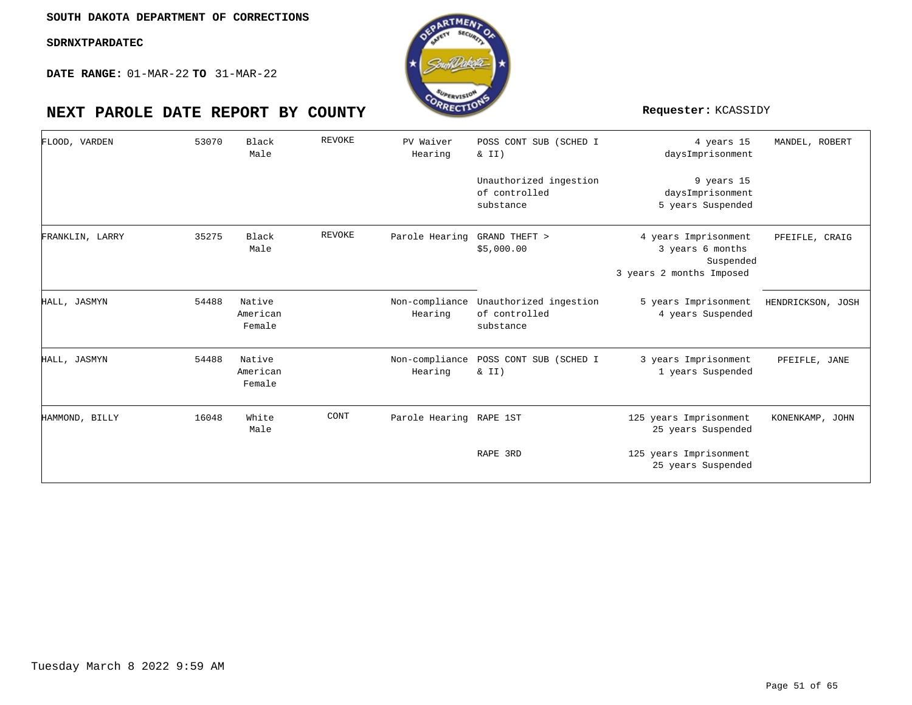SOUTH DAKOTA DEPARTMENT OF CORRECTIONS

SDRNXTPARDATEC

**DATE RANGE:** 01-MAR-22 **TO** 31-MAR-22

# NEXT PAROLE DATE REPORT BY COUNTY

**Requester:** KCASSIDY

| | | | | | | | |
|---|---|---|---|---|---|---|---|
| FLOOD, VARDEN | 53070 | Black Male | REVOKE | PV Waiver Hearing | POSS CONT SUB (SCHED I & II) | 4 years 15 daysImprisonment | MANDEL, ROBERT |
| | | | | | Unauthorized ingestion of controlled substance | 9 years 15 daysImprisonment 5 years Suspended | |
| FRANKLIN, LARRY | 35275 | Black Male | REVOKE | Parole Hearing | GRAND THEFT > $5,000.00 | 4 years Imprisonment 3 years 6 months Suspended 3 years 2 months Imposed | PFEIFLE, CRAIG |
| HALL, JASMYN | 54488 | Native American Female | | Non-compliance Hearing | Unauthorized ingestion of controlled substance | 5 years Imprisonment 4 years Suspended | HENDRICKSON, JOSH |
| HALL, JASMYN | 54488 | Native American Female | | Non-compliance Hearing | POSS CONT SUB (SCHED I & II) | 3 years Imprisonment 1 years Suspended | PFEIFLE, JANE |
| HAMMOND, BILLY | 16048 | White Male | CONT | Parole Hearing | RAPE 1ST | 125 years Imprisonment 25 years Suspended | KONENKAMP, JOHN |
| | | | | | RAPE 3RD | 125 years Imprisonment 25 years Suspended | |

Tuesday March 8 2022 9:59 AM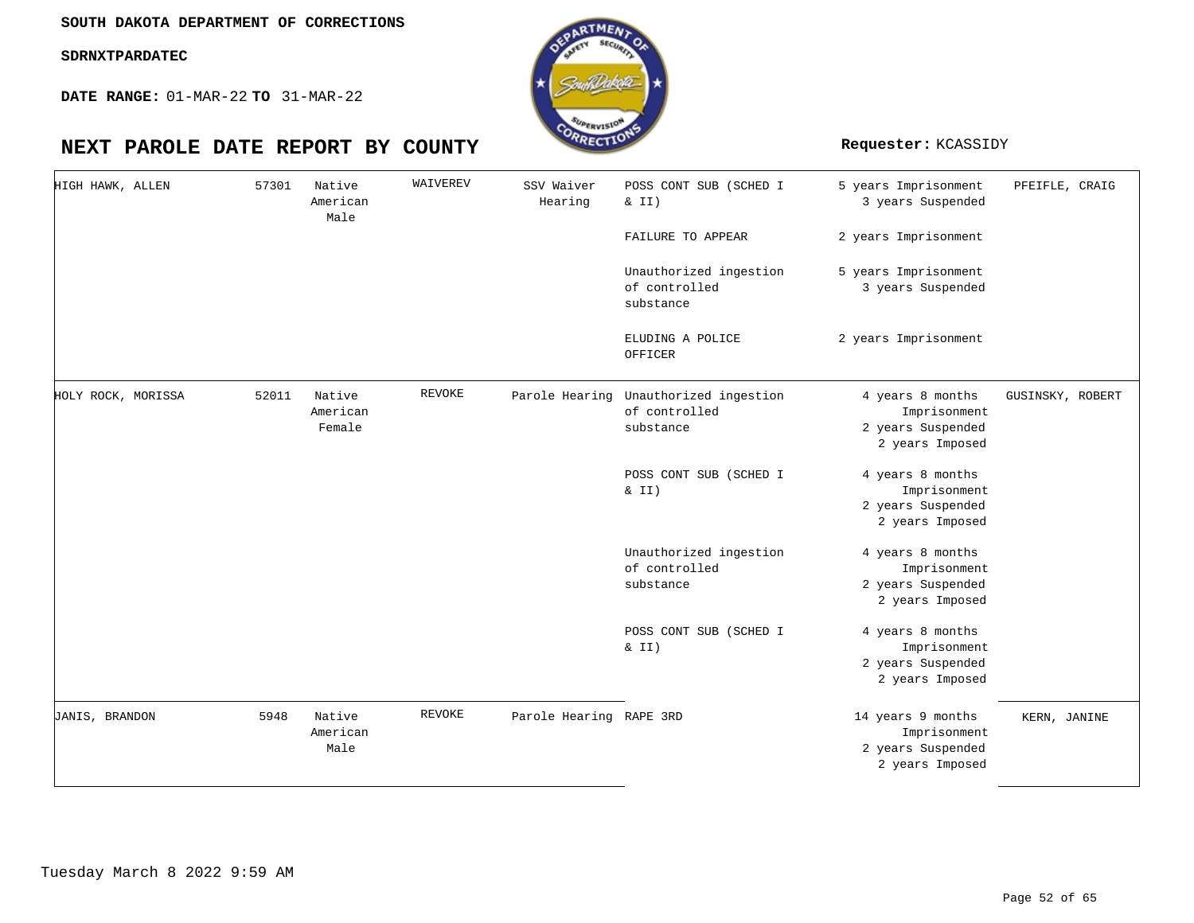**SOUTH DAKOTA DEPARTMENT OF CORRECTIONS**

**SDRNXTPARDATEC**

**DATE RANGE:** 01-MAR-22 **TO** 31-MAR-22

# NEXT PAROLE DATE REPORT BY COUNTY

**Requester:** KCASSIDY

| | | | | | | | |
|---|---|---|---|---|---|---|---|
| HIGH HAWK, ALLEN | 57301 | Native American Male | WAIVEREV | SSV Waiver Hearing | POSS CONT SUB (SCHED I & II) | 5 years Imprisonment 3 years Suspended | PFEIFLE, CRAIG |
| | | | | | FAILURE TO APPEAR | 2 years Imprisonment | |
| | | | | | Unauthorized ingestion of controlled substance | 5 years Imprisonment 3 years Suspended | |
| | | | | | ELUDING A POLICE OFFICER | 2 years Imprisonment | |
| HOLY ROCK, MORISSA | 52011 | Native American Female | REVOKE | Parole Hearing | Unauthorized ingestion of controlled substance | 4 years 8 months Imprisonment 2 years Suspended 2 years Imposed | GUSINSKY, ROBERT |
| | | | | | POSS CONT SUB (SCHED I & II) | 4 years 8 months Imprisonment 2 years Suspended 2 years Imposed | |
| | | | | | Unauthorized ingestion of controlled substance | 4 years 8 months Imprisonment 2 years Suspended 2 years Imposed | |
| | | | | | POSS CONT SUB (SCHED I & II) | 4 years 8 months Imprisonment 2 years Suspended 2 years Imposed | |
| JANIS, BRANDON | 5948 | Native American Male | REVOKE | Parole Hearing | RAPE 3RD | 14 years 9 months Imprisonment 2 years Suspended 2 years Imposed | KERN, JANINE |

Tuesday March 8 2022 9:59 AM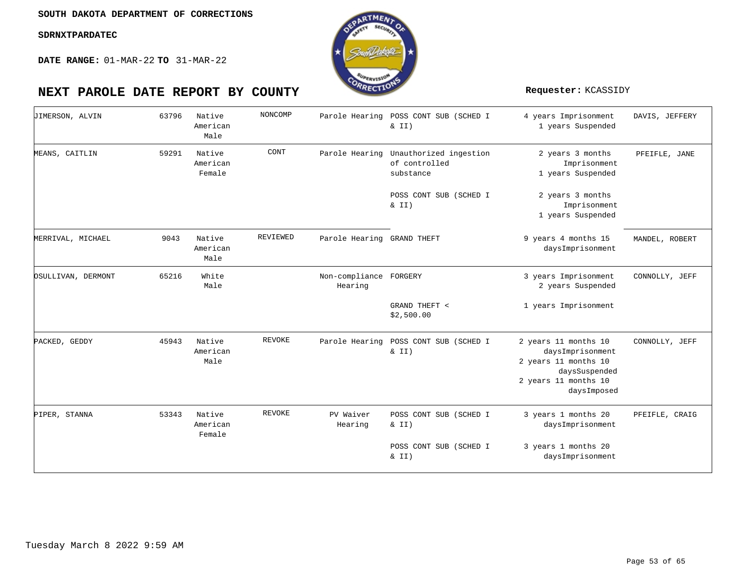SOUTH DAKOTA DEPARTMENT OF CORRECTIONS

SDRNXTPARDATEC

**DATE RANGE:** 01-MAR-22 **TO** 31-MAR-22

# NEXT PAROLE DATE REPORT BY COUNTY

**Requester:** KCASSIDY

| Name | ID | Race/Sex | Status | Hearing Type | Offense | Sentence | Agent |
|---|---|---|---|---|---|---|---|
| JIMERSON, ALVIN | 63796 | Native American Male | NONCOMP | Parole Hearing | POSS CONT SUB (SCHED I & II) | 4 years Imprisonment<br>1 years Suspended | DAVIS, JEFFERY |
| MEANS, CAITLIN | 59291 | Native American Female | CONT | Parole Hearing | Unauthorized ingestion of controlled substance | 2 years 3 months Imprisonment<br>1 years Suspended | PFEIFLE, JANE |
| | | | | | POSS CONT SUB (SCHED I & II) | 2 years 3 months Imprisonment<br>1 years Suspended | |
| MERRIVAL, MICHAEL | 9043 | Native American Male | REVIEWED | Parole Hearing | GRAND THEFT | 9 years 4 months 15 daysImprisonment | MANDEL, ROBERT |
| OSULLIVAN, DERMONT | 65216 | White Male | | Non-compliance Hearing | FORGERY | 3 years Imprisonment<br>2 years Suspended | CONNOLLY, JEFF |
| | | | | | GRAND THEFT < $2,500.00 | 1 years Imprisonment | |
| PACKED, GEDDY | 45943 | Native American Male | REVOKE | Parole Hearing | POSS CONT SUB (SCHED I & II) | 2 years 11 months 10 daysImprisonment<br>2 years 11 months 10 daysSuspended<br>2 years 11 months 10 daysImposed | CONNOLLY, JEFF |
| PIPER, STANNA | 53343 | Native American Female | REVOKE | PV Waiver Hearing | POSS CONT SUB (SCHED I & II) | 3 years 1 months 20 daysImprisonment | PFEIFLE, CRAIG |
| | | | | | POSS CONT SUB (SCHED I & II) | 3 years 1 months 20 daysImprisonment | |

Tuesday March 8 2022 9:59 AM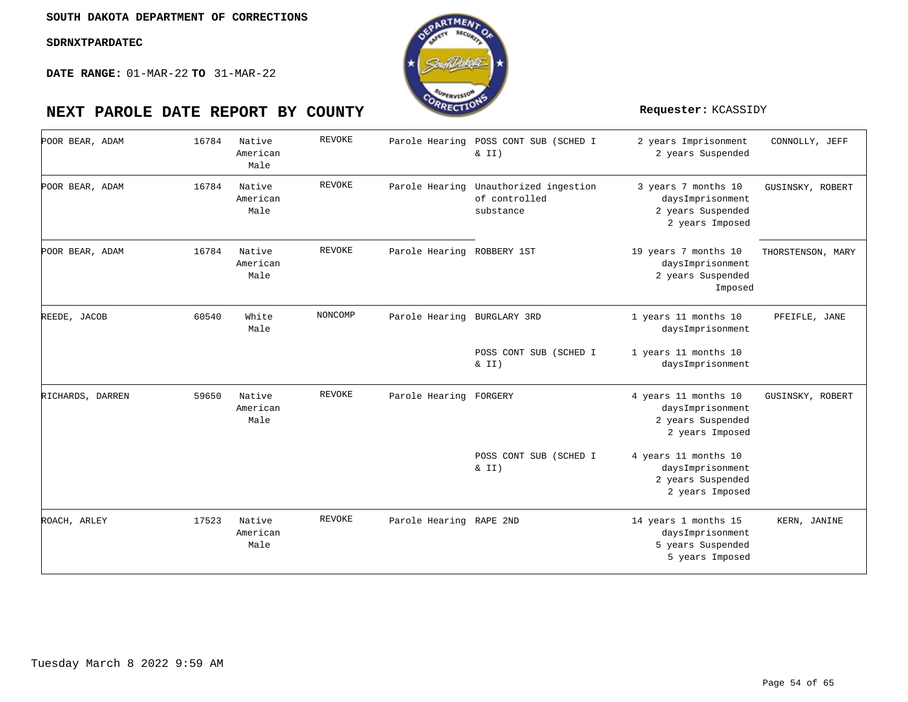SOUTH DAKOTA DEPARTMENT OF CORRECTIONS

SDRNXTPARDATEC

**DATE RANGE:** 01-MAR-22 **TO** 31-MAR-22

# NEXT PAROLE DATE REPORT BY COUNTY

**Requester:** KCASSIDY

| | | | | | | | |
|---|---|---|---|---|---|---|---|
| POOR BEAR, ADAM | 16784 | Native American Male | REVOKE | Parole Hearing | POSS CONT SUB (SCHED I & II) | 2 years Imprisonment 2 years Suspended | CONNOLLY, JEFF |
| POOR BEAR, ADAM | 16784 | Native American Male | REVOKE | Parole Hearing | Unauthorized ingestion of controlled substance | 3 years 7 months 10 daysImprisonment 2 years Suspended 2 years Imposed | GUSINSKY, ROBERT |
| POOR BEAR, ADAM | 16784 | Native American Male | REVOKE | Parole Hearing | ROBBERY 1ST | 19 years 7 months 10 daysImprisonment 2 years Suspended Imposed | THORSTENSON, MARY |
| REEDE, JACOB | 60540 | White Male | NONCOMP | Parole Hearing | BURGLARY 3RD | 1 years 11 months 10 daysImprisonment | PFEIFLE, JANE |
| | | | | | POSS CONT SUB (SCHED I & II) | 1 years 11 months 10 daysImprisonment | |
| RICHARDS, DARREN | 59650 | Native American Male | REVOKE | Parole Hearing | FORGERY | 4 years 11 months 10 daysImprisonment 2 years Suspended 2 years Imposed | GUSINSKY, ROBERT |
| | | | | | POSS CONT SUB (SCHED I & II) | 4 years 11 months 10 daysImprisonment 2 years Suspended 2 years Imposed | |
| ROACH, ARLEY | 17523 | Native American Male | REVOKE | Parole Hearing | RAPE 2ND | 14 years 1 months 15 daysImprisonment 5 years Suspended 5 years Imposed | KERN, JANINE |

Tuesday March 8 2022 9:59 AM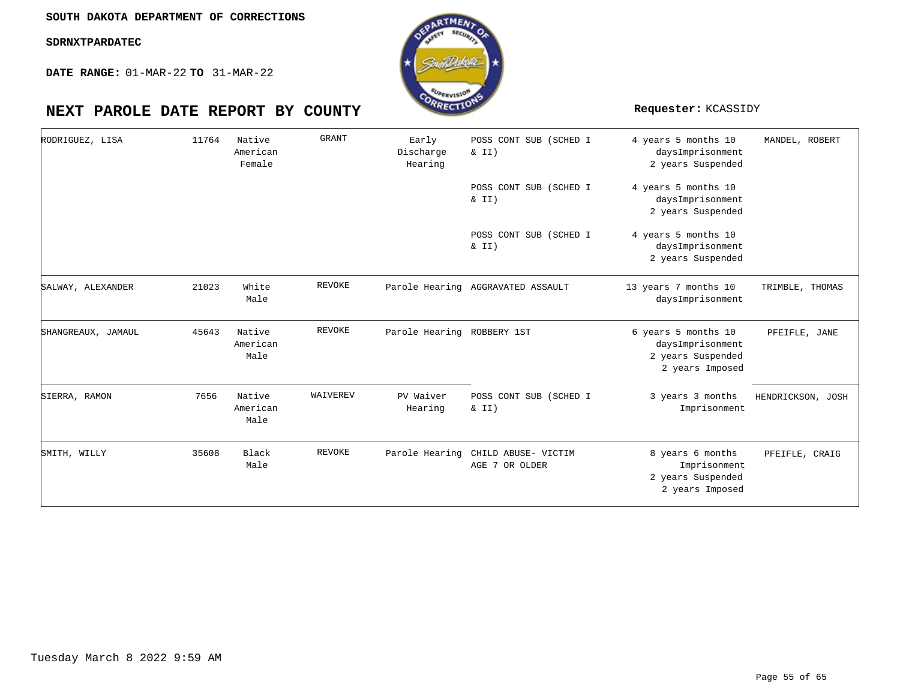SOUTH DAKOTA DEPARTMENT OF CORRECTIONS

SDRNXTPARDATEC

**DATE RANGE:** 01-MAR-22 **TO** 31-MAR-22

# NEXT PAROLE DATE REPORT BY COUNTY

**Requester:** KCASSIDY

| | | | | | | | |
|---|---|---|---|---|---|---|---|
| RODRIGUEZ, LISA | 11764 | Native American Female | GRANT | Early Discharge Hearing | POSS CONT SUB (SCHED I & II) | 4 years 5 months 10 daysImprisonment 2 years Suspended | MANDEL, ROBERT |
| | | | | | POSS CONT SUB (SCHED I & II) | 4 years 5 months 10 daysImprisonment 2 years Suspended | |
| | | | | | POSS CONT SUB (SCHED I & II) | 4 years 5 months 10 daysImprisonment 2 years Suspended | |
| SALWAY, ALEXANDER | 21023 | White Male | REVOKE | Parole Hearing | AGGRAVATED ASSAULT | 13 years 7 months 10 daysImprisonment | TRIMBLE, THOMAS |
| SHANGREAUX, JAMAUL | 45643 | Native American Male | REVOKE | Parole Hearing | ROBBERY 1ST | 6 years 5 months 10 daysImprisonment 2 years Suspended 2 years Imposed | PFEIFLE, JANE |
| SIERRA, RAMON | 7656 | Native American Male | WAIVEREV | PV Waiver Hearing | POSS CONT SUB (SCHED I & II) | 3 years 3 months Imprisonment | HENDRICKSON, JOSH |
| SMITH, WILLY | 35608 | Black Male | REVOKE | Parole Hearing | CHILD ABUSE- VICTIM AGE 7 OR OLDER | 8 years 6 months Imprisonment 2 years Suspended 2 years Imposed | PFEIFLE, CRAIG |

Tuesday March 8 2022 9:59 AM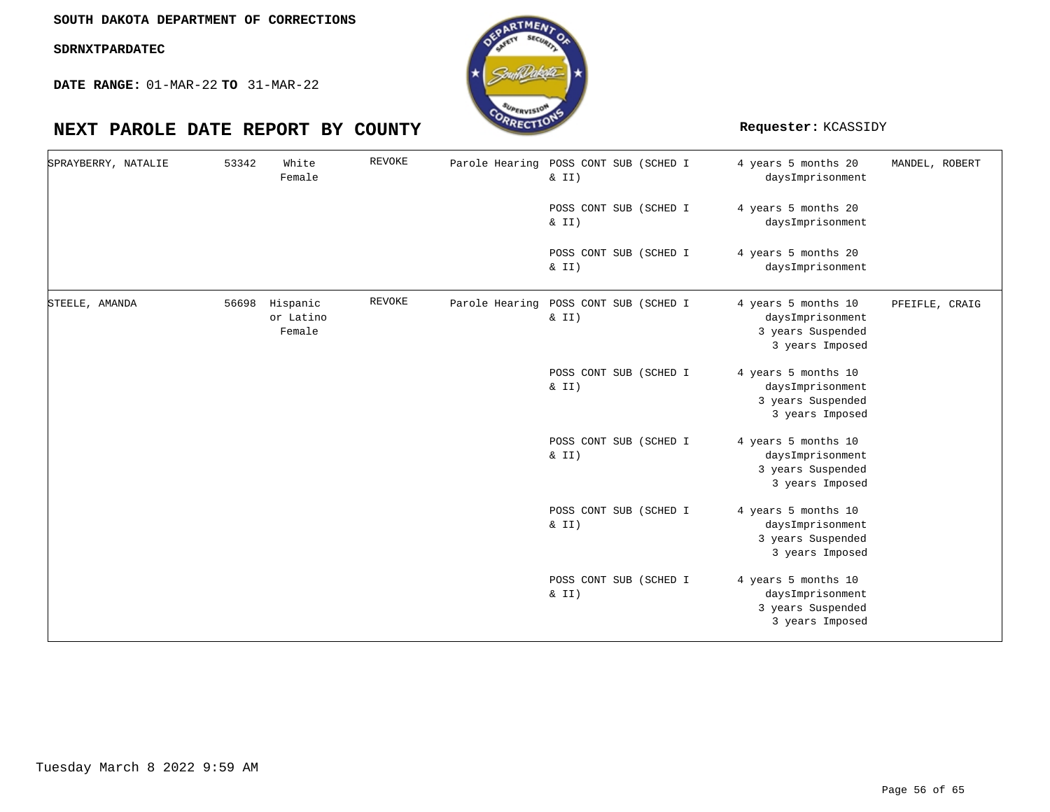SOUTH DAKOTA DEPARTMENT OF CORRECTIONS

**SDRNXTPARDATEC**

**DATE RANGE:** 01-MAR-22 **TO** 31-MAR-22

# NEXT PAROLE DATE REPORT BY COUNTY

**Requester:** KCASSIDY

| | | | | | | | |
|---|---|---|---|---|---|---|---|
| SPRAYBERRY, NATALIE | 53342 | White Female | REVOKE | Parole Hearing | POSS CONT SUB (SCHED I & II) | 4 years 5 months 20 daysImprisonment | MANDEL, ROBERT |
| | | | | | POSS CONT SUB (SCHED I & II) | 4 years 5 months 20 daysImprisonment | |
| | | | | | POSS CONT SUB (SCHED I & II) | 4 years 5 months 20 daysImprisonment | |
| STEELE, AMANDA | 56698 | Hispanic or Latino Female | REVOKE | Parole Hearing | POSS CONT SUB (SCHED I & II) | 4 years 5 months 10 daysImprisonment 3 years Suspended 3 years Imposed | PFEIFLE, CRAIG |
| | | | | | POSS CONT SUB (SCHED I & II) | 4 years 5 months 10 daysImprisonment 3 years Suspended 3 years Imposed | |
| | | | | | POSS CONT SUB (SCHED I & II) | 4 years 5 months 10 daysImprisonment 3 years Suspended 3 years Imposed | |
| | | | | | POSS CONT SUB (SCHED I & II) | 4 years 5 months 10 daysImprisonment 3 years Suspended 3 years Imposed | |
| | | | | | POSS CONT SUB (SCHED I & II) | 4 years 5 months 10 daysImprisonment 3 years Suspended 3 years Imposed | |

Tuesday March 8 2022 9:59 AM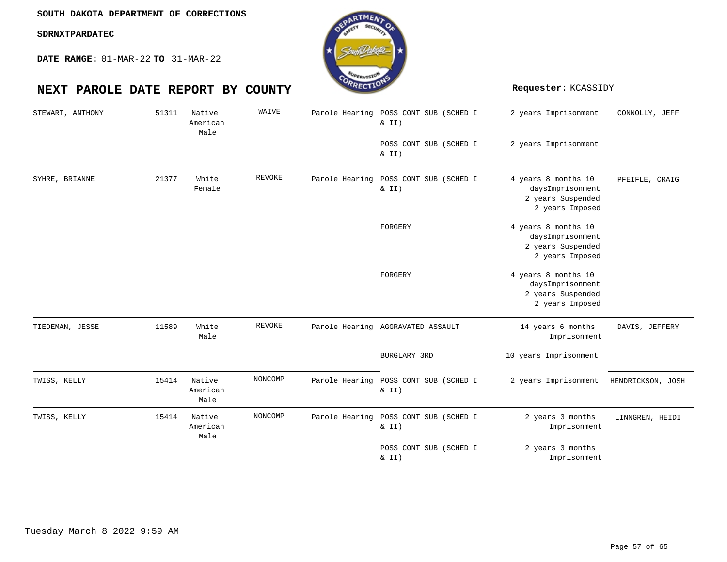SOUTH DAKOTA DEPARTMENT OF CORRECTIONS

SDRNXTPARDATEC

**DATE RANGE:** 01-MAR-22 **TO** 31-MAR-22

# NEXT PAROLE DATE REPORT BY COUNTY

**Requester:** KCASSIDY

| | | | | | | | |
|---|---|---|---|---|---|---|---|
| STEWART, ANTHONY | 51311 | Native American Male | WAIVE | Parole Hearing | POSS CONT SUB (SCHED I & II) | 2 years Imprisonment | CONNOLLY, JEFF |
| | | | | | POSS CONT SUB (SCHED I & II) | 2 years Imprisonment | |
| SYHRE, BRIANNE | 21377 | White Female | REVOKE | Parole Hearing | POSS CONT SUB (SCHED I & II) | 4 years 8 months 10 daysImprisonment 2 years Suspended 2 years Imposed | PFEIFLE, CRAIG |
| | | | | | FORGERY | 4 years 8 months 10 daysImprisonment 2 years Suspended 2 years Imposed | |
| | | | | | FORGERY | 4 years 8 months 10 daysImprisonment 2 years Suspended 2 years Imposed | |
| TIEDEMAN, JESSE | 11589 | White Male | REVOKE | Parole Hearing | AGGRAVATED ASSAULT | 14 years 6 months Imprisonment | DAVIS, JEFFERY |
| | | | | | BURGLARY 3RD | 10 years Imprisonment | |
| TWISS, KELLY | 15414 | Native American Male | NONCOMP | Parole Hearing | POSS CONT SUB (SCHED I & II) | 2 years Imprisonment | HENDRICKSON, JOSH |
| TWISS, KELLY | 15414 | Native American Male | NONCOMP | Parole Hearing | POSS CONT SUB (SCHED I & II) | 2 years 3 months Imprisonment | LINNGREN, HEIDI |
| | | | | | POSS CONT SUB (SCHED I & II) | 2 years 3 months Imprisonment | |

Tuesday March 8 2022 9:59 AM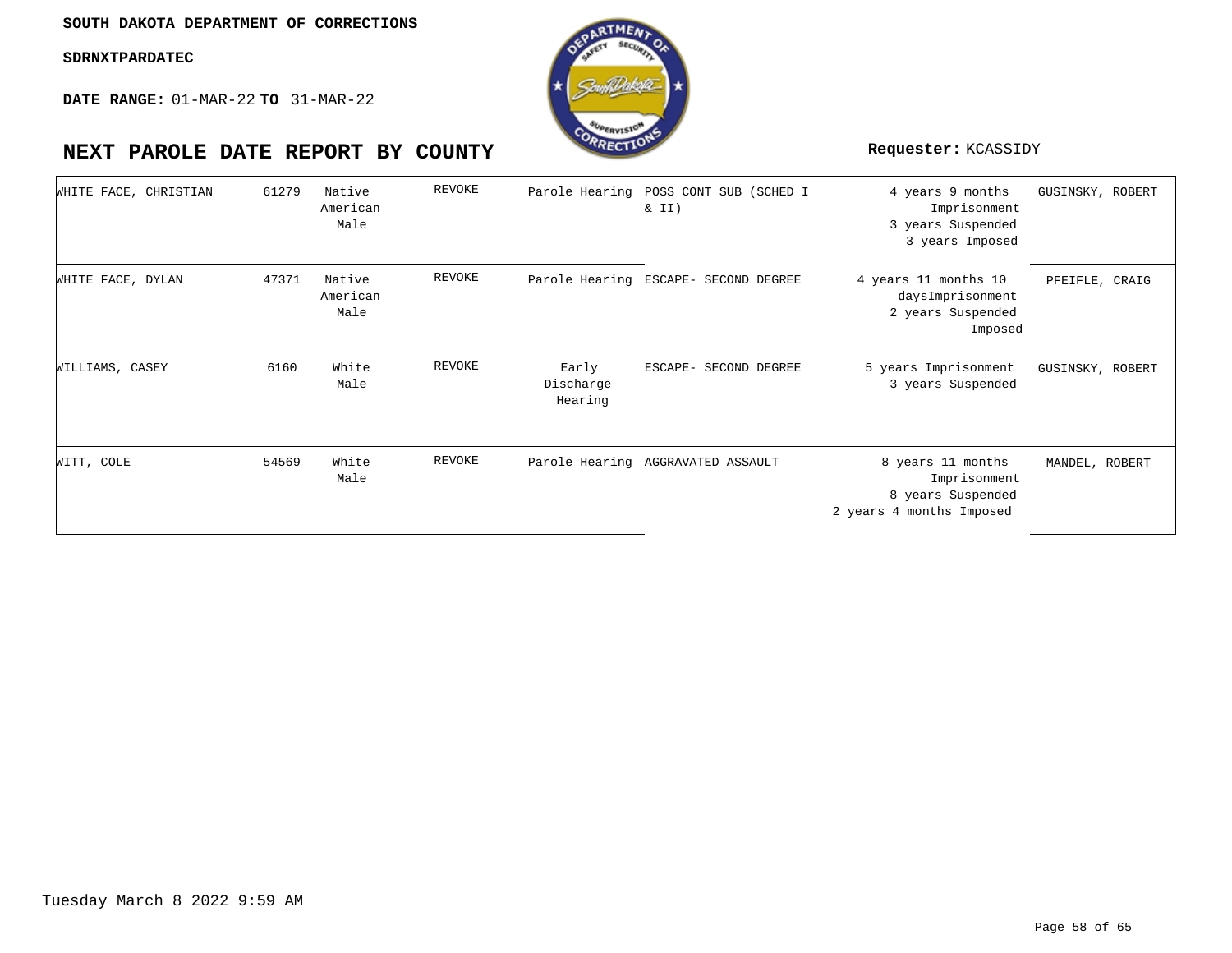SOUTH DAKOTA DEPARTMENT OF CORRECTIONS

SDRNXTPARDATEC

**DATE RANGE:** 01-MAR-22 **TO** 31-MAR-22

# NEXT PAROLE DATE REPORT BY COUNTY

**Requester:** KCASSIDY

| | | | | | | | |
|---|---|---|---|---|---|---|---|
| WHITE FACE, CHRISTIAN | 61279 | Native American Male | REVOKE | Parole Hearing | POSS CONT SUB (SCHED I & II) | 4 years 9 months Imprisonment 3 years Suspended 3 years Imposed | GUSINSKY, ROBERT |
| WHITE FACE, DYLAN | 47371 | Native American Male | REVOKE | Parole Hearing | ESCAPE- SECOND DEGREE | 4 years 11 months 10 daysImprisonment 2 years Suspended Imposed | PFEIFLE, CRAIG |
| WILLIAMS, CASEY | 6160 | White Male | REVOKE | Early Discharge Hearing | ESCAPE- SECOND DEGREE | 5 years Imprisonment 3 years Suspended | GUSINSKY, ROBERT |
| WITT, COLE | 54569 | White Male | REVOKE | Parole Hearing | AGGRAVATED ASSAULT | 8 years 11 months Imprisonment 8 years Suspended 2 years 4 months Imposed | MANDEL, ROBERT |

Tuesday March 8 2022 9:59 AM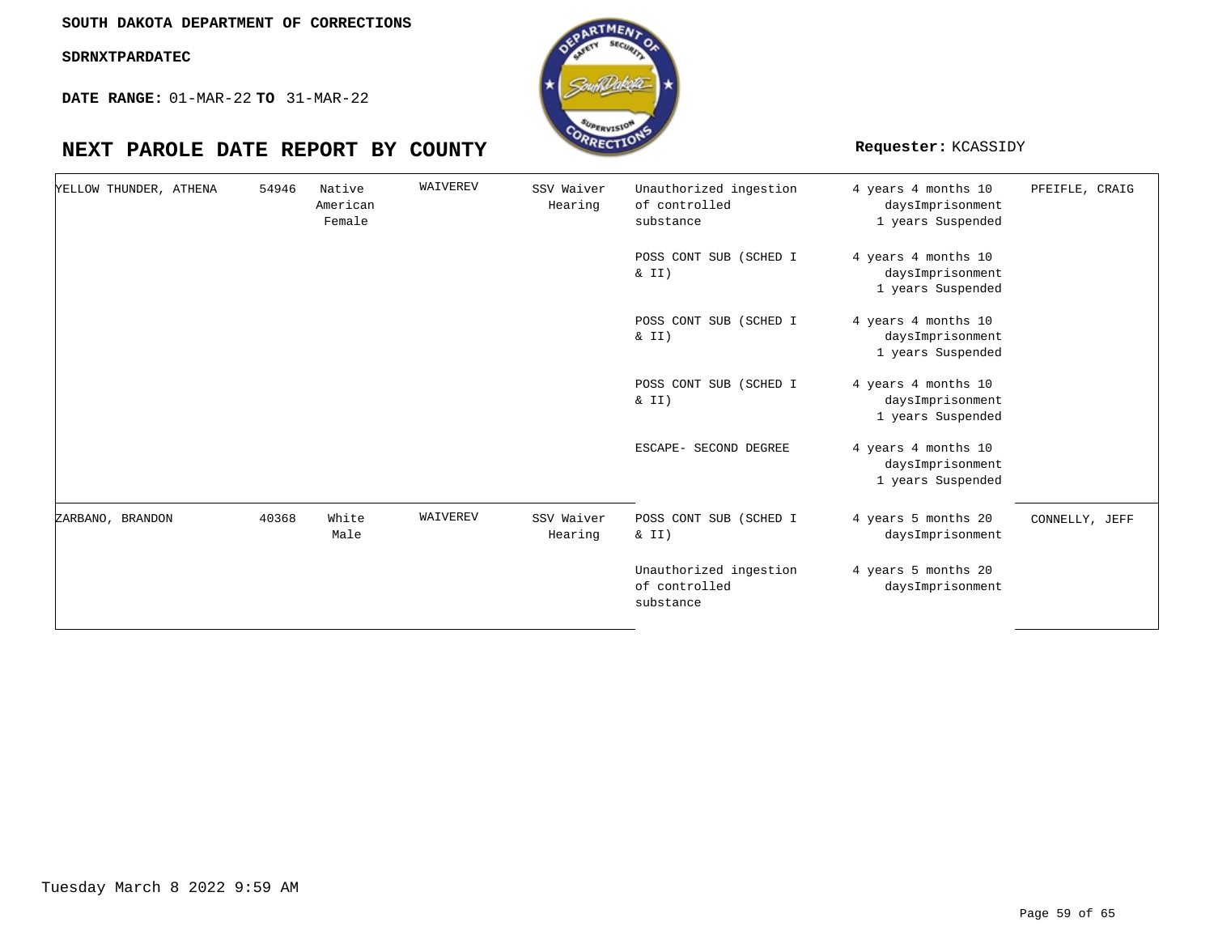SOUTH DAKOTA DEPARTMENT OF CORRECTIONS

SDRNXTPARDATEC

**DATE RANGE:** 01-MAR-22 **TO** 31-MAR-22

# NEXT PAROLE DATE REPORT BY COUNTY

**Requester:** KCASSIDY

| | | | | | | | |
|---|---|---|---|---|---|---|---|
| YELLOW THUNDER, ATHENA | 54946 | Native American Female | WAIVEREV | SSV Waiver Hearing | Unauthorized ingestion of controlled substance | 4 years 4 months 10 daysImprisonment 1 years Suspended | PFEIFLE, CRAIG |
| | | | | | POSS CONT SUB (SCHED I & II) | 4 years 4 months 10 daysImprisonment 1 years Suspended | |
| | | | | | POSS CONT SUB (SCHED I & II) | 4 years 4 months 10 daysImprisonment 1 years Suspended | |
| | | | | | POSS CONT SUB (SCHED I & II) | 4 years 4 months 10 daysImprisonment 1 years Suspended | |
| | | | | | ESCAPE- SECOND DEGREE | 4 years 4 months 10 daysImprisonment 1 years Suspended | |
| ZARBANO, BRANDON | 40368 | White Male | WAIVEREV | SSV Waiver Hearing | POSS CONT SUB (SCHED I & II) | 4 years 5 months 20 daysImprisonment | CONNELLY, JEFF |
| | | | | | Unauthorized ingestion of controlled substance | 4 years 5 months 20 daysImprisonment | |

Tuesday March 8 2022 9:59 AM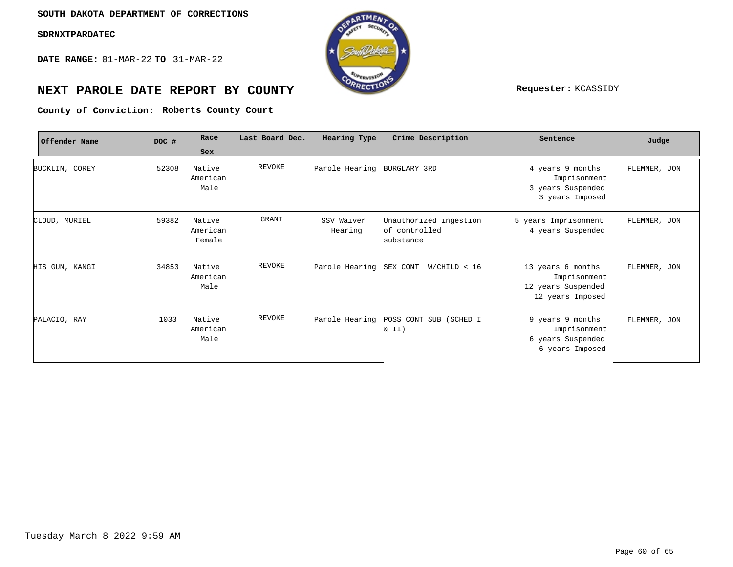SOUTH DAKOTA DEPARTMENT OF CORRECTIONS

SDRNXTPARDATEC

**DATE RANGE:** 01-MAR-22 **TO** 31-MAR-22

# NEXT PAROLE DATE REPORT BY COUNTY

**Requester:** KCASSIDY

**County of Conviction:** **Roberts County Court**

| Offender Name | DOC # | Race Sex | Last Board Dec. | Hearing Type | Crime Description | Sentence | Judge |
|---|---|---|---|---|---|---|---|
| BUCKLIN, COREY | 52308 | Native American Male | REVOKE | Parole Hearing | BURGLARY 3RD | 4 years 9 months Imprisonment 3 years Suspended 3 years Imposed | FLEMMER, JON |
| CLOUD, MURIEL | 59382 | Native American Female | GRANT | SSV Waiver Hearing | Unauthorized ingestion of controlled substance | 5 years Imprisonment 4 years Suspended | FLEMMER, JON |
| HIS GUN, KANGI | 34853 | Native American Male | REVOKE | Parole Hearing | SEX CONT W/CHILD < 16 | 13 years 6 months Imprisonment 12 years Suspended 12 years Imposed | FLEMMER, JON |
| PALACIO, RAY | 1033 | Native American Male | REVOKE | Parole Hearing | POSS CONT SUB (SCHED I & II) | 9 years 9 months Imprisonment 6 years Suspended 6 years Imposed | FLEMMER, JON |

Tuesday March 8 2022 9:59 AM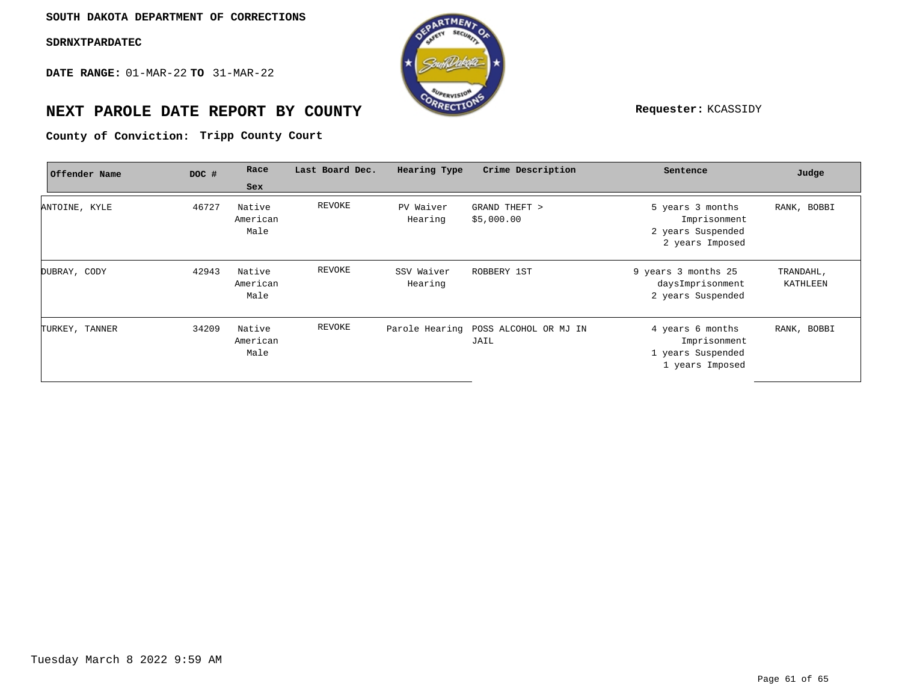**SOUTH DAKOTA DEPARTMENT OF CORRECTIONS**

**SDRNXTPARDATEC**

**DATE RANGE:** 01-MAR-22 **TO** 31-MAR-22

# NEXT PAROLE DATE REPORT BY COUNTY

**Requester:** KCASSIDY

**County of Conviction: Tripp County Court**

| Offender Name | DOC # | Race Sex | Last Board Dec. | Hearing Type | Crime Description | Sentence | Judge |
|---|---|---|---|---|---|---|---|
| ANTOINE, KYLE | 46727 | Native American Male | REVOKE | PV Waiver Hearing | GRAND THEFT > $5,000.00 | 5 years 3 months Imprisonment 2 years Suspended 2 years Imposed | RANK, BOBBI |
| DUBRAY, CODY | 42943 | Native American Male | REVOKE | SSV Waiver Hearing | ROBBERY 1ST | 9 years 3 months 25 daysImprisonment 2 years Suspended | TRANDAHL, KATHLEEN |
| TURKEY, TANNER | 34209 | Native American Male | REVOKE | Parole Hearing | POSS ALCOHOL OR MJ IN JAIL | 4 years 6 months Imprisonment 1 years Suspended 1 years Imposed | RANK, BOBBI |

Tuesday March 8 2022 9:59 AM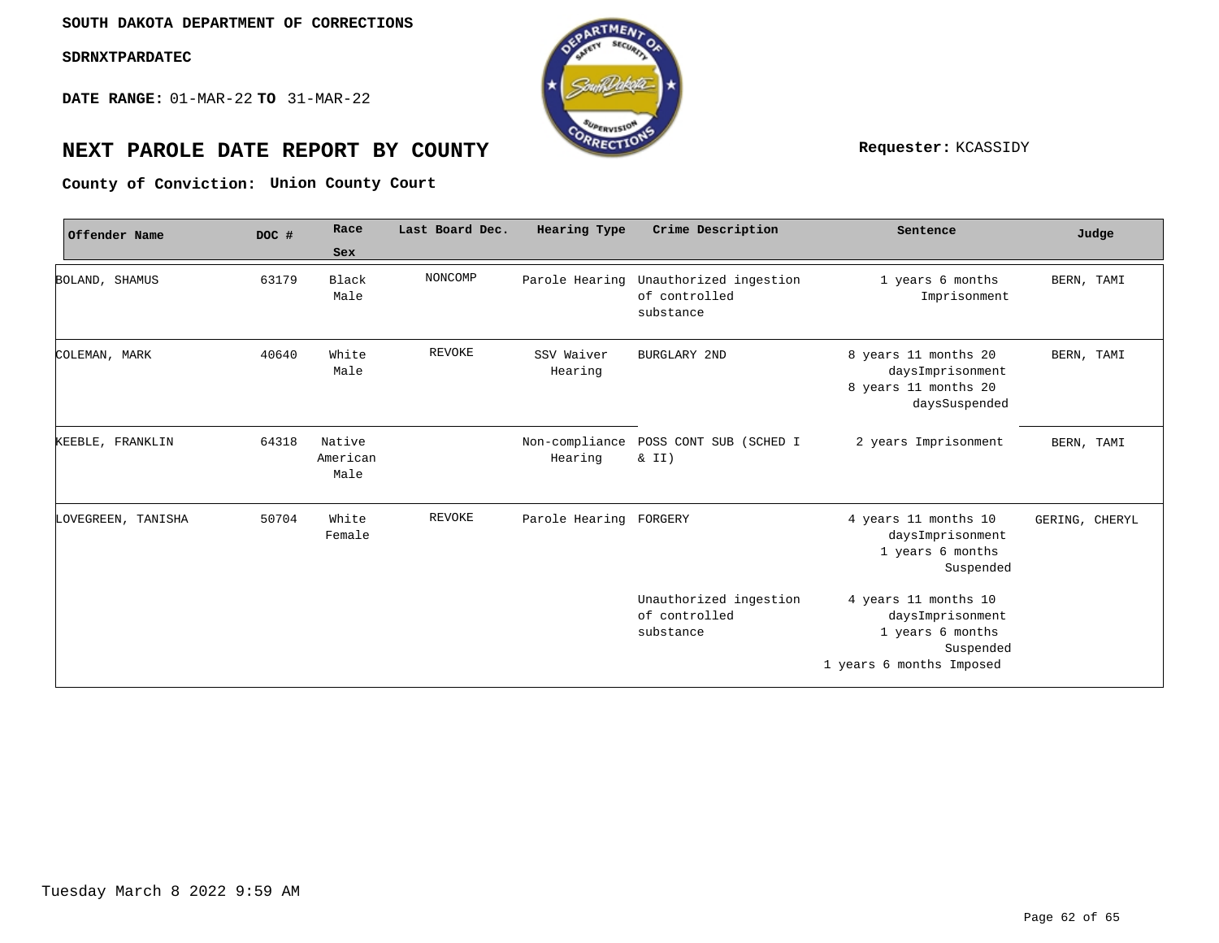SOUTH DAKOTA DEPARTMENT OF CORRECTIONS

SDRNXTPARDATEC

**DATE RANGE:** 01-MAR-22 **TO** 31-MAR-22

# NEXT PAROLE DATE REPORT BY COUNTY

**Requester:** KCASSIDY

**County of Conviction: Union County Court**

| Offender Name | DOC # | Race Sex | Last Board Dec. | Hearing Type | Crime Description | Sentence | Judge |
|---|---|---|---|---|---|---|---|
| BOLAND, SHAMUS | 63179 | Black Male | NONCOMP | Parole Hearing | Unauthorized ingestion of controlled substance | 1 years 6 months Imprisonment | BERN, TAMI |
| COLEMAN, MARK | 40640 | White Male | REVOKE | SSV Waiver Hearing | BURGLARY 2ND | 8 years 11 months 20 daysImprisonment 8 years 11 months 20 daysSuspended | BERN, TAMI |
| KEEBLE, FRANKLIN | 64318 | Native American Male | | Non-compliance Hearing | POSS CONT SUB (SCHED I & II) | 2 years Imprisonment | BERN, TAMI |
| LOVEGREEN, TANISHA | 50704 | White Female | REVOKE | Parole Hearing | FORGERY | 4 years 11 months 10 daysImprisonment 1 years 6 months Suspended | GERING, CHERYL |
| | | | | | Unauthorized ingestion of controlled substance | 4 years 11 months 10 daysImprisonment 1 years 6 months Suspended 1 years 6 months Imposed | |

Tuesday March 8 2022 9:59 AM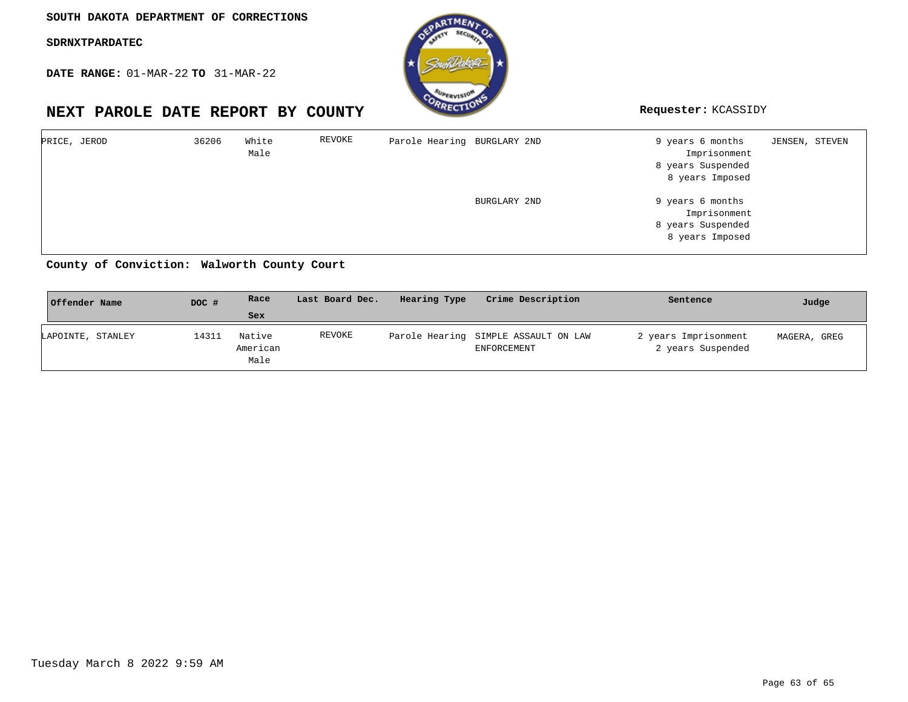SOUTH DAKOTA DEPARTMENT OF CORRECTIONS

SDRNXTPARDATEC

**DATE RANGE:** 01-MAR-22 **TO** 31-MAR-22

# NEXT PAROLE DATE REPORT BY COUNTY

**Requester:** KCASSIDY

| Offender Name | DOC # | Race Sex | Last Board Dec. | Hearing Type | Crime Description | Sentence | Judge |
|---|---|---|---|---|---|---|---|
| PRICE, JEROD | 36206 | White Male | REVOKE | Parole Hearing | BURGLARY 2ND | 9 years 6 months Imprisonment 8 years Suspended 8 years Imposed | JENSEN, STEVEN |
| | | | | | BURGLARY 2ND | 9 years 6 months Imprisonment 8 years Suspended 8 years Imposed | |

**County of Conviction: Walworth County Court**

| Offender Name | DOC # | Race Sex | Last Board Dec. | Hearing Type | Crime Description | Sentence | Judge |
|---|---|---|---|---|---|---|---|
| LAPOINTE, STANLEY | 14311 | Native American Male | REVOKE | Parole Hearing | SIMPLE ASSAULT ON LAW ENFORCEMENT | 2 years Imprisonment 2 years Suspended | MAGERA, GREG |

Tuesday March 8 2022 9:59 AM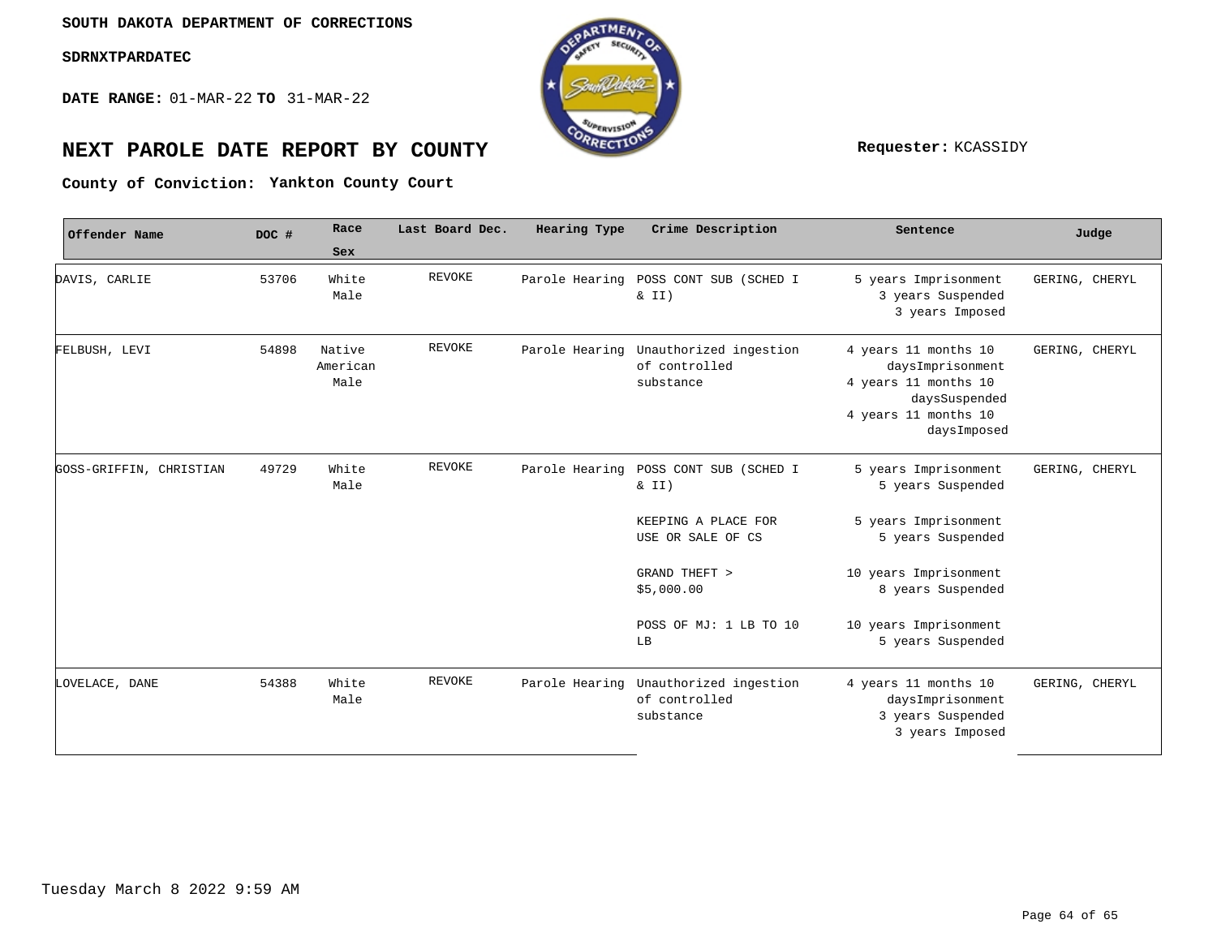**SOUTH DAKOTA DEPARTMENT OF CORRECTIONS**

**SDRNXTPARDATEC**

**DATE RANGE:** 01-MAR-22 **TO** 31-MAR-22

# NEXT PAROLE DATE REPORT BY COUNTY

**Requester:** KCASSIDY

**County of Conviction: Yankton County Court**

| Offender Name | DOC # | Race Sex | Last Board Dec. | Hearing Type | Crime Description | Sentence | Judge |
|---|---|---|---|---|---|---|---|
| DAVIS, CARLIE | 53706 | White Male | REVOKE | Parole Hearing | POSS CONT SUB (SCHED I & II) | 5 years Imprisonment 3 years Suspended 3 years Imposed | GERING, CHERYL |
| FELBUSH, LEVI | 54898 | Native American Male | REVOKE | Parole Hearing | Unauthorized ingestion of controlled substance | 4 years 11 months 10 daysImprisonment 4 years 11 months 10 daysSuspended 4 years 11 months 10 daysImposed | GERING, CHERYL |
| GOSS-GRIFFIN, CHRISTIAN | 49729 | White Male | REVOKE | Parole Hearing | POSS CONT SUB (SCHED I & II) | 5 years Imprisonment 5 years Suspended | GERING, CHERYL |
| | | | | | KEEPING A PLACE FOR USE OR SALE OF CS | 5 years Imprisonment 5 years Suspended | |
| | | | | | GRAND THEFT > $5,000.00 | 10 years Imprisonment 8 years Suspended | |
| | | | | | POSS OF MJ: 1 LB TO 10 LB | 10 years Imprisonment 5 years Suspended | |
| LOVELACE, DANE | 54388 | White Male | REVOKE | Parole Hearing | Unauthorized ingestion of controlled substance | 4 years 11 months 10 daysImprisonment 3 years Suspended 3 years Imposed | GERING, CHERYL |

Tuesday March 8 2022 9:59 AM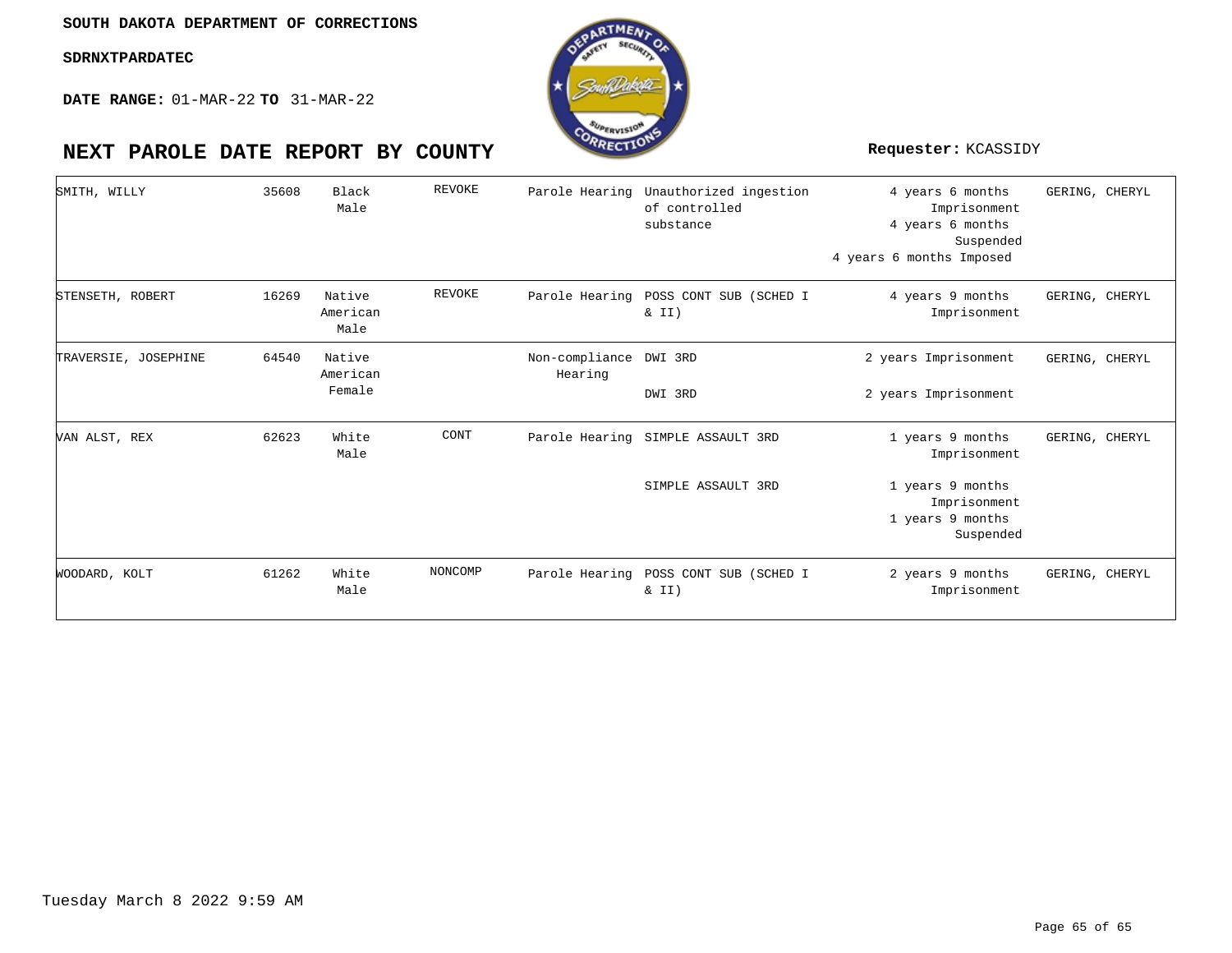**SOUTH DAKOTA DEPARTMENT OF CORRECTIONS**

**SDRNXTPARDATEC**

**DATE RANGE:** 01-MAR-22 **TO** 31-MAR-22

# NEXT PAROLE DATE REPORT BY COUNTY

**Requester:** KCASSIDY

| | | | | | | | |
|---|---|---|---|---|---|---|---|
| SMITH, WILLY | 35608 | Black Male | REVOKE | Parole Hearing | Unauthorized ingestion of controlled substance | 4 years 6 months Imprisonment 4 years 6 months Suspended 4 years 6 months Imposed | GERING, CHERYL |
| STENSETH, ROBERT | 16269 | Native American Male | REVOKE | Parole Hearing | POSS CONT SUB (SCHED I & II) | 4 years 9 months Imprisonment | GERING, CHERYL |
| TRAVERSIE, JOSEPHINE | 64540 | Native American Female | | Non-compliance Hearing | DWI 3RD | 2 years Imprisonment | GERING, CHERYL |
| | | | | | DWI 3RD | 2 years Imprisonment | |
| VAN ALST, REX | 62623 | White Male | CONT | Parole Hearing | SIMPLE ASSAULT 3RD | 1 years 9 months Imprisonment | GERING, CHERYL |
| | | | | | SIMPLE ASSAULT 3RD | 1 years 9 months Imprisonment 1 years 9 months Suspended | |
| WOODARD, KOLT | 61262 | White Male | NONCOMP | Parole Hearing | POSS CONT SUB (SCHED I & II) | 2 years 9 months Imprisonment | GERING, CHERYL |

Tuesday March 8 2022 9:59 AM